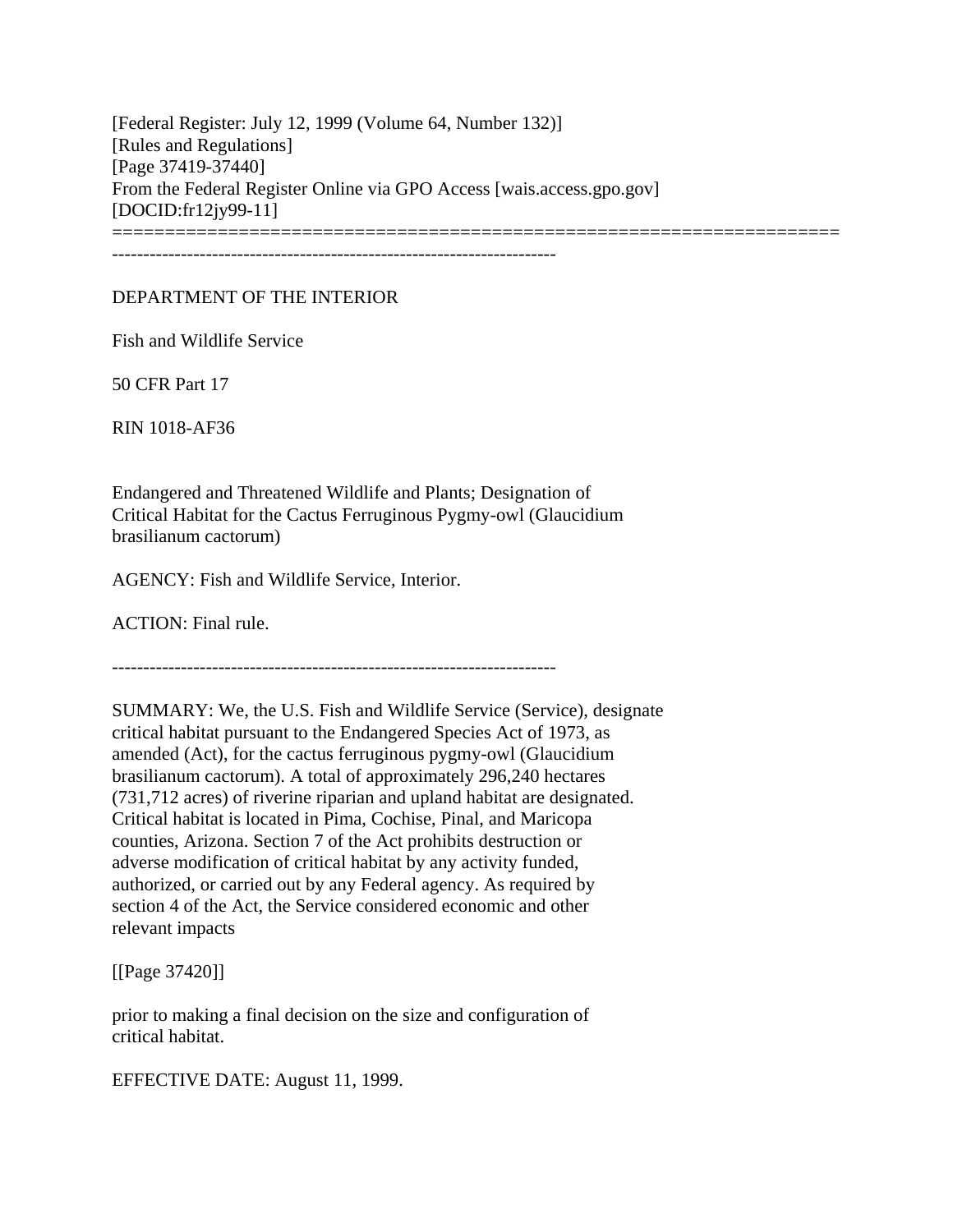[Federal Register: July 12, 1999 (Volume 64, Number 132)]
[Rules and Regulations]
[Page 37419-37440]
From the Federal Register Online via GPO Access [wais.access.gpo.gov]
[DOCID:fr12jy99-11]

=======================================================================

-----------------------------------------------------------------------

DEPARTMENT OF THE INTERIOR

Fish and Wildlife Service

50 CFR Part 17

RIN 1018-AF36

Endangered and Threatened Wildlife and Plants; Designation of Critical Habitat for the Cactus Ferruginous Pygmy-owl (Glaucidium brasilianum cactorum)

AGENCY: Fish and Wildlife Service, Interior.

ACTION: Final rule.

-----------------------------------------------------------------------

SUMMARY: We, the U.S. Fish and Wildlife Service (Service), designate critical habitat pursuant to the Endangered Species Act of 1973, as amended (Act), for the cactus ferruginous pygmy-owl (Glaucidium brasilianum cactorum). A total of approximately 296,240 hectares (731,712 acres) of riverine riparian and upland habitat are designated. Critical habitat is located in Pima, Cochise, Pinal, and Maricopa counties, Arizona. Section 7 of the Act prohibits destruction or adverse modification of critical habitat by any activity funded, authorized, or carried out by any Federal agency. As required by section 4 of the Act, the Service considered economic and other relevant impacts

[[Page 37420]]

prior to making a final decision on the size and configuration of critical habitat.

EFFECTIVE DATE: August 11, 1999.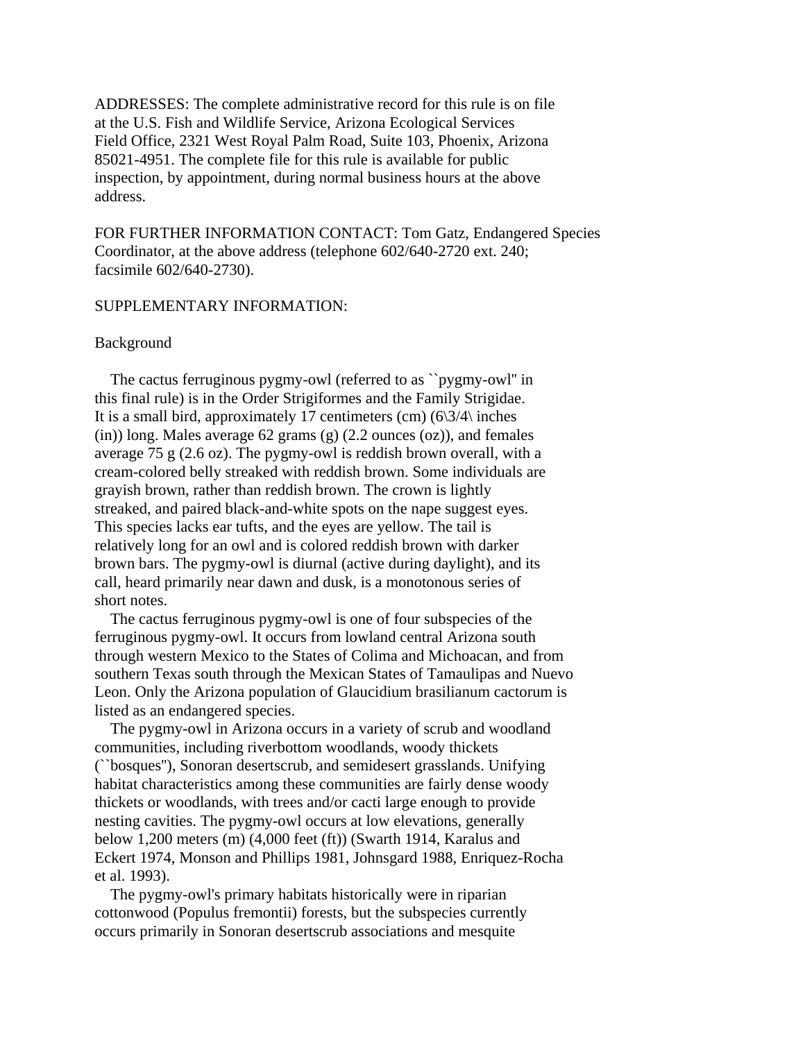ADDRESSES: The complete administrative record for this rule is on file at the U.S. Fish and Wildlife Service, Arizona Ecological Services Field Office, 2321 West Royal Palm Road, Suite 103, Phoenix, Arizona 85021-4951. The complete file for this rule is available for public inspection, by appointment, during normal business hours at the above address.

FOR FURTHER INFORMATION CONTACT: Tom Gatz, Endangered Species Coordinator, at the above address (telephone 602/640-2720 ext. 240; facsimile 602/640-2730).

SUPPLEMENTARY INFORMATION:

Background

The cactus ferruginous pygmy-owl (referred to as ``pygmy-owl'' in this final rule) is in the Order Strigiformes and the Family Strigidae. It is a small bird, approximately 17 centimeters (cm) (6\3/4\ inches (in)) long. Males average 62 grams (g) (2.2 ounces (oz)), and females average 75 g (2.6 oz). The pygmy-owl is reddish brown overall, with a cream-colored belly streaked with reddish brown. Some individuals are grayish brown, rather than reddish brown. The crown is lightly streaked, and paired black-and-white spots on the nape suggest eyes. This species lacks ear tufts, and the eyes are yellow. The tail is relatively long for an owl and is colored reddish brown with darker brown bars. The pygmy-owl is diurnal (active during daylight), and its call, heard primarily near dawn and dusk, is a monotonous series of short notes.

The cactus ferruginous pygmy-owl is one of four subspecies of the ferruginous pygmy-owl. It occurs from lowland central Arizona south through western Mexico to the States of Colima and Michoacan, and from southern Texas south through the Mexican States of Tamaulipas and Nuevo Leon. Only the Arizona population of Glaucidium brasilianum cactorum is listed as an endangered species.

The pygmy-owl in Arizona occurs in a variety of scrub and woodland communities, including riverbottom woodlands, woody thickets (``bosques''), Sonoran desertscrub, and semidesert grasslands. Unifying habitat characteristics among these communities are fairly dense woody thickets or woodlands, with trees and/or cacti large enough to provide nesting cavities. The pygmy-owl occurs at low elevations, generally below 1,200 meters (m) (4,000 feet (ft)) (Swarth 1914, Karalus and Eckert 1974, Monson and Phillips 1981, Johnsgard 1988, Enriquez-Rocha et al. 1993).

The pygmy-owl's primary habitats historically were in riparian cottonwood (Populus fremontii) forests, but the subspecies currently occurs primarily in Sonoran desertscrub associations and mesquite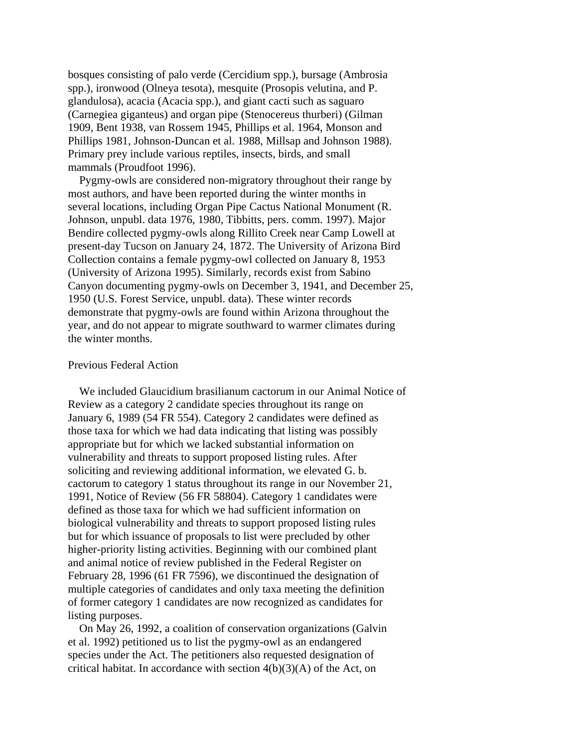bosques consisting of palo verde (Cercidium spp.), bursage (Ambrosia spp.), ironwood (Olneya tesota), mesquite (Prosopis velutina, and P. glandulosa), acacia (Acacia spp.), and giant cacti such as saguaro (Carnegiea giganteus) and organ pipe (Stenocereus thurberi) (Gilman 1909, Bent 1938, van Rossem 1945, Phillips et al. 1964, Monson and Phillips 1981, Johnson-Duncan et al. 1988, Millsap and Johnson 1988). Primary prey include various reptiles, insects, birds, and small mammals (Proudfoot 1996).

Pygmy-owls are considered non-migratory throughout their range by most authors, and have been reported during the winter months in several locations, including Organ Pipe Cactus National Monument (R. Johnson, unpubl. data 1976, 1980, Tibbitts, pers. comm. 1997). Major Bendire collected pygmy-owls along Rillito Creek near Camp Lowell at present-day Tucson on January 24, 1872. The University of Arizona Bird Collection contains a female pygmy-owl collected on January 8, 1953 (University of Arizona 1995). Similarly, records exist from Sabino Canyon documenting pygmy-owls on December 3, 1941, and December 25, 1950 (U.S. Forest Service, unpubl. data). These winter records demonstrate that pygmy-owls are found within Arizona throughout the year, and do not appear to migrate southward to warmer climates during the winter months.

## Previous Federal Action

We included Glaucidium brasilianum cactorum in our Animal Notice of Review as a category 2 candidate species throughout its range on January 6, 1989 (54 FR 554). Category 2 candidates were defined as those taxa for which we had data indicating that listing was possibly appropriate but for which we lacked substantial information on vulnerability and threats to support proposed listing rules. After soliciting and reviewing additional information, we elevated G. b. cactorum to category 1 status throughout its range in our November 21, 1991, Notice of Review (56 FR 58804). Category 1 candidates were defined as those taxa for which we had sufficient information on biological vulnerability and threats to support proposed listing rules but for which issuance of proposals to list were precluded by other higher-priority listing activities. Beginning with our combined plant and animal notice of review published in the Federal Register on February 28, 1996 (61 FR 7596), we discontinued the designation of multiple categories of candidates and only taxa meeting the definition of former category 1 candidates are now recognized as candidates for listing purposes.

On May 26, 1992, a coalition of conservation organizations (Galvin et al. 1992) petitioned us to list the pygmy-owl as an endangered species under the Act. The petitioners also requested designation of critical habitat. In accordance with section 4(b)(3)(A) of the Act, on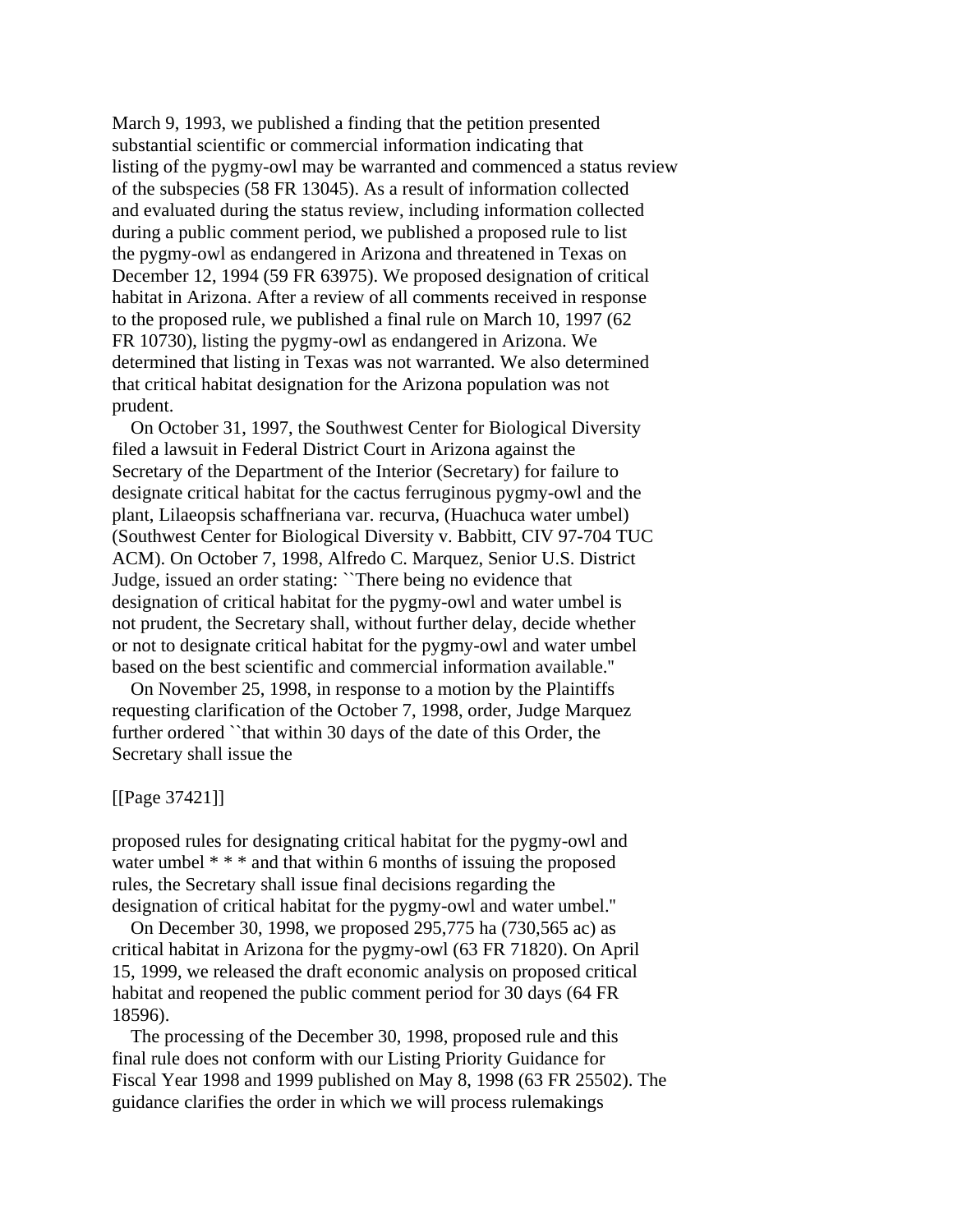March 9, 1993, we published a finding that the petition presented substantial scientific or commercial information indicating that listing of the pygmy-owl may be warranted and commenced a status review of the subspecies (58 FR 13045). As a result of information collected and evaluated during the status review, including information collected during a public comment period, we published a proposed rule to list the pygmy-owl as endangered in Arizona and threatened in Texas on December 12, 1994 (59 FR 63975). We proposed designation of critical habitat in Arizona. After a review of all comments received in response to the proposed rule, we published a final rule on March 10, 1997 (62 FR 10730), listing the pygmy-owl as endangered in Arizona. We determined that listing in Texas was not warranted. We also determined that critical habitat designation for the Arizona population was not prudent.

On October 31, 1997, the Southwest Center for Biological Diversity filed a lawsuit in Federal District Court in Arizona against the Secretary of the Department of the Interior (Secretary) for failure to designate critical habitat for the cactus ferruginous pygmy-owl and the plant, Lilaeopsis schaffneriana var. recurva, (Huachuca water umbel) (Southwest Center for Biological Diversity v. Babbitt, CIV 97-704 TUC ACM). On October 7, 1998, Alfredo C. Marquez, Senior U.S. District Judge, issued an order stating: ``There being no evidence that designation of critical habitat for the pygmy-owl and water umbel is not prudent, the Secretary shall, without further delay, decide whether or not to designate critical habitat for the pygmy-owl and water umbel based on the best scientific and commercial information available.''

On November 25, 1998, in response to a motion by the Plaintiffs requesting clarification of the October 7, 1998, order, Judge Marquez further ordered ``that within 30 days of the date of this Order, the Secretary shall issue the

[[Page 37421]]

proposed rules for designating critical habitat for the pygmy-owl and water umbel * * * and that within 6 months of issuing the proposed rules, the Secretary shall issue final decisions regarding the designation of critical habitat for the pygmy-owl and water umbel.''

On December 30, 1998, we proposed 295,775 ha (730,565 ac) as critical habitat in Arizona for the pygmy-owl (63 FR 71820). On April 15, 1999, we released the draft economic analysis on proposed critical habitat and reopened the public comment period for 30 days (64 FR 18596).

The processing of the December 30, 1998, proposed rule and this final rule does not conform with our Listing Priority Guidance for Fiscal Year 1998 and 1999 published on May 8, 1998 (63 FR 25502). The guidance clarifies the order in which we will process rulemakings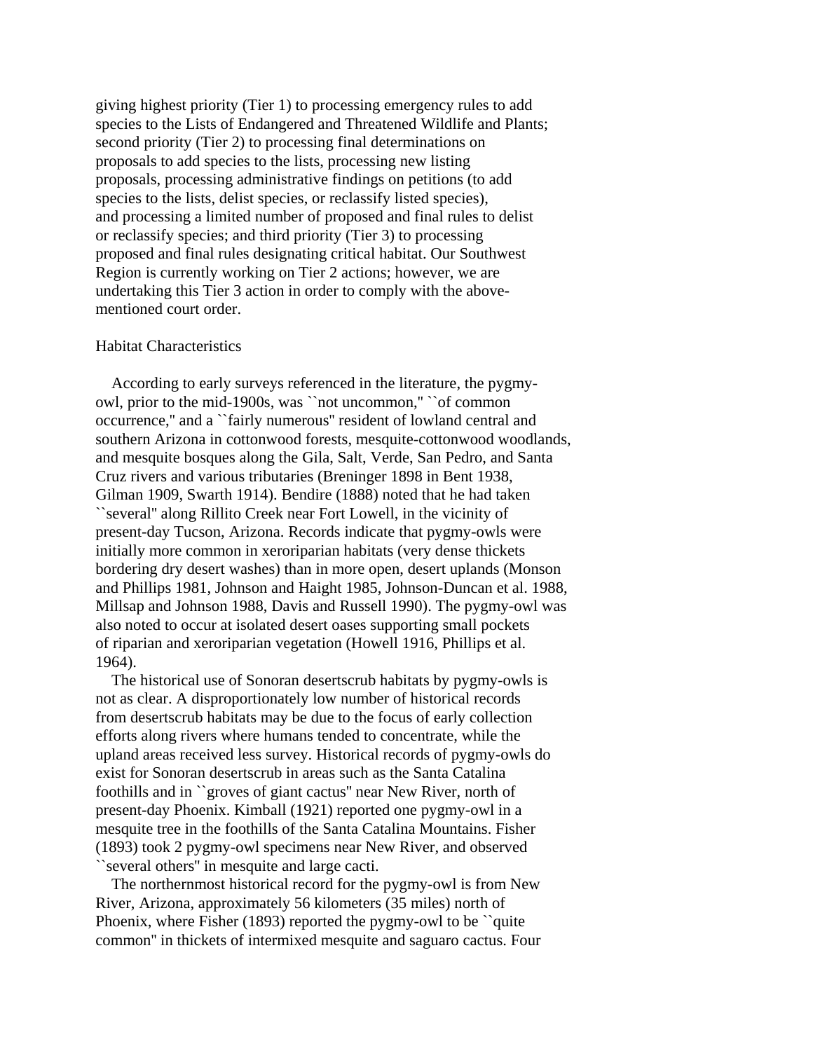giving highest priority (Tier 1) to processing emergency rules to add species to the Lists of Endangered and Threatened Wildlife and Plants; second priority (Tier 2) to processing final determinations on proposals to add species to the lists, processing new listing proposals, processing administrative findings on petitions (to add species to the lists, delist species, or reclassify listed species), and processing a limited number of proposed and final rules to delist or reclassify species; and third priority (Tier 3) to processing proposed and final rules designating critical habitat. Our Southwest Region is currently working on Tier 2 actions; however, we are undertaking this Tier 3 action in order to comply with the above-mentioned court order.

## Habitat Characteristics

According to early surveys referenced in the literature, the pygmy-owl, prior to the mid-1900s, was ``not uncommon,'' ``of common occurrence,'' and a ``fairly numerous'' resident of lowland central and southern Arizona in cottonwood forests, mesquite-cottonwood woodlands, and mesquite bosques along the Gila, Salt, Verde, San Pedro, and Santa Cruz rivers and various tributaries (Breninger 1898 in Bent 1938, Gilman 1909, Swarth 1914). Bendire (1888) noted that he had taken ``several'' along Rillito Creek near Fort Lowell, in the vicinity of present-day Tucson, Arizona. Records indicate that pygmy-owls were initially more common in xeroriparian habitats (very dense thickets bordering dry desert washes) than in more open, desert uplands (Monson and Phillips 1981, Johnson and Haight 1985, Johnson-Duncan et al. 1988, Millsap and Johnson 1988, Davis and Russell 1990). The pygmy-owl was also noted to occur at isolated desert oases supporting small pockets of riparian and xeroriparian vegetation (Howell 1916, Phillips et al. 1964).

The historical use of Sonoran desertscrub habitats by pygmy-owls is not as clear. A disproportionately low number of historical records from desertscrub habitats may be due to the focus of early collection efforts along rivers where humans tended to concentrate, while the upland areas received less survey. Historical records of pygmy-owls do exist for Sonoran desertscrub in areas such as the Santa Catalina foothills and in ``groves of giant cactus'' near New River, north of present-day Phoenix. Kimball (1921) reported one pygmy-owl in a mesquite tree in the foothills of the Santa Catalina Mountains. Fisher (1893) took 2 pygmy-owl specimens near New River, and observed ``several others'' in mesquite and large cacti.

The northernmost historical record for the pygmy-owl is from New River, Arizona, approximately 56 kilometers (35 miles) north of Phoenix, where Fisher (1893) reported the pygmy-owl to be ``quite common'' in thickets of intermixed mesquite and saguaro cactus. Four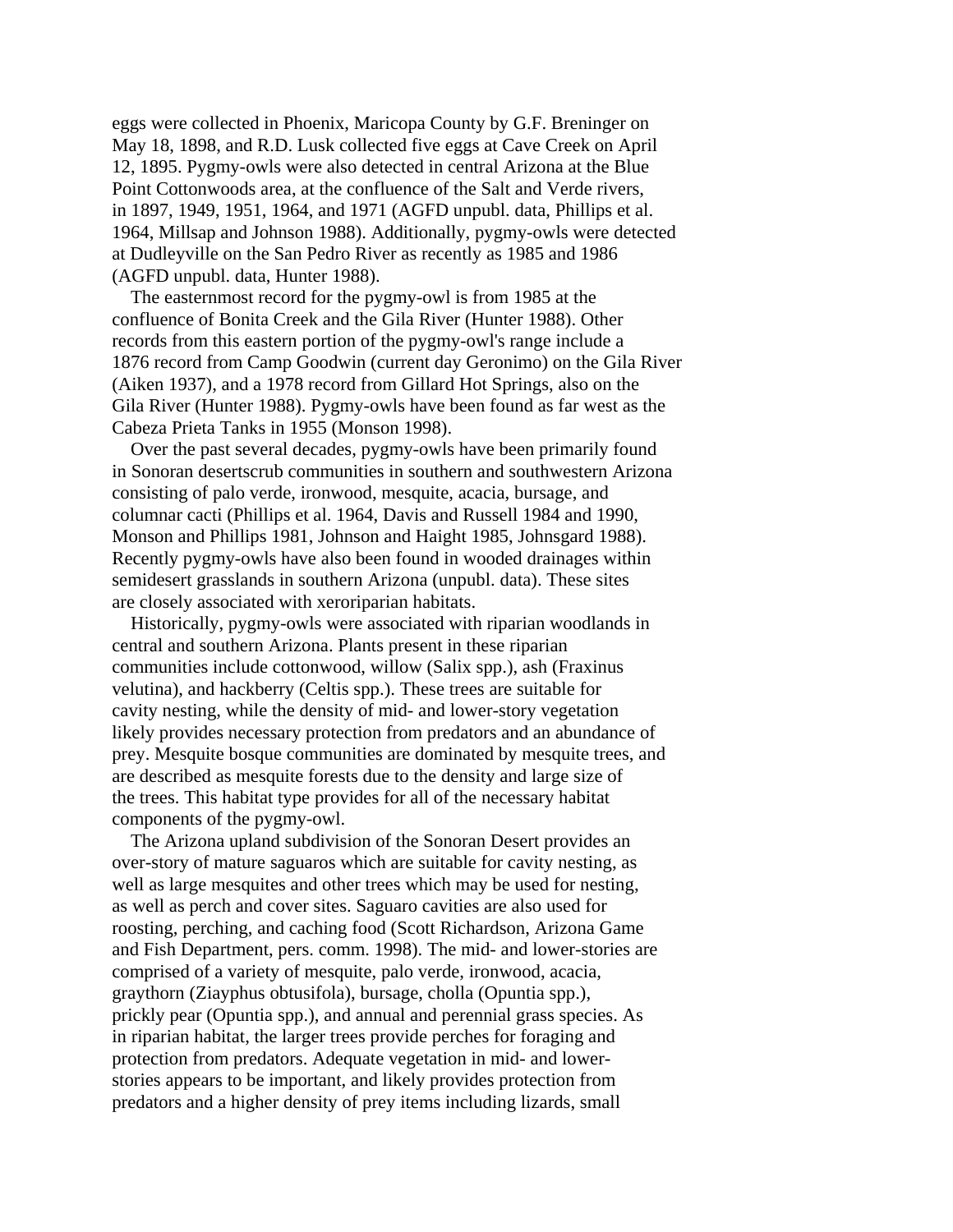eggs were collected in Phoenix, Maricopa County by G.F. Breninger on May 18, 1898, and R.D. Lusk collected five eggs at Cave Creek on April 12, 1895. Pygmy-owls were also detected in central Arizona at the Blue Point Cottonwoods area, at the confluence of the Salt and Verde rivers, in 1897, 1949, 1951, 1964, and 1971 (AGFD unpubl. data, Phillips et al. 1964, Millsap and Johnson 1988). Additionally, pygmy-owls were detected at Dudleyville on the San Pedro River as recently as 1985 and 1986 (AGFD unpubl. data, Hunter 1988).

The easternmost record for the pygmy-owl is from 1985 at the confluence of Bonita Creek and the Gila River (Hunter 1988). Other records from this eastern portion of the pygmy-owl's range include a 1876 record from Camp Goodwin (current day Geronimo) on the Gila River (Aiken 1937), and a 1978 record from Gillard Hot Springs, also on the Gila River (Hunter 1988). Pygmy-owls have been found as far west as the Cabeza Prieta Tanks in 1955 (Monson 1998).

Over the past several decades, pygmy-owls have been primarily found in Sonoran desertscrub communities in southern and southwestern Arizona consisting of palo verde, ironwood, mesquite, acacia, bursage, and columnar cacti (Phillips et al. 1964, Davis and Russell 1984 and 1990, Monson and Phillips 1981, Johnson and Haight 1985, Johnsgard 1988). Recently pygmy-owls have also been found in wooded drainages within semidesert grasslands in southern Arizona (unpubl. data). These sites are closely associated with xeroriparian habitats.

Historically, pygmy-owls were associated with riparian woodlands in central and southern Arizona. Plants present in these riparian communities include cottonwood, willow (Salix spp.), ash (Fraxinus velutina), and hackberry (Celtis spp.). These trees are suitable for cavity nesting, while the density of mid- and lower-story vegetation likely provides necessary protection from predators and an abundance of prey. Mesquite bosque communities are dominated by mesquite trees, and are described as mesquite forests due to the density and large size of the trees. This habitat type provides for all of the necessary habitat components of the pygmy-owl.

The Arizona upland subdivision of the Sonoran Desert provides an over-story of mature saguaros which are suitable for cavity nesting, as well as large mesquites and other trees which may be used for nesting, as well as perch and cover sites. Saguaro cavities are also used for roosting, perching, and caching food (Scott Richardson, Arizona Game and Fish Department, pers. comm. 1998). The mid- and lower-stories are comprised of a variety of mesquite, palo verde, ironwood, acacia, graythorn (Ziayphus obtusifola), bursage, cholla (Opuntia spp.), prickly pear (Opuntia spp.), and annual and perennial grass species. As in riparian habitat, the larger trees provide perches for foraging and protection from predators. Adequate vegetation in mid- and lower-stories appears to be important, and likely provides protection from predators and a higher density of prey items including lizards, small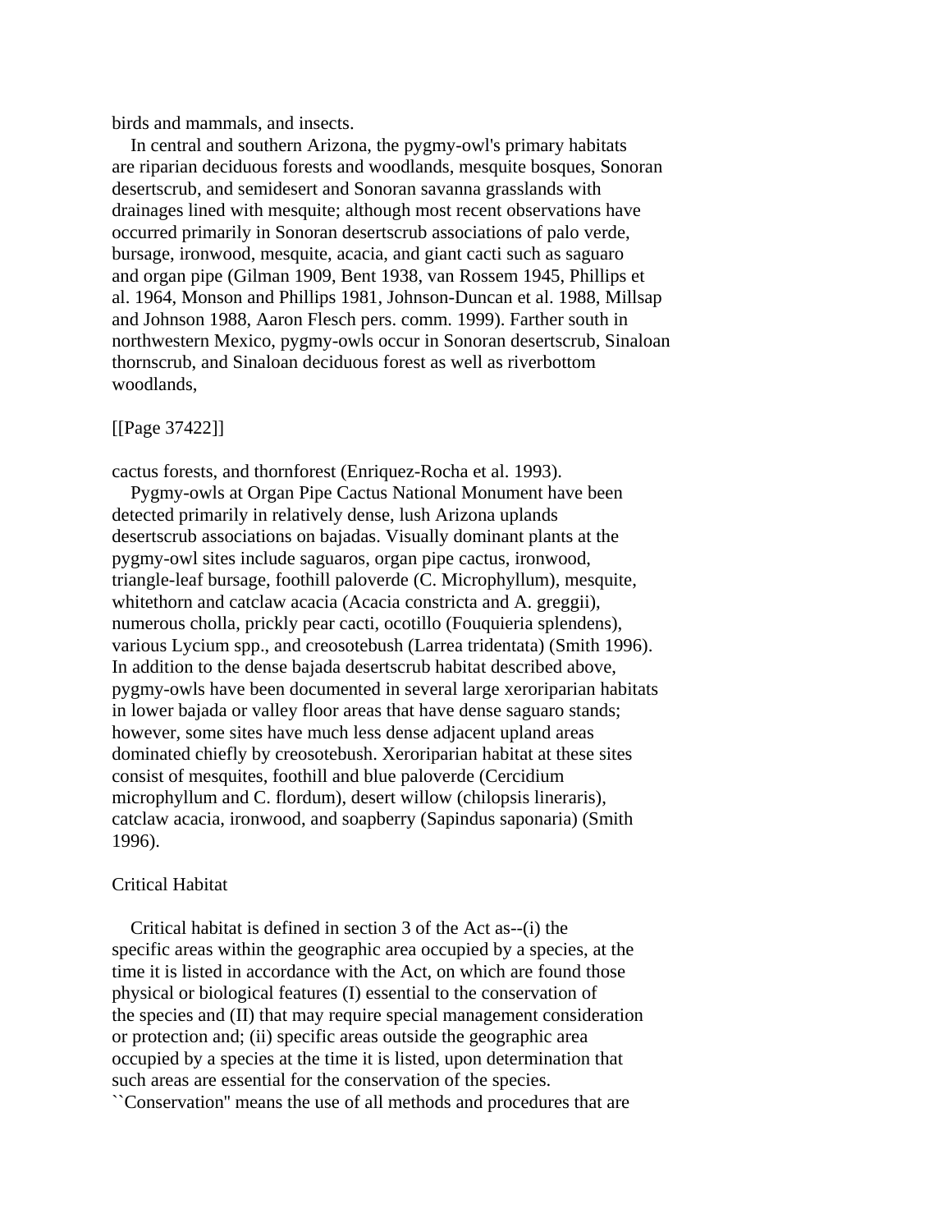birds and mammals, and insects.

In central and southern Arizona, the pygmy-owl's primary habitats are riparian deciduous forests and woodlands, mesquite bosques, Sonoran desertscrub, and semidesert and Sonoran savanna grasslands with drainages lined with mesquite; although most recent observations have occurred primarily in Sonoran desertscrub associations of palo verde, bursage, ironwood, mesquite, acacia, and giant cacti such as saguaro and organ pipe (Gilman 1909, Bent 1938, van Rossem 1945, Phillips et al. 1964, Monson and Phillips 1981, Johnson-Duncan et al. 1988, Millsap and Johnson 1988, Aaron Flesch pers. comm. 1999). Farther south in northwestern Mexico, pygmy-owls occur in Sonoran desertscrub, Sinaloan thornscrub, and Sinaloan deciduous forest as well as riverbottom woodlands,

[[Page 37422]]

cactus forests, and thornforest (Enriquez-Rocha et al. 1993).

Pygmy-owls at Organ Pipe Cactus National Monument have been detected primarily in relatively dense, lush Arizona uplands desertscrub associations on bajadas. Visually dominant plants at the pygmy-owl sites include saguaros, organ pipe cactus, ironwood, triangle-leaf bursage, foothill paloverde (C. Microphyllum), mesquite, whitethorn and catclaw acacia (Acacia constricta and A. greggii), numerous cholla, prickly pear cacti, ocotillo (Fouquieria splendens), various Lycium spp., and creosotebush (Larrea tridentata) (Smith 1996). In addition to the dense bajada desertscrub habitat described above, pygmy-owls have been documented in several large xeroriparian habitats in lower bajada or valley floor areas that have dense saguaro stands; however, some sites have much less dense adjacent upland areas dominated chiefly by creosotebush. Xeroriparian habitat at these sites consist of mesquites, foothill and blue paloverde (Cercidium microphyllum and C. flordum), desert willow (chilopsis lineraris), catclaw acacia, ironwood, and soapberry (Sapindus saponaria) (Smith 1996).

## Critical Habitat

Critical habitat is defined in section 3 of the Act as--(i) the specific areas within the geographic area occupied by a species, at the time it is listed in accordance with the Act, on which are found those physical or biological features (I) essential to the conservation of the species and (II) that may require special management consideration or protection and; (ii) specific areas outside the geographic area occupied by a species at the time it is listed, upon determination that such areas are essential for the conservation of the species. ``Conservation'' means the use of all methods and procedures that are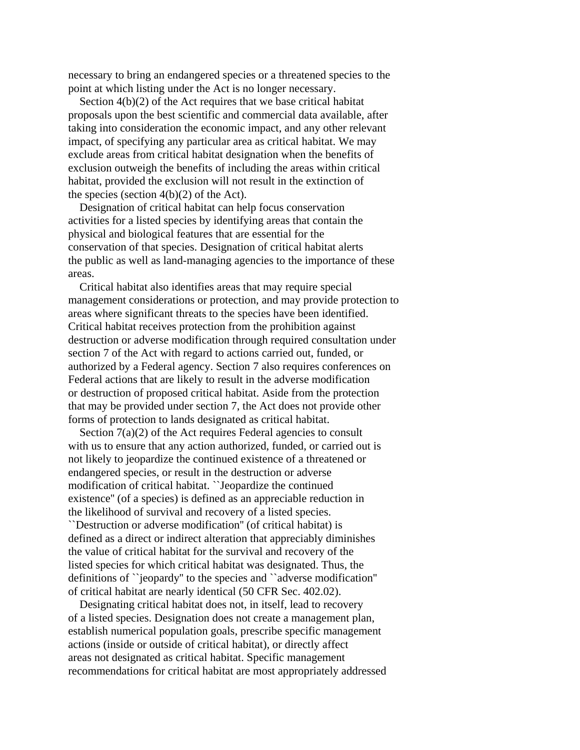necessary to bring an endangered species or a threatened species to the point at which listing under the Act is no longer necessary.

Section 4(b)(2) of the Act requires that we base critical habitat proposals upon the best scientific and commercial data available, after taking into consideration the economic impact, and any other relevant impact, of specifying any particular area as critical habitat. We may exclude areas from critical habitat designation when the benefits of exclusion outweigh the benefits of including the areas within critical habitat, provided the exclusion will not result in the extinction of the species (section 4(b)(2) of the Act).

Designation of critical habitat can help focus conservation activities for a listed species by identifying areas that contain the physical and biological features that are essential for the conservation of that species. Designation of critical habitat alerts the public as well as land-managing agencies to the importance of these areas.

Critical habitat also identifies areas that may require special management considerations or protection, and may provide protection to areas where significant threats to the species have been identified. Critical habitat receives protection from the prohibition against destruction or adverse modification through required consultation under section 7 of the Act with regard to actions carried out, funded, or authorized by a Federal agency. Section 7 also requires conferences on Federal actions that are likely to result in the adverse modification or destruction of proposed critical habitat. Aside from the protection that may be provided under section 7, the Act does not provide other forms of protection to lands designated as critical habitat.

Section 7(a)(2) of the Act requires Federal agencies to consult with us to ensure that any action authorized, funded, or carried out is not likely to jeopardize the continued existence of a threatened or endangered species, or result in the destruction or adverse modification of critical habitat. ``Jeopardize the continued existence'' (of a species) is defined as an appreciable reduction in the likelihood of survival and recovery of a listed species. ``Destruction or adverse modification'' (of critical habitat) is defined as a direct or indirect alteration that appreciably diminishes the value of critical habitat for the survival and recovery of the listed species for which critical habitat was designated. Thus, the definitions of ``jeopardy'' to the species and ``adverse modification'' of critical habitat are nearly identical (50 CFR Sec. 402.02).

Designating critical habitat does not, in itself, lead to recovery of a listed species. Designation does not create a management plan, establish numerical population goals, prescribe specific management actions (inside or outside of critical habitat), or directly affect areas not designated as critical habitat. Specific management recommendations for critical habitat are most appropriately addressed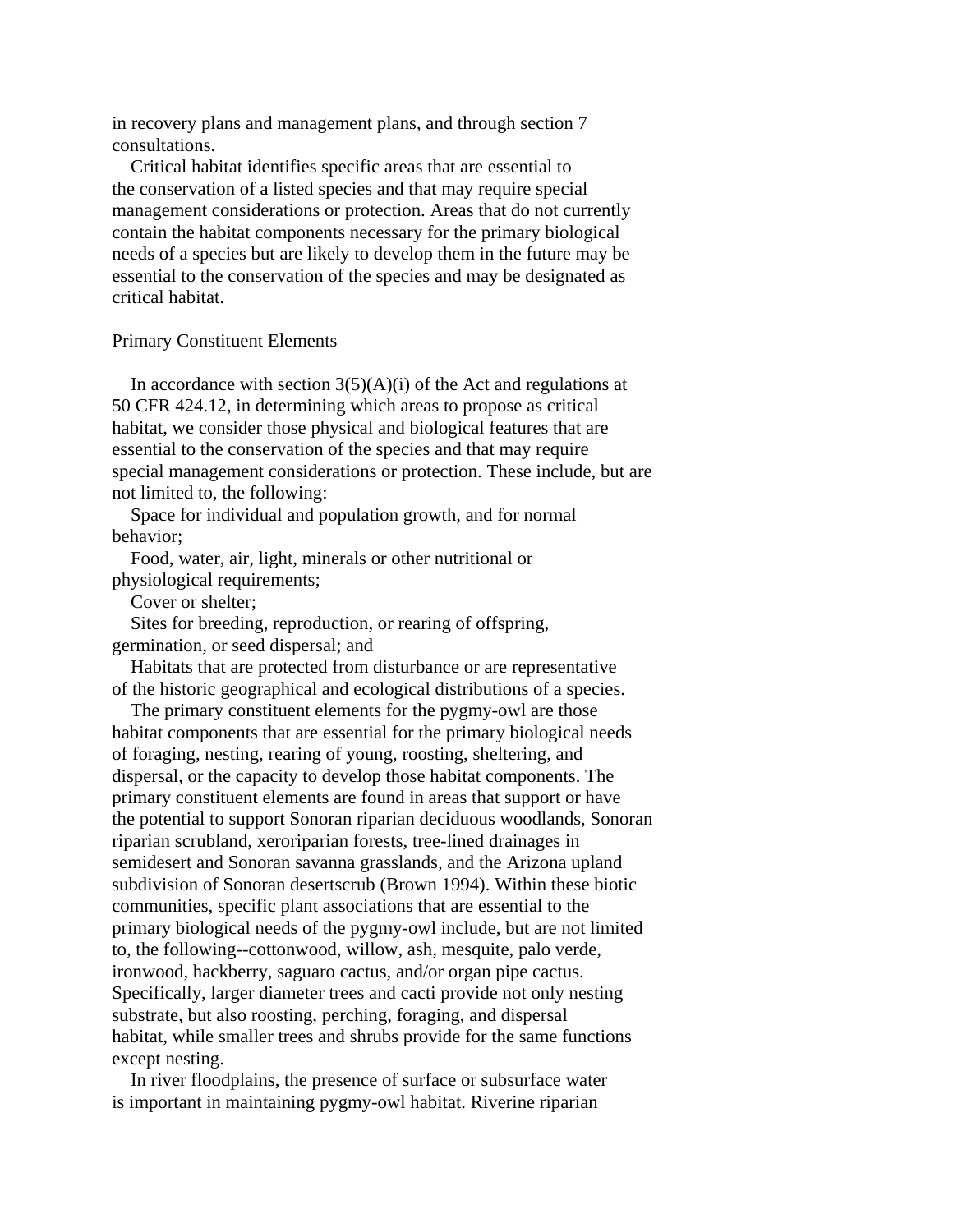in recovery plans and management plans, and through section 7 consultations.

Critical habitat identifies specific areas that are essential to the conservation of a listed species and that may require special management considerations or protection. Areas that do not currently contain the habitat components necessary for the primary biological needs of a species but are likely to develop them in the future may be essential to the conservation of the species and may be designated as critical habitat.

## Primary Constituent Elements

In accordance with section 3(5)(A)(i) of the Act and regulations at 50 CFR 424.12, in determining which areas to propose as critical habitat, we consider those physical and biological features that are essential to the conservation of the species and that may require special management considerations or protection. These include, but are not limited to, the following:

Space for individual and population growth, and for normal behavior;

Food, water, air, light, minerals or other nutritional or physiological requirements;

Cover or shelter;

Sites for breeding, reproduction, or rearing of offspring, germination, or seed dispersal; and

Habitats that are protected from disturbance or are representative of the historic geographical and ecological distributions of a species.

The primary constituent elements for the pygmy-owl are those habitat components that are essential for the primary biological needs of foraging, nesting, rearing of young, roosting, sheltering, and dispersal, or the capacity to develop those habitat components. The primary constituent elements are found in areas that support or have the potential to support Sonoran riparian deciduous woodlands, Sonoran riparian scrubland, xeroriparian forests, tree-lined drainages in semidesert and Sonoran savanna grasslands, and the Arizona upland subdivision of Sonoran desertscrub (Brown 1994). Within these biotic communities, specific plant associations that are essential to the primary biological needs of the pygmy-owl include, but are not limited to, the following--cottonwood, willow, ash, mesquite, palo verde, ironwood, hackberry, saguaro cactus, and/or organ pipe cactus. Specifically, larger diameter trees and cacti provide not only nesting substrate, but also roosting, perching, foraging, and dispersal habitat, while smaller trees and shrubs provide for the same functions except nesting.

In river floodplains, the presence of surface or subsurface water is important in maintaining pygmy-owl habitat. Riverine riparian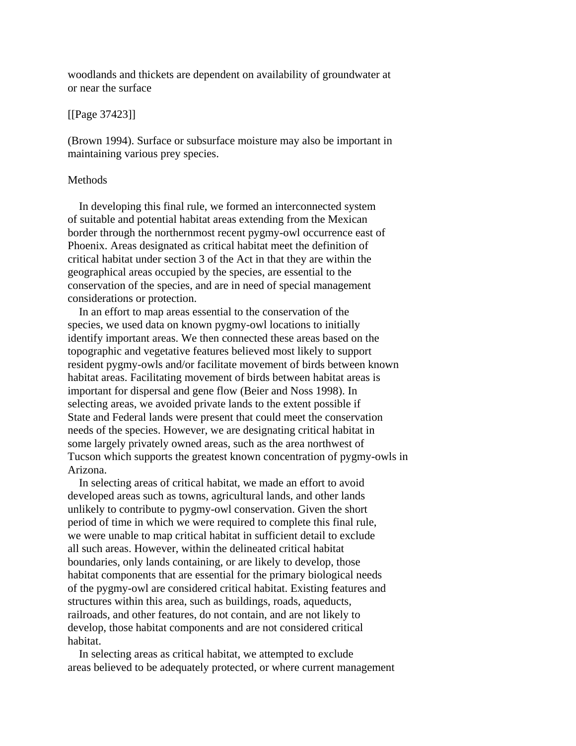woodlands and thickets are dependent on availability of groundwater at or near the surface (Brown 1994). Surface or subsurface moisture may also be important in maintaining various prey species.

## Methods

In developing this final rule, we formed an interconnected system of suitable and potential habitat areas extending from the Mexican border through the northernmost recent pygmy-owl occurrence east of Phoenix. Areas designated as critical habitat meet the definition of critical habitat under section 3 of the Act in that they are within the geographical areas occupied by the species, are essential to the conservation of the species, and are in need of special management considerations or protection.

In an effort to map areas essential to the conservation of the species, we used data on known pygmy-owl locations to initially identify important areas. We then connected these areas based on the topographic and vegetative features believed most likely to support resident pygmy-owls and/or facilitate movement of birds between known habitat areas. Facilitating movement of birds between habitat areas is important for dispersal and gene flow (Beier and Noss 1998). In selecting areas, we avoided private lands to the extent possible if State and Federal lands were present that could meet the conservation needs of the species. However, we are designating critical habitat in some largely privately owned areas, such as the area northwest of Tucson which supports the greatest known concentration of pygmy-owls in Arizona.

In selecting areas of critical habitat, we made an effort to avoid developed areas such as towns, agricultural lands, and other lands unlikely to contribute to pygmy-owl conservation. Given the short period of time in which we were required to complete this final rule, we were unable to map critical habitat in sufficient detail to exclude all such areas. However, within the delineated critical habitat boundaries, only lands containing, or are likely to develop, those habitat components that are essential for the primary biological needs of the pygmy-owl are considered critical habitat. Existing features and structures within this area, such as buildings, roads, aqueducts, railroads, and other features, do not contain, and are not likely to develop, those habitat components and are not considered critical habitat.

In selecting areas as critical habitat, we attempted to exclude areas believed to be adequately protected, or where current management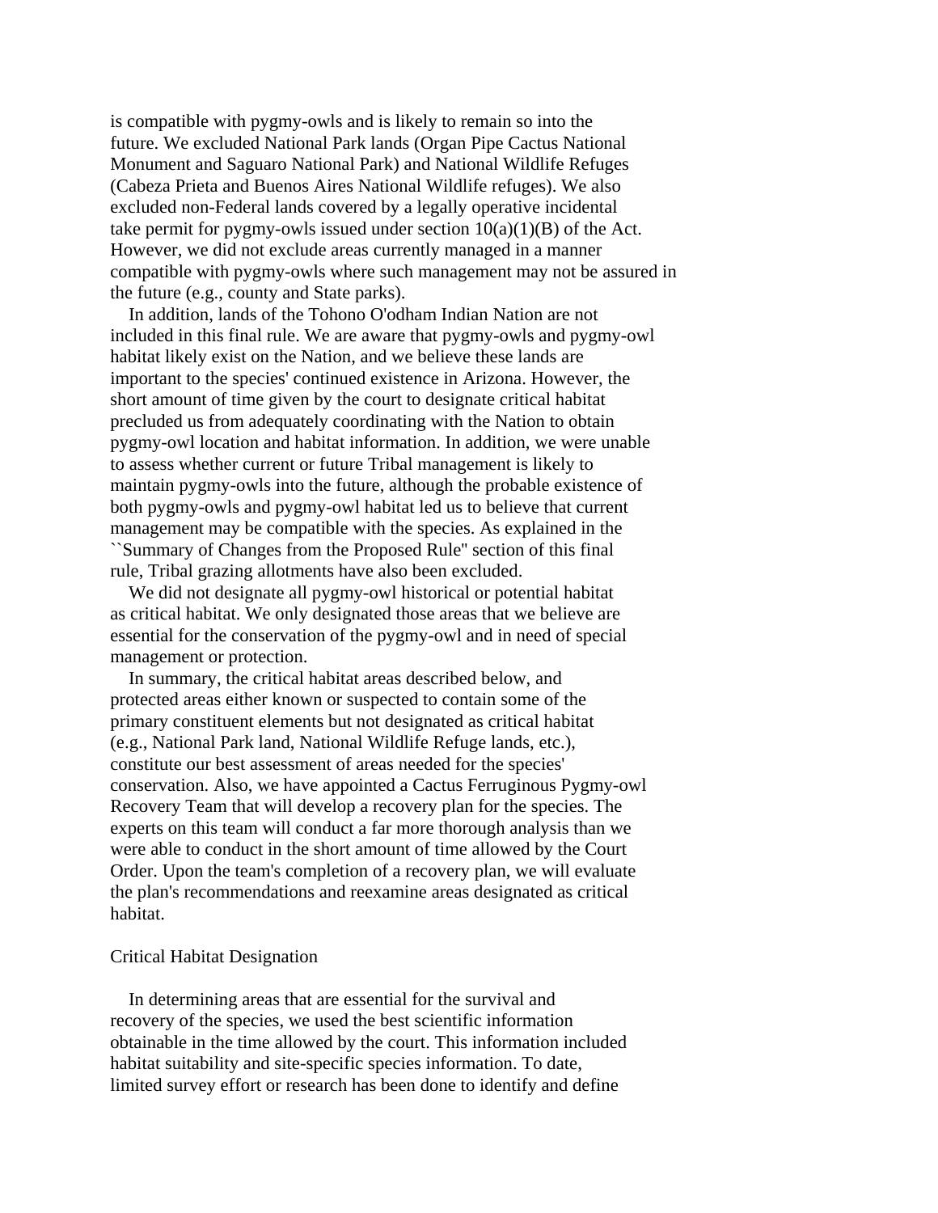is compatible with pygmy-owls and is likely to remain so into the future. We excluded National Park lands (Organ Pipe Cactus National Monument and Saguaro National Park) and National Wildlife Refuges (Cabeza Prieta and Buenos Aires National Wildlife refuges). We also excluded non-Federal lands covered by a legally operative incidental take permit for pygmy-owls issued under section 10(a)(1)(B) of the Act. However, we did not exclude areas currently managed in a manner compatible with pygmy-owls where such management may not be assured in the future (e.g., county and State parks).

In addition, lands of the Tohono O'odham Indian Nation are not included in this final rule. We are aware that pygmy-owls and pygmy-owl habitat likely exist on the Nation, and we believe these lands are important to the species' continued existence in Arizona. However, the short amount of time given by the court to designate critical habitat precluded us from adequately coordinating with the Nation to obtain pygmy-owl location and habitat information. In addition, we were unable to assess whether current or future Tribal management is likely to maintain pygmy-owls into the future, although the probable existence of both pygmy-owls and pygmy-owl habitat led us to believe that current management may be compatible with the species. As explained in the ``Summary of Changes from the Proposed Rule'' section of this final rule, Tribal grazing allotments have also been excluded.

We did not designate all pygmy-owl historical or potential habitat as critical habitat. We only designated those areas that we believe are essential for the conservation of the pygmy-owl and in need of special management or protection.

In summary, the critical habitat areas described below, and protected areas either known or suspected to contain some of the primary constituent elements but not designated as critical habitat (e.g., National Park land, National Wildlife Refuge lands, etc.), constitute our best assessment of areas needed for the species' conservation. Also, we have appointed a Cactus Ferruginous Pygmy-owl Recovery Team that will develop a recovery plan for the species. The experts on this team will conduct a far more thorough analysis than we were able to conduct in the short amount of time allowed by the Court Order. Upon the team's completion of a recovery plan, we will evaluate the plan's recommendations and reexamine areas designated as critical habitat.

## Critical Habitat Designation

In determining areas that are essential for the survival and recovery of the species, we used the best scientific information obtainable in the time allowed by the court. This information included habitat suitability and site-specific species information. To date, limited survey effort or research has been done to identify and define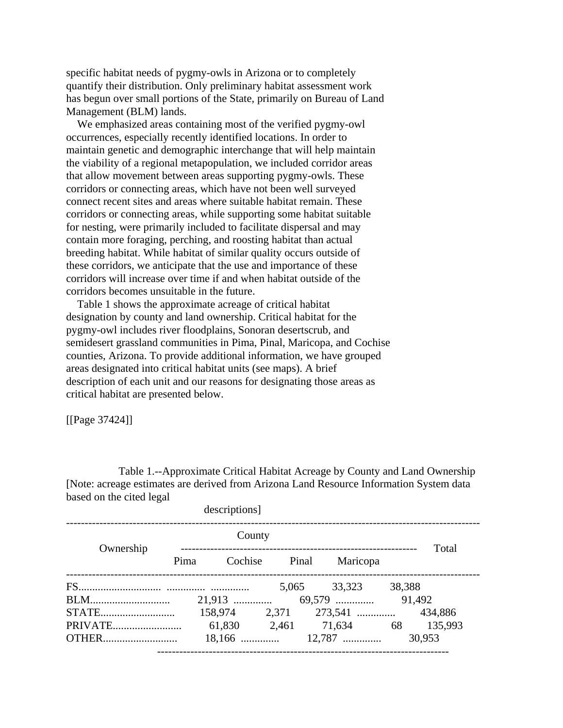specific habitat needs of pygmy-owls in Arizona or to completely quantify their distribution. Only preliminary habitat assessment work has begun over small portions of the State, primarily on Bureau of Land Management (BLM) lands.

We emphasized areas containing most of the verified pygmy-owl occurrences, especially recently identified locations. In order to maintain genetic and demographic interchange that will help maintain the viability of a regional metapopulation, we included corridor areas that allow movement between areas supporting pygmy-owls. These corridors or connecting areas, which have not been well surveyed connect recent sites and areas where suitable habitat remain. These corridors or connecting areas, while supporting some habitat suitable for nesting, were primarily included to facilitate dispersal and may contain more foraging, perching, and roosting habitat than actual breeding habitat. While habitat of similar quality occurs outside of these corridors, we anticipate that the use and importance of these corridors will increase over time if and when habitat outside of the corridors becomes unsuitable in the future.

Table 1 shows the approximate acreage of critical habitat designation by county and land ownership. Critical habitat for the pygmy-owl includes river floodplains, Sonoran desertscrub, and semidesert grassland communities in Pima, Pinal, Maricopa, and Cochise counties, Arizona. To provide additional information, we have grouped areas designated into critical habitat units (see maps). A brief description of each unit and our reasons for designating those areas as critical habitat are presented below.

[[Page 37424]]

Table 1.--Approximate Critical Habitat Acreage by County and Land Ownership
[Note: acreage estimates are derived from Arizona Land Resource Information System data based on the cited legal descriptions]

| Ownership | County | | | | Total |
|---|---|---|---|---|---|
| | Pima | Cochise | Pinal | Maricopa | |
| FS | .............. | .............. | 5,065 | 33,323 | 38,388 |
| BLM | 21,913 | .............. | 69,579 | .............. | 91,492 |
| STATE | 158,974 | 2,371 | 273,541 | .............. | 434,886 |
| PRIVATE | 61,830 | 2,461 | 71,634 | 68 | 135,993 |
| OTHER | 18,166 | .............. | 12,787 | .............. | 30,953 |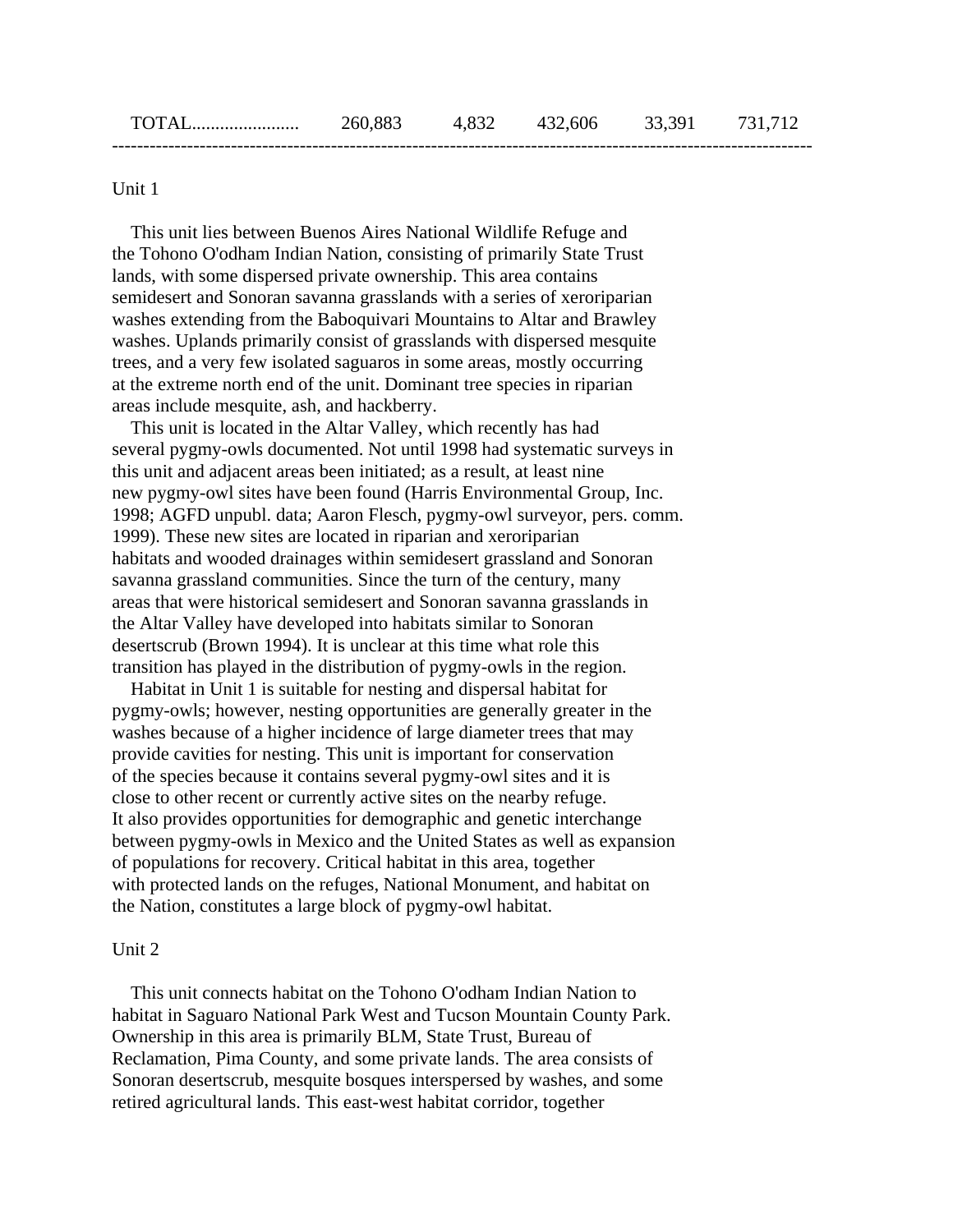| | | | | | |
|---|---|---|---|---|---|
| TOTAL....................... | 260,883 | 4,832 | 432,606 | 33,391 | 731,712 |

Unit 1

This unit lies between Buenos Aires National Wildlife Refuge and the Tohono O'odham Indian Nation, consisting of primarily State Trust lands, with some dispersed private ownership. This area contains semidesert and Sonoran savanna grasslands with a series of xeroriparian washes extending from the Baboquivari Mountains to Altar and Brawley washes. Uplands primarily consist of grasslands with dispersed mesquite trees, and a very few isolated saguaros in some areas, mostly occurring at the extreme north end of the unit. Dominant tree species in riparian areas include mesquite, ash, and hackberry.

This unit is located in the Altar Valley, which recently has had several pygmy-owls documented. Not until 1998 had systematic surveys in this unit and adjacent areas been initiated; as a result, at least nine new pygmy-owl sites have been found (Harris Environmental Group, Inc. 1998; AGFD unpubl. data; Aaron Flesch, pygmy-owl surveyor, pers. comm. 1999). These new sites are located in riparian and xeroriparian habitats and wooded drainages within semidesert grassland and Sonoran savanna grassland communities. Since the turn of the century, many areas that were historical semidesert and Sonoran savanna grasslands in the Altar Valley have developed into habitats similar to Sonoran desertscrub (Brown 1994). It is unclear at this time what role this transition has played in the distribution of pygmy-owls in the region.

Habitat in Unit 1 is suitable for nesting and dispersal habitat for pygmy-owls; however, nesting opportunities are generally greater in the washes because of a higher incidence of large diameter trees that may provide cavities for nesting. This unit is important for conservation of the species because it contains several pygmy-owl sites and it is close to other recent or currently active sites on the nearby refuge. It also provides opportunities for demographic and genetic interchange between pygmy-owls in Mexico and the United States as well as expansion of populations for recovery. Critical habitat in this area, together with protected lands on the refuges, National Monument, and habitat on the Nation, constitutes a large block of pygmy-owl habitat.

Unit 2

This unit connects habitat on the Tohono O'odham Indian Nation to habitat in Saguaro National Park West and Tucson Mountain County Park. Ownership in this area is primarily BLM, State Trust, Bureau of Reclamation, Pima County, and some private lands. The area consists of Sonoran desertscrub, mesquite bosques interspersed by washes, and some retired agricultural lands. This east-west habitat corridor, together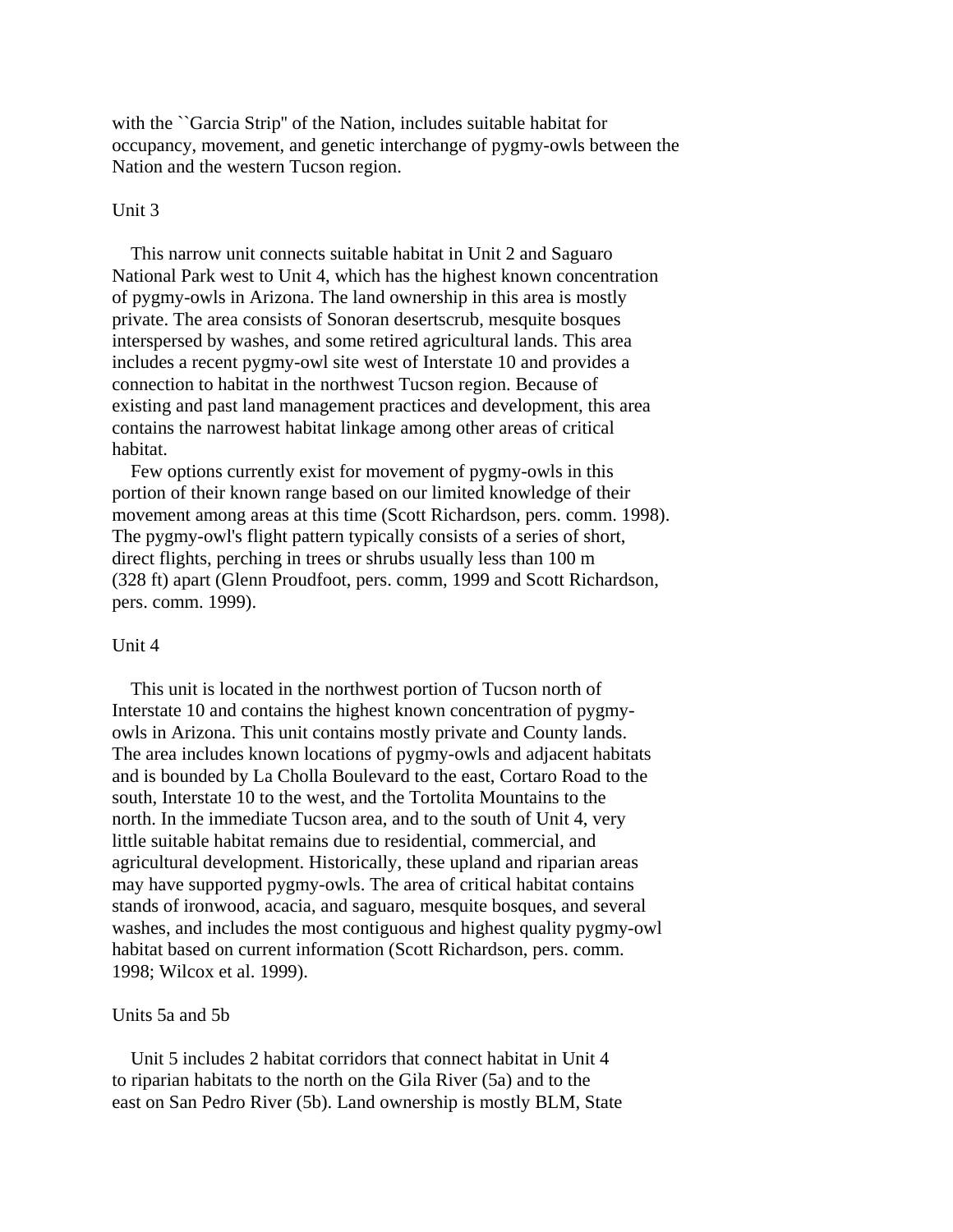with the ``Garcia Strip'' of the Nation, includes suitable habitat for occupancy, movement, and genetic interchange of pygmy-owls between the Nation and the western Tucson region.

### Unit 3

This narrow unit connects suitable habitat in Unit 2 and Saguaro National Park west to Unit 4, which has the highest known concentration of pygmy-owls in Arizona. The land ownership in this area is mostly private. The area consists of Sonoran desertscrub, mesquite bosques interspersed by washes, and some retired agricultural lands. This area includes a recent pygmy-owl site west of Interstate 10 and provides a connection to habitat in the northwest Tucson region. Because of existing and past land management practices and development, this area contains the narrowest habitat linkage among other areas of critical habitat.

Few options currently exist for movement of pygmy-owls in this portion of their known range based on our limited knowledge of their movement among areas at this time (Scott Richardson, pers. comm. 1998). The pygmy-owl's flight pattern typically consists of a series of short, direct flights, perching in trees or shrubs usually less than 100 m (328 ft) apart (Glenn Proudfoot, pers. comm, 1999 and Scott Richardson, pers. comm. 1999).

### Unit 4

This unit is located in the northwest portion of Tucson north of Interstate 10 and contains the highest known concentration of pygmy-owls in Arizona. This unit contains mostly private and County lands. The area includes known locations of pygmy-owls and adjacent habitats and is bounded by La Cholla Boulevard to the east, Cortaro Road to the south, Interstate 10 to the west, and the Tortolita Mountains to the north. In the immediate Tucson area, and to the south of Unit 4, very little suitable habitat remains due to residential, commercial, and agricultural development. Historically, these upland and riparian areas may have supported pygmy-owls. The area of critical habitat contains stands of ironwood, acacia, and saguaro, mesquite bosques, and several washes, and includes the most contiguous and highest quality pygmy-owl habitat based on current information (Scott Richardson, pers. comm. 1998; Wilcox et al. 1999).

### Units 5a and 5b

Unit 5 includes 2 habitat corridors that connect habitat in Unit 4 to riparian habitats to the north on the Gila River (5a) and to the east on San Pedro River (5b). Land ownership is mostly BLM, State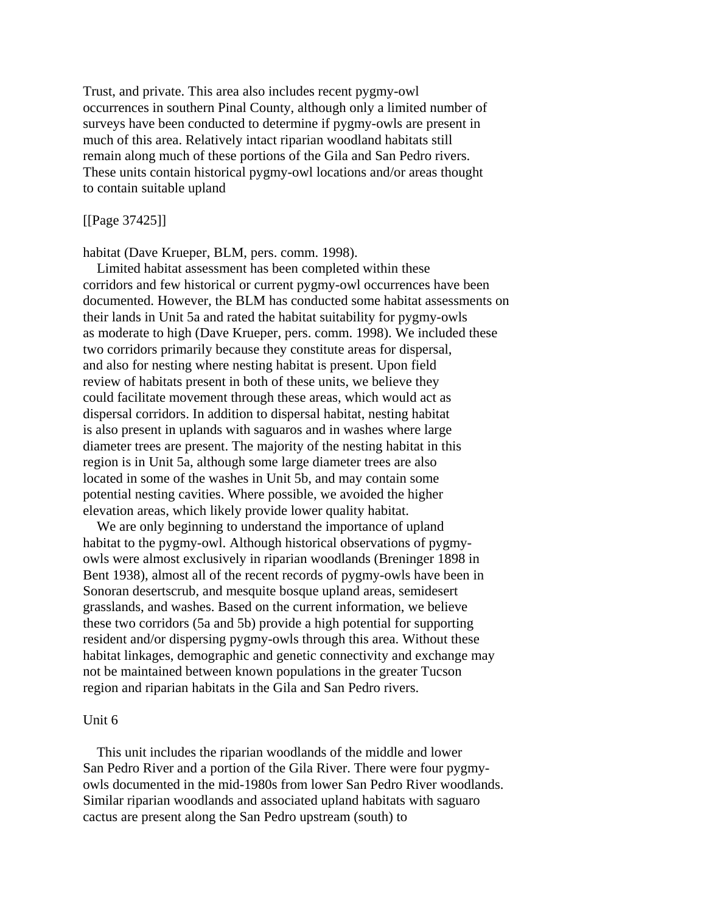Trust, and private. This area also includes recent pygmy-owl occurrences in southern Pinal County, although only a limited number of surveys have been conducted to determine if pygmy-owls are present in much of this area. Relatively intact riparian woodland habitats still remain along much of these portions of the Gila and San Pedro rivers. These units contain historical pygmy-owl locations and/or areas thought to contain suitable upland

[[Page 37425]]

habitat (Dave Krueper, BLM, pers. comm. 1998).

Limited habitat assessment has been completed within these corridors and few historical or current pygmy-owl occurrences have been documented. However, the BLM has conducted some habitat assessments on their lands in Unit 5a and rated the habitat suitability for pygmy-owls as moderate to high (Dave Krueper, pers. comm. 1998). We included these two corridors primarily because they constitute areas for dispersal, and also for nesting where nesting habitat is present. Upon field review of habitats present in both of these units, we believe they could facilitate movement through these areas, which would act as dispersal corridors. In addition to dispersal habitat, nesting habitat is also present in uplands with saguaros and in washes where large diameter trees are present. The majority of the nesting habitat in this region is in Unit 5a, although some large diameter trees are also located in some of the washes in Unit 5b, and may contain some potential nesting cavities. Where possible, we avoided the higher elevation areas, which likely provide lower quality habitat.

We are only beginning to understand the importance of upland habitat to the pygmy-owl. Although historical observations of pygmy-owls were almost exclusively in riparian woodlands (Breninger 1898 in Bent 1938), almost all of the recent records of pygmy-owls have been in Sonoran desertscrub, and mesquite bosque upland areas, semidesert grasslands, and washes. Based on the current information, we believe these two corridors (5a and 5b) provide a high potential for supporting resident and/or dispersing pygmy-owls through this area. Without these habitat linkages, demographic and genetic connectivity and exchange may not be maintained between known populations in the greater Tucson region and riparian habitats in the Gila and San Pedro rivers.

Unit 6

This unit includes the riparian woodlands of the middle and lower San Pedro River and a portion of the Gila River. There were four pygmy-owls documented in the mid-1980s from lower San Pedro River woodlands. Similar riparian woodlands and associated upland habitats with saguaro cactus are present along the San Pedro upstream (south) to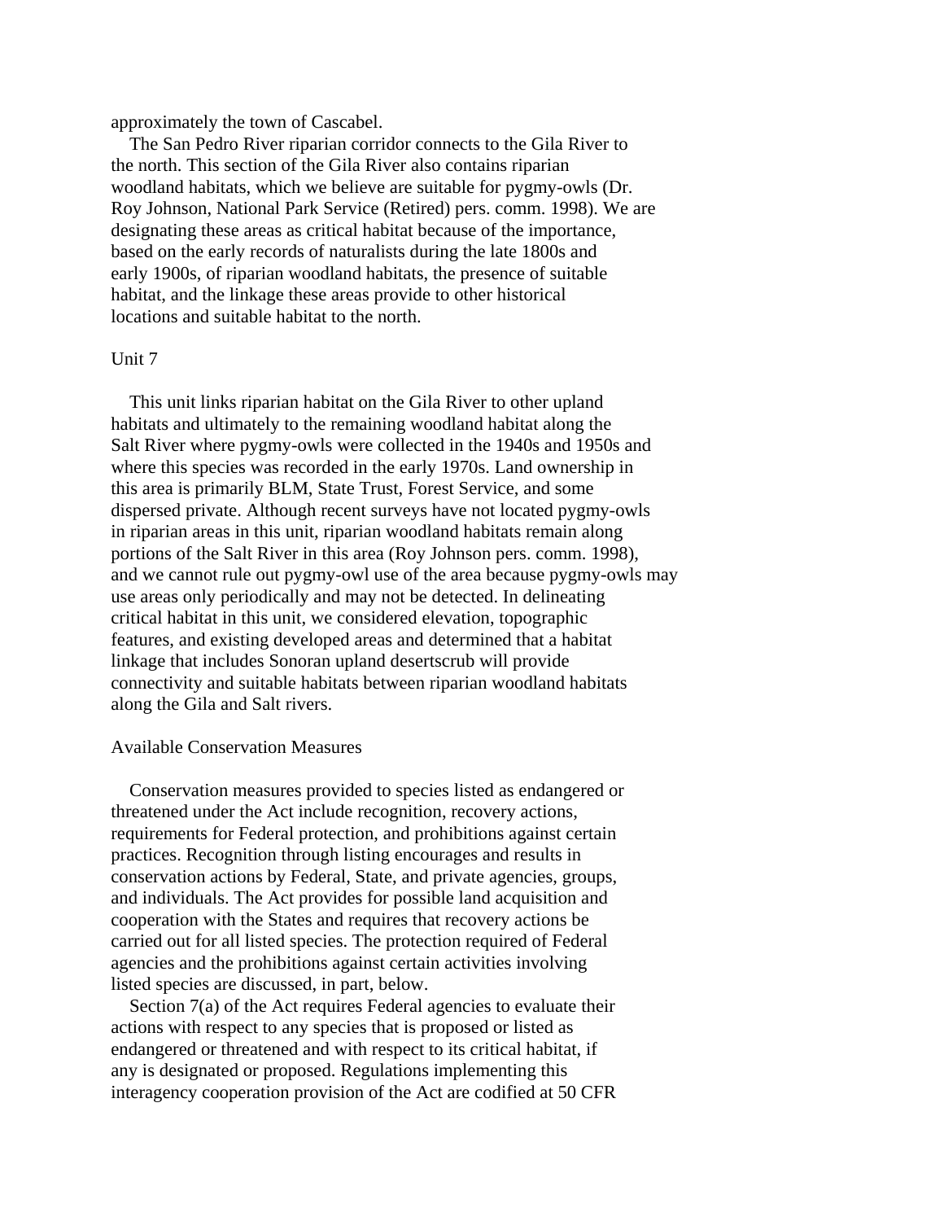approximately the town of Cascabel.

The San Pedro River riparian corridor connects to the Gila River to the north. This section of the Gila River also contains riparian woodland habitats, which we believe are suitable for pygmy-owls (Dr. Roy Johnson, National Park Service (Retired) pers. comm. 1998). We are designating these areas as critical habitat because of the importance, based on the early records of naturalists during the late 1800s and early 1900s, of riparian woodland habitats, the presence of suitable habitat, and the linkage these areas provide to other historical locations and suitable habitat to the north.

Unit 7

This unit links riparian habitat on the Gila River to other upland habitats and ultimately to the remaining woodland habitat along the Salt River where pygmy-owls were collected in the 1940s and 1950s and where this species was recorded in the early 1970s. Land ownership in this area is primarily BLM, State Trust, Forest Service, and some dispersed private. Although recent surveys have not located pygmy-owls in riparian areas in this unit, riparian woodland habitats remain along portions of the Salt River in this area (Roy Johnson pers. comm. 1998), and we cannot rule out pygmy-owl use of the area because pygmy-owls may use areas only periodically and may not be detected. In delineating critical habitat in this unit, we considered elevation, topographic features, and existing developed areas and determined that a habitat linkage that includes Sonoran upland desertscrub will provide connectivity and suitable habitats between riparian woodland habitats along the Gila and Salt rivers.

Available Conservation Measures

Conservation measures provided to species listed as endangered or threatened under the Act include recognition, recovery actions, requirements for Federal protection, and prohibitions against certain practices. Recognition through listing encourages and results in conservation actions by Federal, State, and private agencies, groups, and individuals. The Act provides for possible land acquisition and cooperation with the States and requires that recovery actions be carried out for all listed species. The protection required of Federal agencies and the prohibitions against certain activities involving listed species are discussed, in part, below.

Section 7(a) of the Act requires Federal agencies to evaluate their actions with respect to any species that is proposed or listed as endangered or threatened and with respect to its critical habitat, if any is designated or proposed. Regulations implementing this interagency cooperation provision of the Act are codified at 50 CFR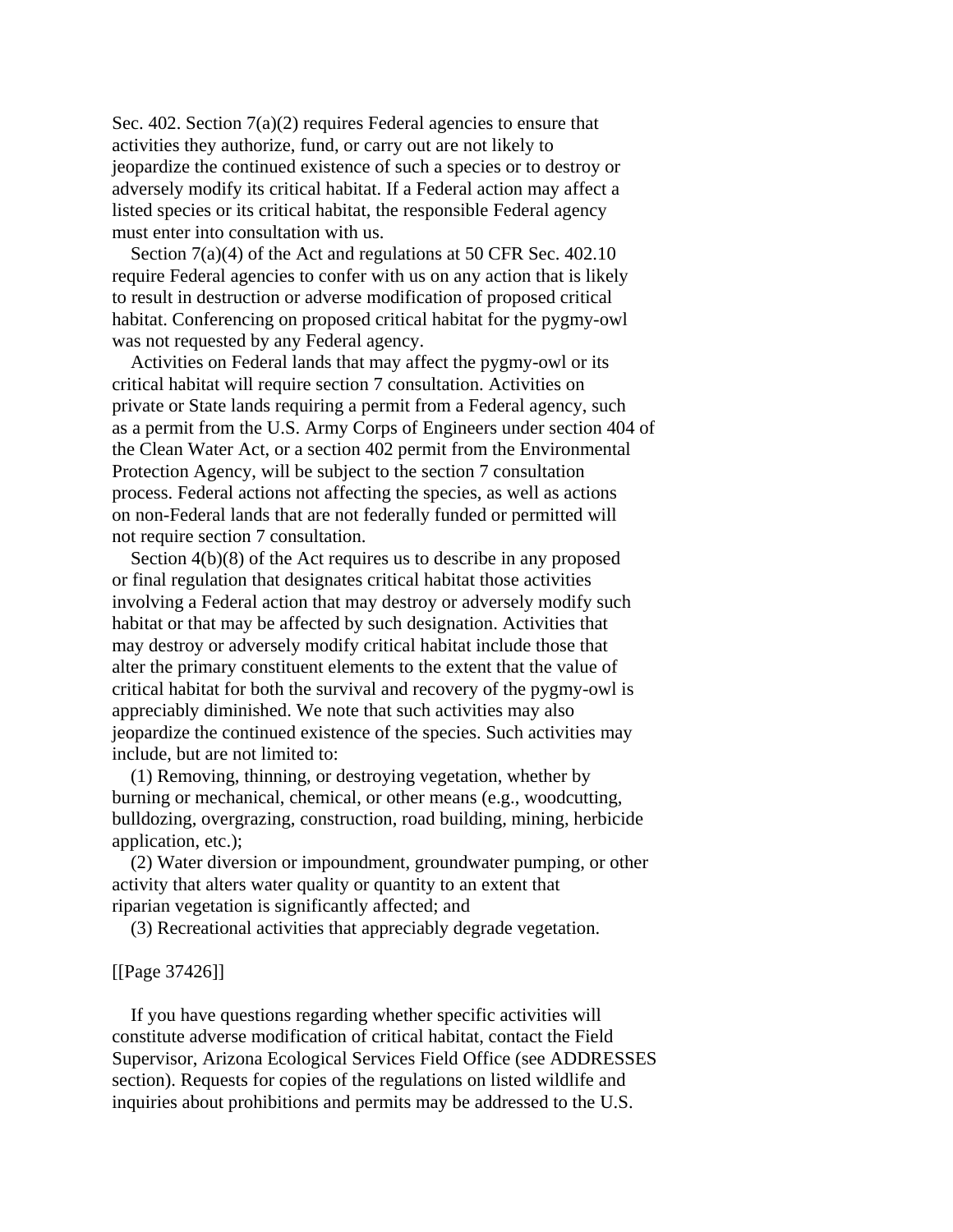Sec. 402. Section 7(a)(2) requires Federal agencies to ensure that activities they authorize, fund, or carry out are not likely to jeopardize the continued existence of such a species or to destroy or adversely modify its critical habitat. If a Federal action may affect a listed species or its critical habitat, the responsible Federal agency must enter into consultation with us.

Section 7(a)(4) of the Act and regulations at 50 CFR Sec. 402.10 require Federal agencies to confer with us on any action that is likely to result in destruction or adverse modification of proposed critical habitat. Conferencing on proposed critical habitat for the pygmy-owl was not requested by any Federal agency.

Activities on Federal lands that may affect the pygmy-owl or its critical habitat will require section 7 consultation. Activities on private or State lands requiring a permit from a Federal agency, such as a permit from the U.S. Army Corps of Engineers under section 404 of the Clean Water Act, or a section 402 permit from the Environmental Protection Agency, will be subject to the section 7 consultation process. Federal actions not affecting the species, as well as actions on non-Federal lands that are not federally funded or permitted will not require section 7 consultation.

Section 4(b)(8) of the Act requires us to describe in any proposed or final regulation that designates critical habitat those activities involving a Federal action that may destroy or adversely modify such habitat or that may be affected by such designation. Activities that may destroy or adversely modify critical habitat include those that alter the primary constituent elements to the extent that the value of critical habitat for both the survival and recovery of the pygmy-owl is appreciably diminished. We note that such activities may also jeopardize the continued existence of the species. Such activities may include, but are not limited to:

(1) Removing, thinning, or destroying vegetation, whether by burning or mechanical, chemical, or other means (e.g., woodcutting, bulldozing, overgrazing, construction, road building, mining, herbicide application, etc.);

(2) Water diversion or impoundment, groundwater pumping, or other activity that alters water quality or quantity to an extent that riparian vegetation is significantly affected; and

(3) Recreational activities that appreciably degrade vegetation.

[[Page 37426]]

If you have questions regarding whether specific activities will constitute adverse modification of critical habitat, contact the Field Supervisor, Arizona Ecological Services Field Office (see ADDRESSES section). Requests for copies of the regulations on listed wildlife and inquiries about prohibitions and permits may be addressed to the U.S.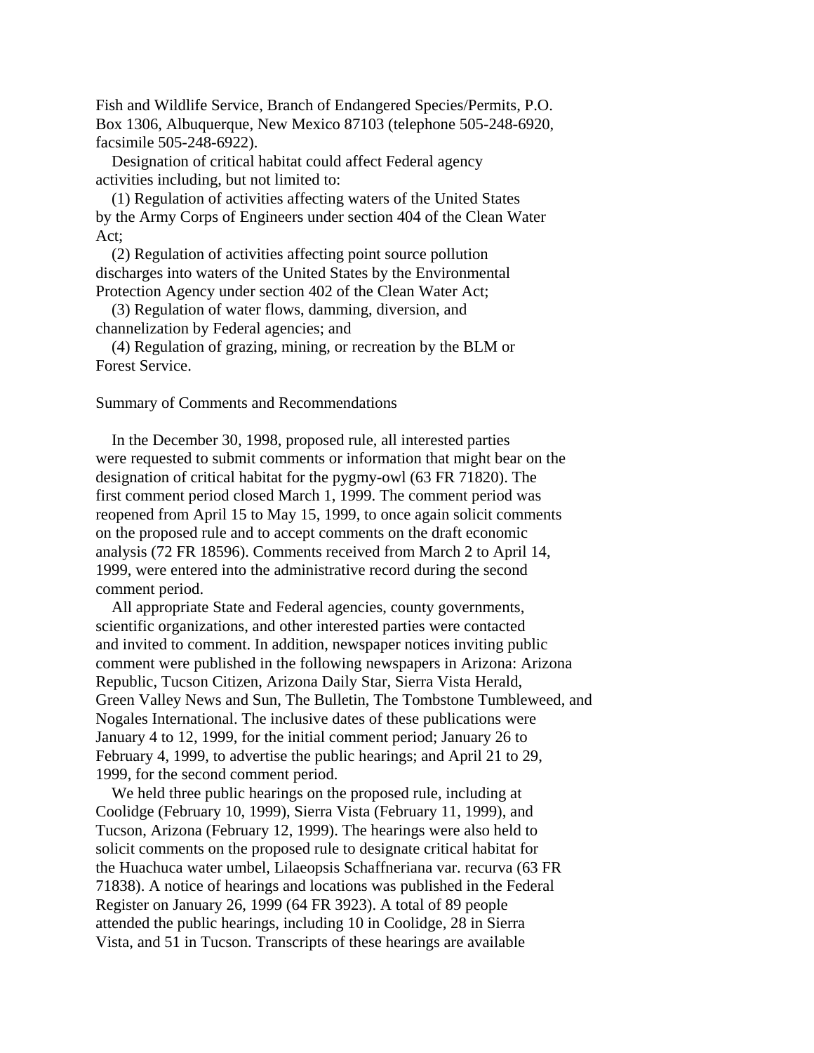Fish and Wildlife Service, Branch of Endangered Species/Permits, P.O. Box 1306, Albuquerque, New Mexico 87103 (telephone 505-248-6920, facsimile 505-248-6922).

Designation of critical habitat could affect Federal agency activities including, but not limited to:

(1) Regulation of activities affecting waters of the United States by the Army Corps of Engineers under section 404 of the Clean Water Act;

(2) Regulation of activities affecting point source pollution discharges into waters of the United States by the Environmental Protection Agency under section 402 of the Clean Water Act;

(3) Regulation of water flows, damming, diversion, and channelization by Federal agencies; and

(4) Regulation of grazing, mining, or recreation by the BLM or Forest Service.

## Summary of Comments and Recommendations

In the December 30, 1998, proposed rule, all interested parties were requested to submit comments or information that might bear on the designation of critical habitat for the pygmy-owl (63 FR 71820). The first comment period closed March 1, 1999. The comment period was reopened from April 15 to May 15, 1999, to once again solicit comments on the proposed rule and to accept comments on the draft economic analysis (72 FR 18596). Comments received from March 2 to April 14, 1999, were entered into the administrative record during the second comment period.

All appropriate State and Federal agencies, county governments, scientific organizations, and other interested parties were contacted and invited to comment. In addition, newspaper notices inviting public comment were published in the following newspapers in Arizona: Arizona Republic, Tucson Citizen, Arizona Daily Star, Sierra Vista Herald, Green Valley News and Sun, The Bulletin, The Tombstone Tumbleweed, and Nogales International. The inclusive dates of these publications were January 4 to 12, 1999, for the initial comment period; January 26 to February 4, 1999, to advertise the public hearings; and April 21 to 29, 1999, for the second comment period.

We held three public hearings on the proposed rule, including at Coolidge (February 10, 1999), Sierra Vista (February 11, 1999), and Tucson, Arizona (February 12, 1999). The hearings were also held to solicit comments on the proposed rule to designate critical habitat for the Huachuca water umbel, Lilaeopsis Schaffneriana var. recurva (63 FR 71838). A notice of hearings and locations was published in the Federal Register on January 26, 1999 (64 FR 3923). A total of 89 people attended the public hearings, including 10 in Coolidge, 28 in Sierra Vista, and 51 in Tucson. Transcripts of these hearings are available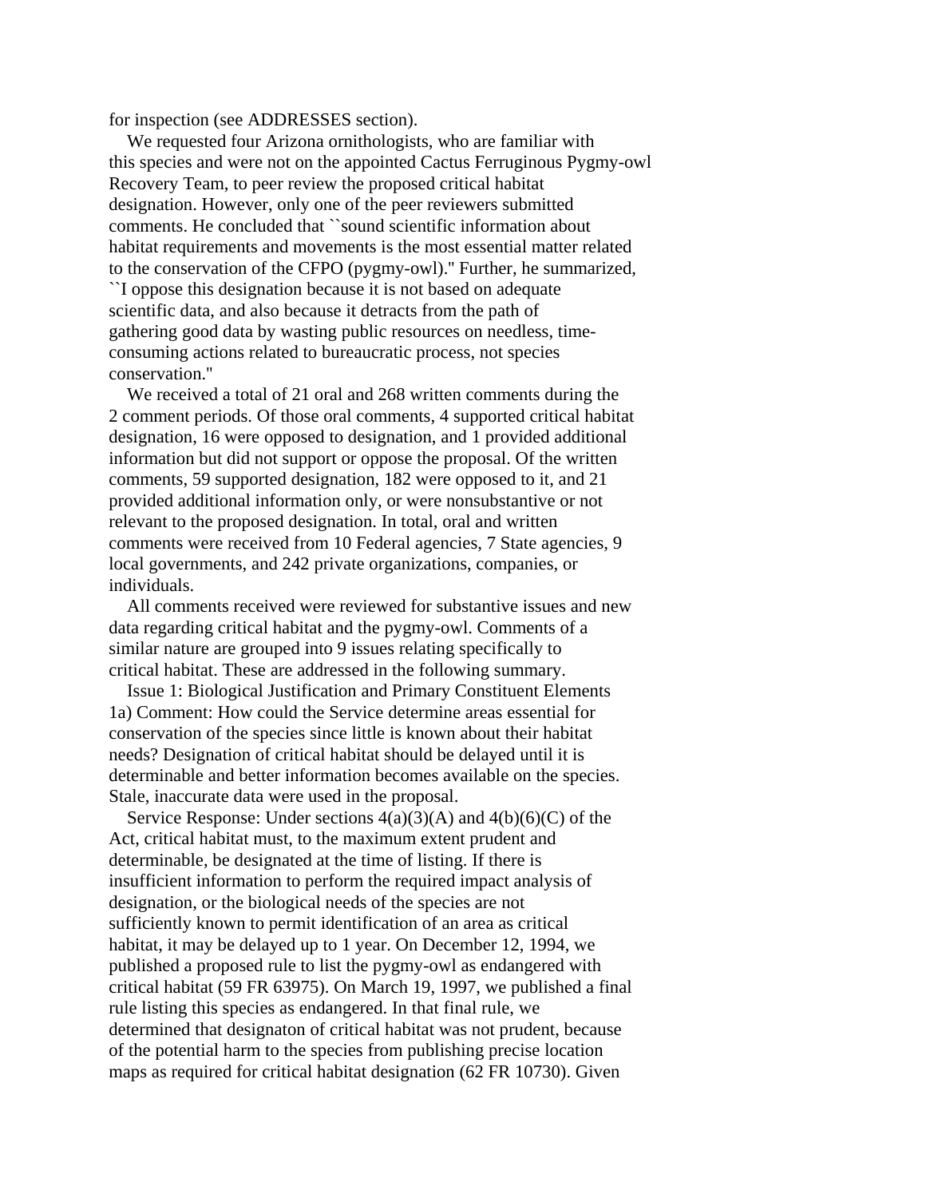for inspection (see ADDRESSES section).

We requested four Arizona ornithologists, who are familiar with this species and were not on the appointed Cactus Ferruginous Pygmy-owl Recovery Team, to peer review the proposed critical habitat designation. However, only one of the peer reviewers submitted comments. He concluded that ``sound scientific information about habitat requirements and movements is the most essential matter related to the conservation of the CFPO (pygmy-owl).'' Further, he summarized, ``I oppose this designation because it is not based on adequate scientific data, and also because it detracts from the path of gathering good data by wasting public resources on needless, time-consuming actions related to bureaucratic process, not species conservation.''

We received a total of 21 oral and 268 written comments during the 2 comment periods. Of those oral comments, 4 supported critical habitat designation, 16 were opposed to designation, and 1 provided additional information but did not support or oppose the proposal. Of the written comments, 59 supported designation, 182 were opposed to it, and 21 provided additional information only, or were nonsubstantive or not relevant to the proposed designation. In total, oral and written comments were received from 10 Federal agencies, 7 State agencies, 9 local governments, and 242 private organizations, companies, or individuals.

All comments received were reviewed for substantive issues and new data regarding critical habitat and the pygmy-owl. Comments of a similar nature are grouped into 9 issues relating specifically to critical habitat. These are addressed in the following summary.

Issue 1: Biological Justification and Primary Constituent Elements

1a) Comment: How could the Service determine areas essential for conservation of the species since little is known about their habitat needs? Designation of critical habitat should be delayed until it is determinable and better information becomes available on the species. Stale, inaccurate data were used in the proposal.

Service Response: Under sections 4(a)(3)(A) and 4(b)(6)(C) of the Act, critical habitat must, to the maximum extent prudent and determinable, be designated at the time of listing. If there is insufficient information to perform the required impact analysis of designation, or the biological needs of the species are not sufficiently known to permit identification of an area as critical habitat, it may be delayed up to 1 year. On December 12, 1994, we published a proposed rule to list the pygmy-owl as endangered with critical habitat (59 FR 63975). On March 19, 1997, we published a final rule listing this species as endangered. In that final rule, we determined that designaton of critical habitat was not prudent, because of the potential harm to the species from publishing precise location maps as required for critical habitat designation (62 FR 10730). Given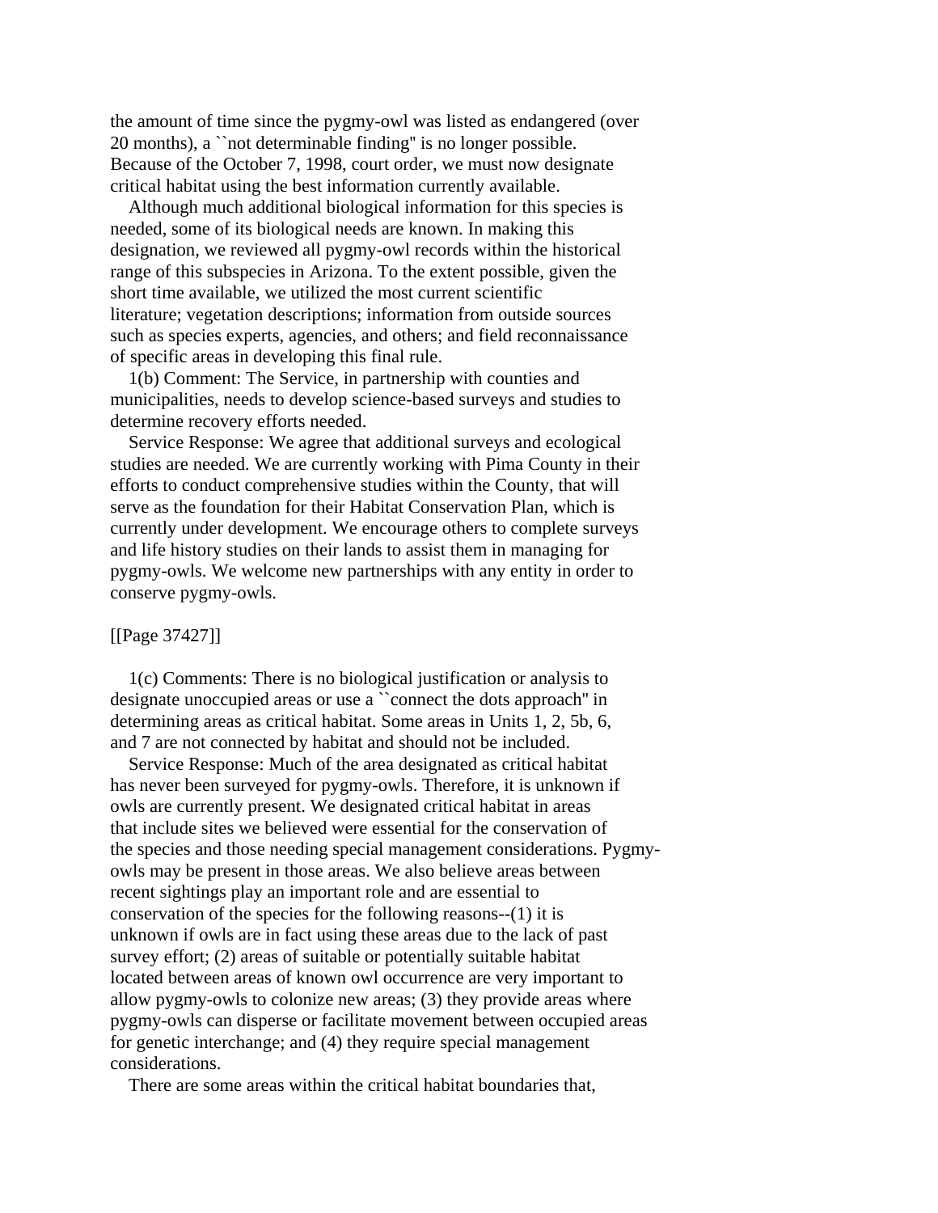the amount of time since the pygmy-owl was listed as endangered (over 20 months), a ``not determinable finding'' is no longer possible. Because of the October 7, 1998, court order, we must now designate critical habitat using the best information currently available.

Although much additional biological information for this species is needed, some of its biological needs are known. In making this designation, we reviewed all pygmy-owl records within the historical range of this subspecies in Arizona. To the extent possible, given the short time available, we utilized the most current scientific literature; vegetation descriptions; information from outside sources such as species experts, agencies, and others; and field reconnaissance of specific areas in developing this final rule.

1(b) Comment: The Service, in partnership with counties and municipalities, needs to develop science-based surveys and studies to determine recovery efforts needed.

Service Response: We agree that additional surveys and ecological studies are needed. We are currently working with Pima County in their efforts to conduct comprehensive studies within the County, that will serve as the foundation for their Habitat Conservation Plan, which is currently under development. We encourage others to complete surveys and life history studies on their lands to assist them in managing for pygmy-owls. We welcome new partnerships with any entity in order to conserve pygmy-owls.

[[Page 37427]]

1(c) Comments: There is no biological justification or analysis to designate unoccupied areas or use a ``connect the dots approach'' in determining areas as critical habitat. Some areas in Units 1, 2, 5b, 6, and 7 are not connected by habitat and should not be included.

Service Response: Much of the area designated as critical habitat has never been surveyed for pygmy-owls. Therefore, it is unknown if owls are currently present. We designated critical habitat in areas that include sites we believed were essential for the conservation of the species and those needing special management considerations. Pygmy-owls may be present in those areas. We also believe areas between recent sightings play an important role and are essential to conservation of the species for the following reasons--(1) it is unknown if owls are in fact using these areas due to the lack of past survey effort; (2) areas of suitable or potentially suitable habitat located between areas of known owl occurrence are very important to allow pygmy-owls to colonize new areas; (3) they provide areas where pygmy-owls can disperse or facilitate movement between occupied areas for genetic interchange; and (4) they require special management considerations.

There are some areas within the critical habitat boundaries that,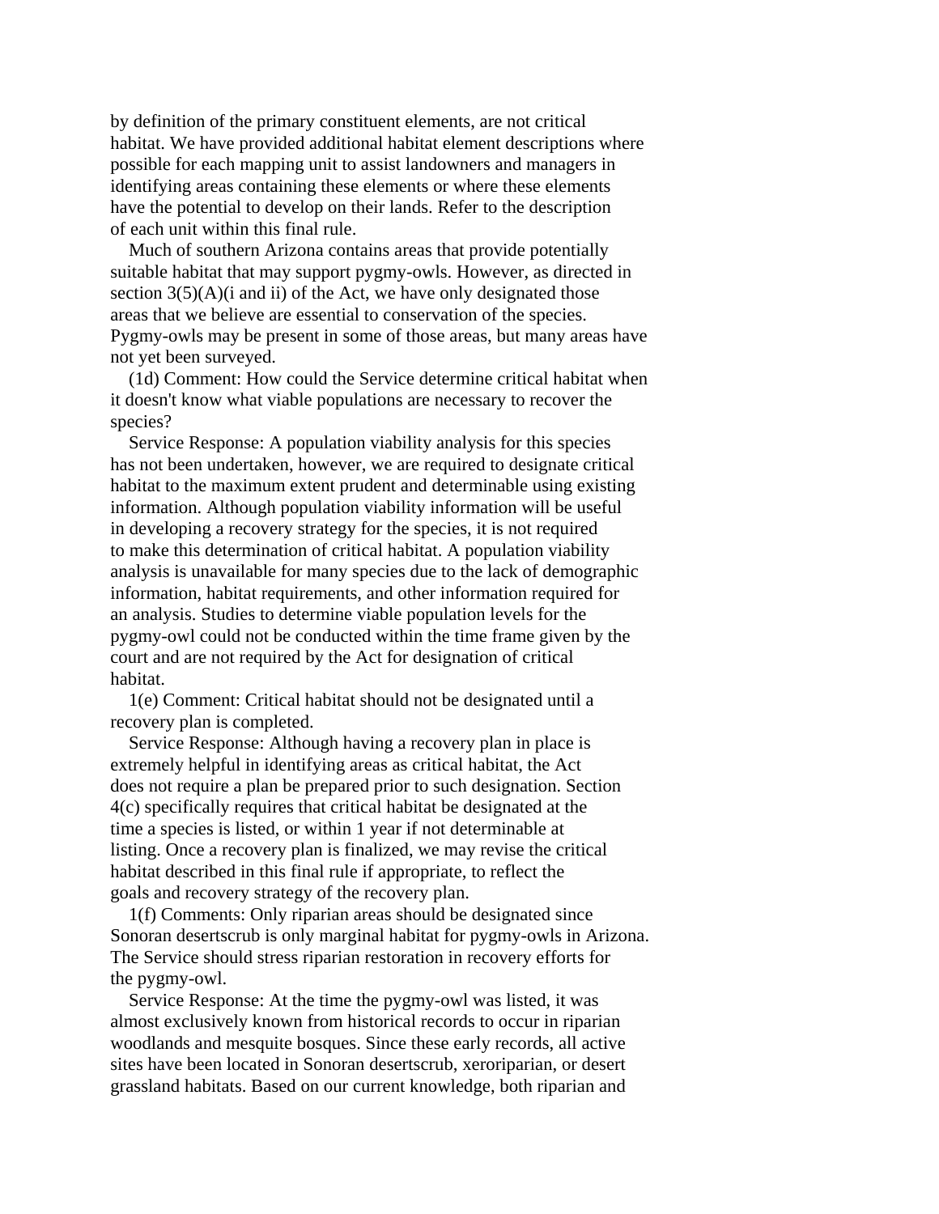by definition of the primary constituent elements, are not critical habitat. We have provided additional habitat element descriptions where possible for each mapping unit to assist landowners and managers in identifying areas containing these elements or where these elements have the potential to develop on their lands. Refer to the description of each unit within this final rule.

Much of southern Arizona contains areas that provide potentially suitable habitat that may support pygmy-owls. However, as directed in section 3(5)(A)(i and ii) of the Act, we have only designated those areas that we believe are essential to conservation of the species. Pygmy-owls may be present in some of those areas, but many areas have not yet been surveyed.

(1d) Comment: How could the Service determine critical habitat when it doesn't know what viable populations are necessary to recover the species?

Service Response: A population viability analysis for this species has not been undertaken, however, we are required to designate critical habitat to the maximum extent prudent and determinable using existing information. Although population viability information will be useful in developing a recovery strategy for the species, it is not required to make this determination of critical habitat. A population viability analysis is unavailable for many species due to the lack of demographic information, habitat requirements, and other information required for an analysis. Studies to determine viable population levels for the pygmy-owl could not be conducted within the time frame given by the court and are not required by the Act for designation of critical habitat.

1(e) Comment: Critical habitat should not be designated until a recovery plan is completed.

Service Response: Although having a recovery plan in place is extremely helpful in identifying areas as critical habitat, the Act does not require a plan be prepared prior to such designation. Section 4(c) specifically requires that critical habitat be designated at the time a species is listed, or within 1 year if not determinable at listing. Once a recovery plan is finalized, we may revise the critical habitat described in this final rule if appropriate, to reflect the goals and recovery strategy of the recovery plan.

1(f) Comments: Only riparian areas should be designated since Sonoran desertscrub is only marginal habitat for pygmy-owls in Arizona. The Service should stress riparian restoration in recovery efforts for the pygmy-owl.

Service Response: At the time the pygmy-owl was listed, it was almost exclusively known from historical records to occur in riparian woodlands and mesquite bosques. Since these early records, all active sites have been located in Sonoran desertscrub, xeroriparian, or desert grassland habitats. Based on our current knowledge, both riparian and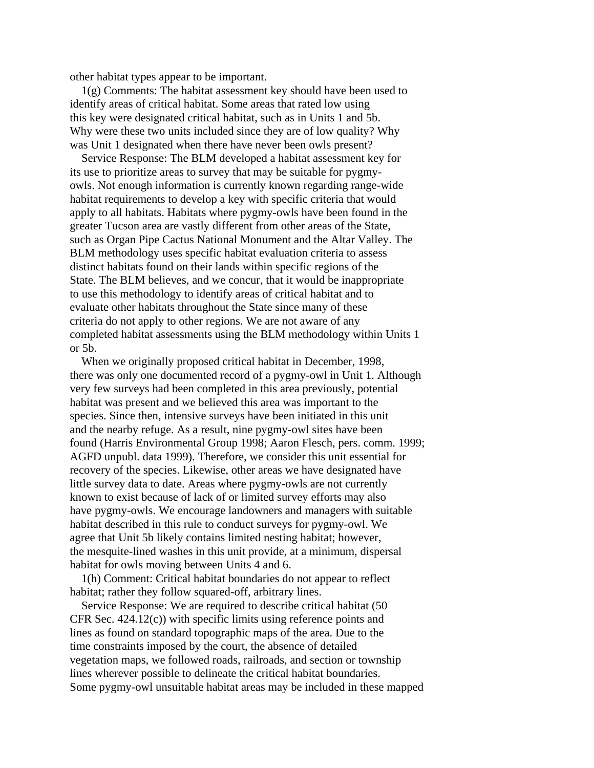other habitat types appear to be important.

1(g) Comments: The habitat assessment key should have been used to identify areas of critical habitat. Some areas that rated low using this key were designated critical habitat, such as in Units 1 and 5b. Why were these two units included since they are of low quality? Why was Unit 1 designated when there have never been owls present?

Service Response: The BLM developed a habitat assessment key for its use to prioritize areas to survey that may be suitable for pygmy-owls. Not enough information is currently known regarding range-wide habitat requirements to develop a key with specific criteria that would apply to all habitats. Habitats where pygmy-owls have been found in the greater Tucson area are vastly different from other areas of the State, such as Organ Pipe Cactus National Monument and the Altar Valley. The BLM methodology uses specific habitat evaluation criteria to assess distinct habitats found on their lands within specific regions of the State. The BLM believes, and we concur, that it would be inappropriate to use this methodology to identify areas of critical habitat and to evaluate other habitats throughout the State since many of these criteria do not apply to other regions. We are not aware of any completed habitat assessments using the BLM methodology within Units 1 or 5b.

When we originally proposed critical habitat in December, 1998, there was only one documented record of a pygmy-owl in Unit 1. Although very few surveys had been completed in this area previously, potential habitat was present and we believed this area was important to the species. Since then, intensive surveys have been initiated in this unit and the nearby refuge. As a result, nine pygmy-owl sites have been found (Harris Environmental Group 1998; Aaron Flesch, pers. comm. 1999; AGFD unpubl. data 1999). Therefore, we consider this unit essential for recovery of the species. Likewise, other areas we have designated have little survey data to date. Areas where pygmy-owls are not currently known to exist because of lack of or limited survey efforts may also have pygmy-owls. We encourage landowners and managers with suitable habitat described in this rule to conduct surveys for pygmy-owl. We agree that Unit 5b likely contains limited nesting habitat; however, the mesquite-lined washes in this unit provide, at a minimum, dispersal habitat for owls moving between Units 4 and 6.

1(h) Comment: Critical habitat boundaries do not appear to reflect habitat; rather they follow squared-off, arbitrary lines.

Service Response: We are required to describe critical habitat (50 CFR Sec. 424.12(c)) with specific limits using reference points and lines as found on standard topographic maps of the area. Due to the time constraints imposed by the court, the absence of detailed vegetation maps, we followed roads, railroads, and section or township lines wherever possible to delineate the critical habitat boundaries. Some pygmy-owl unsuitable habitat areas may be included in these mapped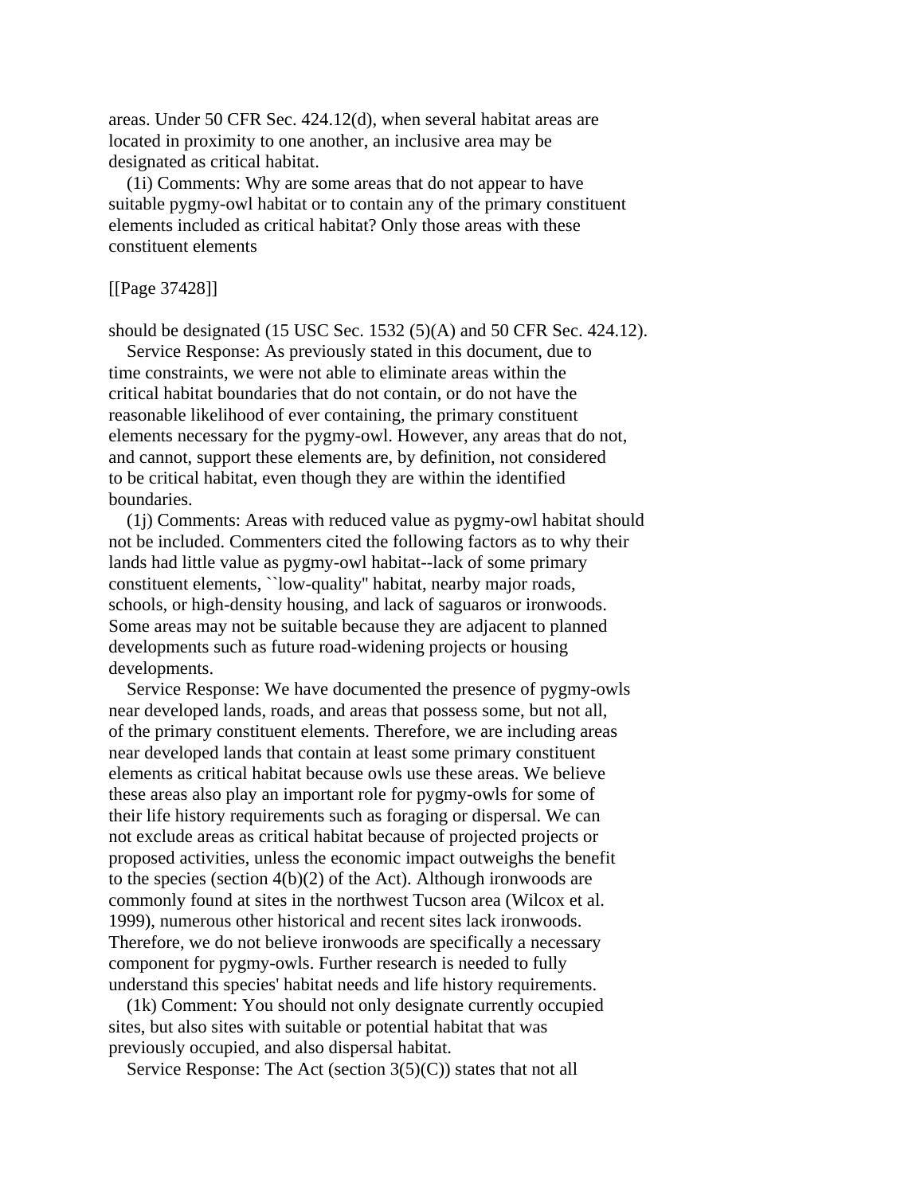areas. Under 50 CFR Sec. 424.12(d), when several habitat areas are located in proximity to one another, an inclusive area may be designated as critical habitat.

(1i) Comments: Why are some areas that do not appear to have suitable pygmy-owl habitat or to contain any of the primary constituent elements included as critical habitat? Only those areas with these constituent elements

[[Page 37428]]

should be designated (15 USC Sec. 1532 (5)(A) and 50 CFR Sec. 424.12).

Service Response: As previously stated in this document, due to time constraints, we were not able to eliminate areas within the critical habitat boundaries that do not contain, or do not have the reasonable likelihood of ever containing, the primary constituent elements necessary for the pygmy-owl. However, any areas that do not, and cannot, support these elements are, by definition, not considered to be critical habitat, even though they are within the identified boundaries.

(1j) Comments: Areas with reduced value as pygmy-owl habitat should not be included. Commenters cited the following factors as to why their lands had little value as pygmy-owl habitat--lack of some primary constituent elements, ``low-quality'' habitat, nearby major roads, schools, or high-density housing, and lack of saguaros or ironwoods. Some areas may not be suitable because they are adjacent to planned developments such as future road-widening projects or housing developments.

Service Response: We have documented the presence of pygmy-owls near developed lands, roads, and areas that possess some, but not all, of the primary constituent elements. Therefore, we are including areas near developed lands that contain at least some primary constituent elements as critical habitat because owls use these areas. We believe these areas also play an important role for pygmy-owls for some of their life history requirements such as foraging or dispersal. We can not exclude areas as critical habitat because of projected projects or proposed activities, unless the economic impact outweighs the benefit to the species (section 4(b)(2) of the Act). Although ironwoods are commonly found at sites in the northwest Tucson area (Wilcox et al. 1999), numerous other historical and recent sites lack ironwoods. Therefore, we do not believe ironwoods are specifically a necessary component for pygmy-owls. Further research is needed to fully understand this species' habitat needs and life history requirements.

(1k) Comment: You should not only designate currently occupied sites, but also sites with suitable or potential habitat that was previously occupied, and also dispersal habitat.

Service Response: The Act (section 3(5)(C)) states that not all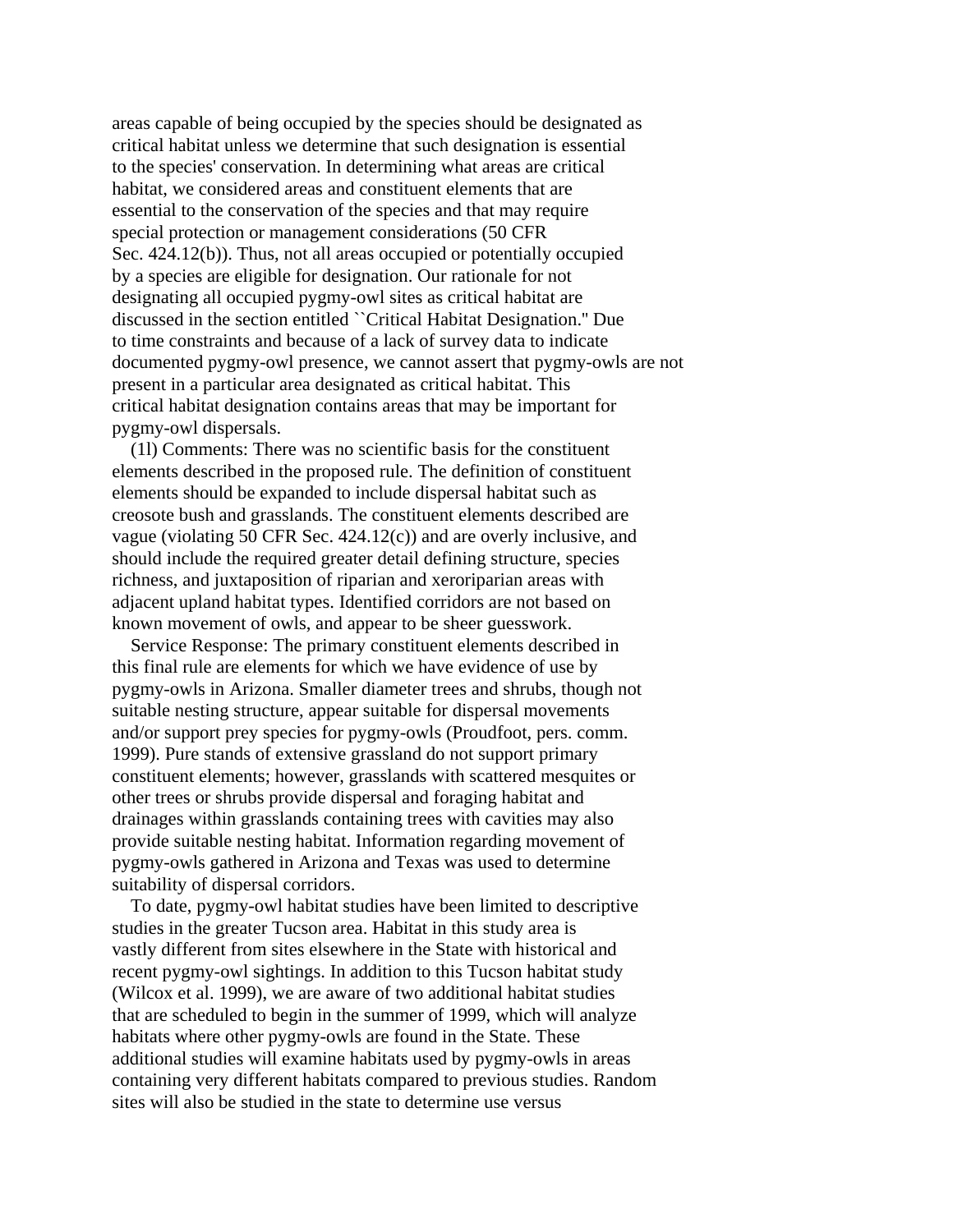areas capable of being occupied by the species should be designated as critical habitat unless we determine that such designation is essential to the species' conservation. In determining what areas are critical habitat, we considered areas and constituent elements that are essential to the conservation of the species and that may require special protection or management considerations (50 CFR Sec. 424.12(b)). Thus, not all areas occupied or potentially occupied by a species are eligible for designation. Our rationale for not designating all occupied pygmy-owl sites as critical habitat are discussed in the section entitled ``Critical Habitat Designation.'' Due to time constraints and because of a lack of survey data to indicate documented pygmy-owl presence, we cannot assert that pygmy-owls are not present in a particular area designated as critical habitat. This critical habitat designation contains areas that may be important for pygmy-owl dispersals.

(1l) Comments: There was no scientific basis for the constituent elements described in the proposed rule. The definition of constituent elements should be expanded to include dispersal habitat such as creosote bush and grasslands. The constituent elements described are vague (violating 50 CFR Sec. 424.12(c)) and are overly inclusive, and should include the required greater detail defining structure, species richness, and juxtaposition of riparian and xeroriparian areas with adjacent upland habitat types. Identified corridors are not based on known movement of owls, and appear to be sheer guesswork.

Service Response: The primary constituent elements described in this final rule are elements for which we have evidence of use by pygmy-owls in Arizona. Smaller diameter trees and shrubs, though not suitable nesting structure, appear suitable for dispersal movements and/or support prey species for pygmy-owls (Proudfoot, pers. comm. 1999). Pure stands of extensive grassland do not support primary constituent elements; however, grasslands with scattered mesquites or other trees or shrubs provide dispersal and foraging habitat and drainages within grasslands containing trees with cavities may also provide suitable nesting habitat. Information regarding movement of pygmy-owls gathered in Arizona and Texas was used to determine suitability of dispersal corridors.

To date, pygmy-owl habitat studies have been limited to descriptive studies in the greater Tucson area. Habitat in this study area is vastly different from sites elsewhere in the State with historical and recent pygmy-owl sightings. In addition to this Tucson habitat study (Wilcox et al. 1999), we are aware of two additional habitat studies that are scheduled to begin in the summer of 1999, which will analyze habitats where other pygmy-owls are found in the State. These additional studies will examine habitats used by pygmy-owls in areas containing very different habitats compared to previous studies. Random sites will also be studied in the state to determine use versus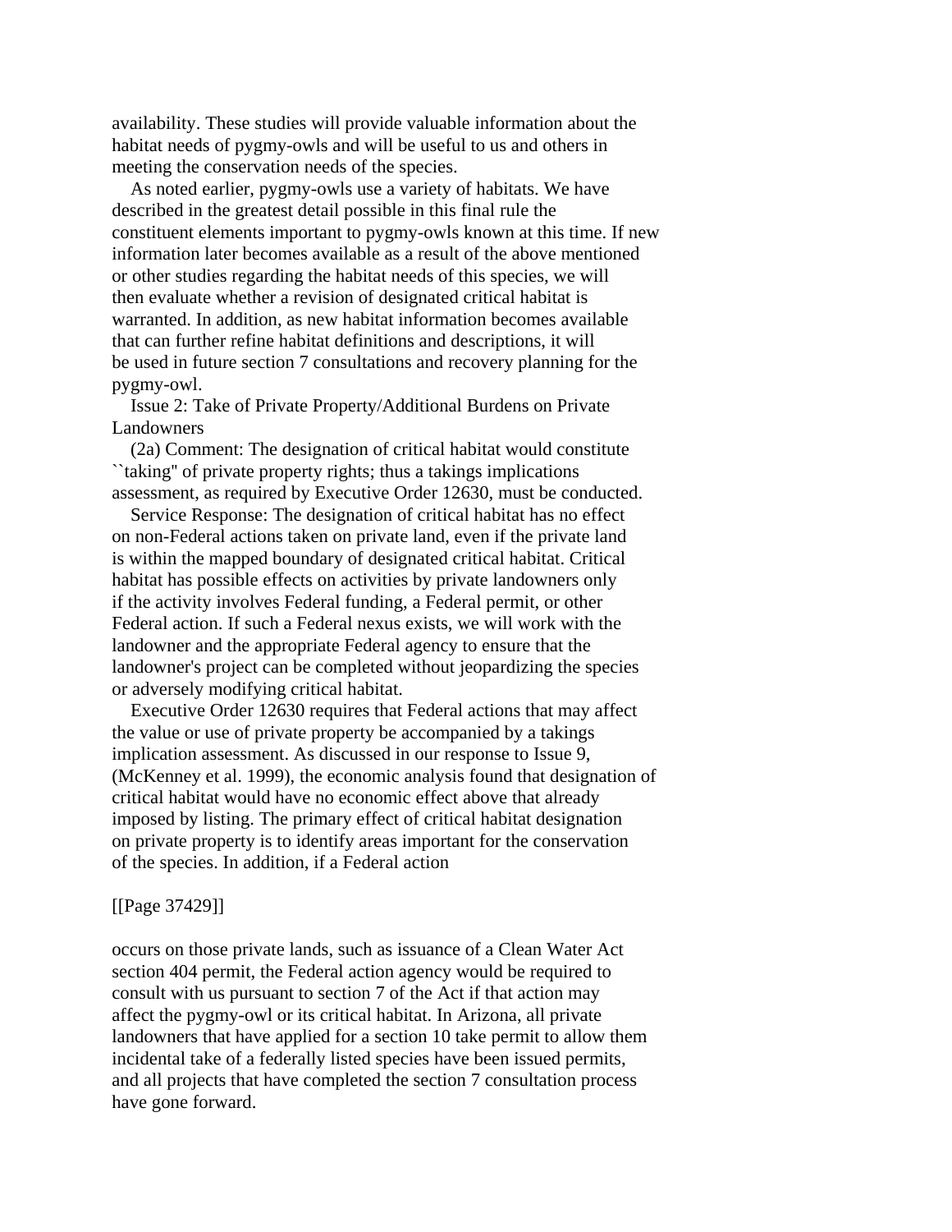availability. These studies will provide valuable information about the habitat needs of pygmy-owls and will be useful to us and others in meeting the conservation needs of the species.

As noted earlier, pygmy-owls use a variety of habitats. We have described in the greatest detail possible in this final rule the constituent elements important to pygmy-owls known at this time. If new information later becomes available as a result of the above mentioned or other studies regarding the habitat needs of this species, we will then evaluate whether a revision of designated critical habitat is warranted. In addition, as new habitat information becomes available that can further refine habitat definitions and descriptions, it will be used in future section 7 consultations and recovery planning for the pygmy-owl.

Issue 2: Take of Private Property/Additional Burdens on Private Landowners

(2a) Comment: The designation of critical habitat would constitute ``taking'' of private property rights; thus a takings implications assessment, as required by Executive Order 12630, must be conducted.

Service Response: The designation of critical habitat has no effect on non-Federal actions taken on private land, even if the private land is within the mapped boundary of designated critical habitat. Critical habitat has possible effects on activities by private landowners only if the activity involves Federal funding, a Federal permit, or other Federal action. If such a Federal nexus exists, we will work with the landowner and the appropriate Federal agency to ensure that the landowner's project can be completed without jeopardizing the species or adversely modifying critical habitat.

Executive Order 12630 requires that Federal actions that may affect the value or use of private property be accompanied by a takings implication assessment. As discussed in our response to Issue 9, (McKenney et al. 1999), the economic analysis found that designation of critical habitat would have no economic effect above that already imposed by listing. The primary effect of critical habitat designation on private property is to identify areas important for the conservation of the species. In addition, if a Federal action

[[Page 37429]]

occurs on those private lands, such as issuance of a Clean Water Act section 404 permit, the Federal action agency would be required to consult with us pursuant to section 7 of the Act if that action may affect the pygmy-owl or its critical habitat. In Arizona, all private landowners that have applied for a section 10 take permit to allow them incidental take of a federally listed species have been issued permits, and all projects that have completed the section 7 consultation process have gone forward.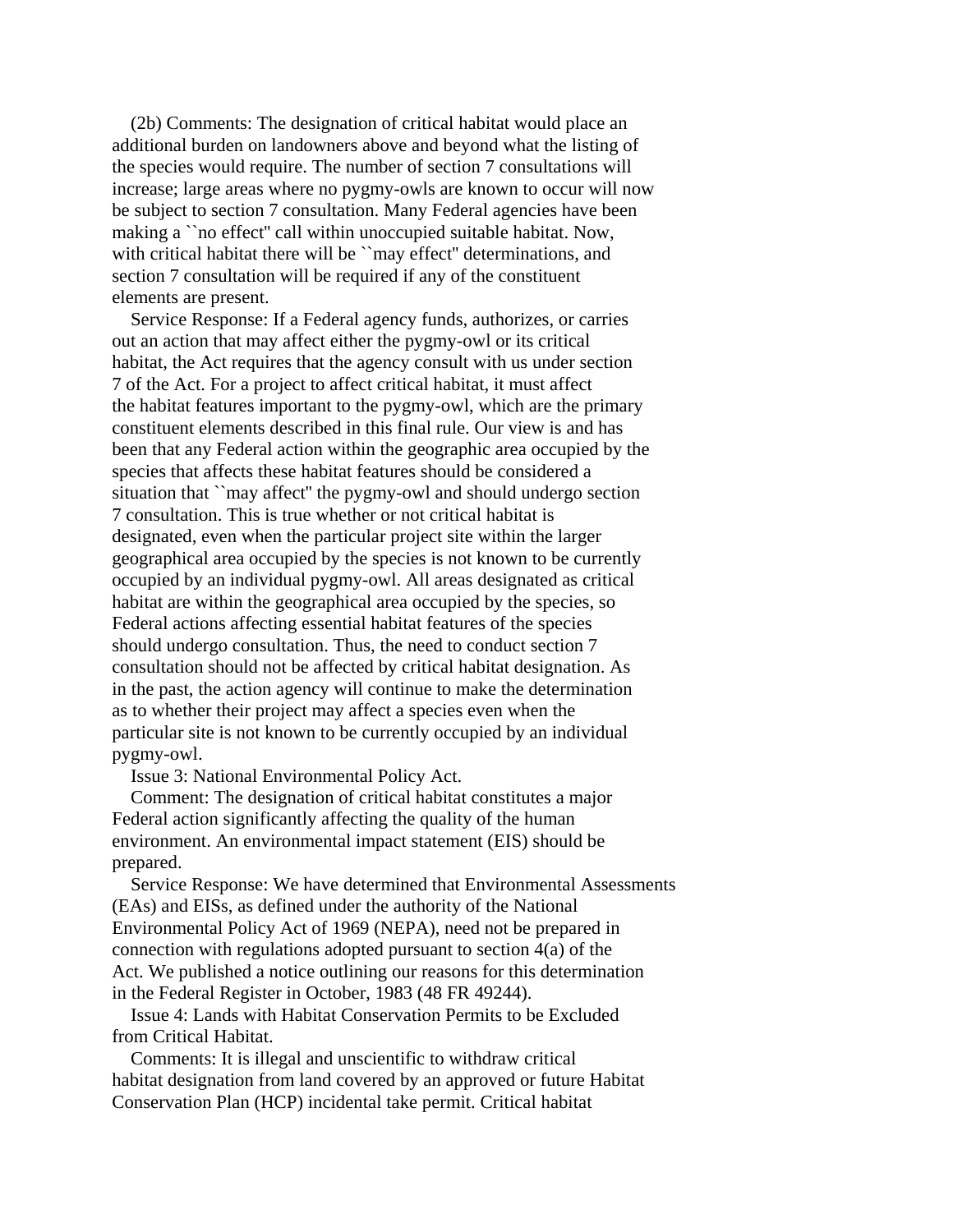(2b) Comments: The designation of critical habitat would place an additional burden on landowners above and beyond what the listing of the species would require. The number of section 7 consultations will increase; large areas where no pygmy-owls are known to occur will now be subject to section 7 consultation. Many Federal agencies have been making a ``no effect'' call within unoccupied suitable habitat. Now, with critical habitat there will be ``may effect'' determinations, and section 7 consultation will be required if any of the constituent elements are present.

Service Response: If a Federal agency funds, authorizes, or carries out an action that may affect either the pygmy-owl or its critical habitat, the Act requires that the agency consult with us under section 7 of the Act. For a project to affect critical habitat, it must affect the habitat features important to the pygmy-owl, which are the primary constituent elements described in this final rule. Our view is and has been that any Federal action within the geographic area occupied by the species that affects these habitat features should be considered a situation that ``may affect'' the pygmy-owl and should undergo section 7 consultation. This is true whether or not critical habitat is designated, even when the particular project site within the larger geographical area occupied by the species is not known to be currently occupied by an individual pygmy-owl. All areas designated as critical habitat are within the geographical area occupied by the species, so Federal actions affecting essential habitat features of the species should undergo consultation. Thus, the need to conduct section 7 consultation should not be affected by critical habitat designation. As in the past, the action agency will continue to make the determination as to whether their project may affect a species even when the particular site is not known to be currently occupied by an individual pygmy-owl.

Issue 3: National Environmental Policy Act.

Comment: The designation of critical habitat constitutes a major Federal action significantly affecting the quality of the human environment. An environmental impact statement (EIS) should be prepared.

Service Response: We have determined that Environmental Assessments (EAs) and EISs, as defined under the authority of the National Environmental Policy Act of 1969 (NEPA), need not be prepared in connection with regulations adopted pursuant to section 4(a) of the Act. We published a notice outlining our reasons for this determination in the Federal Register in October, 1983 (48 FR 49244).

Issue 4: Lands with Habitat Conservation Permits to be Excluded from Critical Habitat.

Comments: It is illegal and unscientific to withdraw critical habitat designation from land covered by an approved or future Habitat Conservation Plan (HCP) incidental take permit. Critical habitat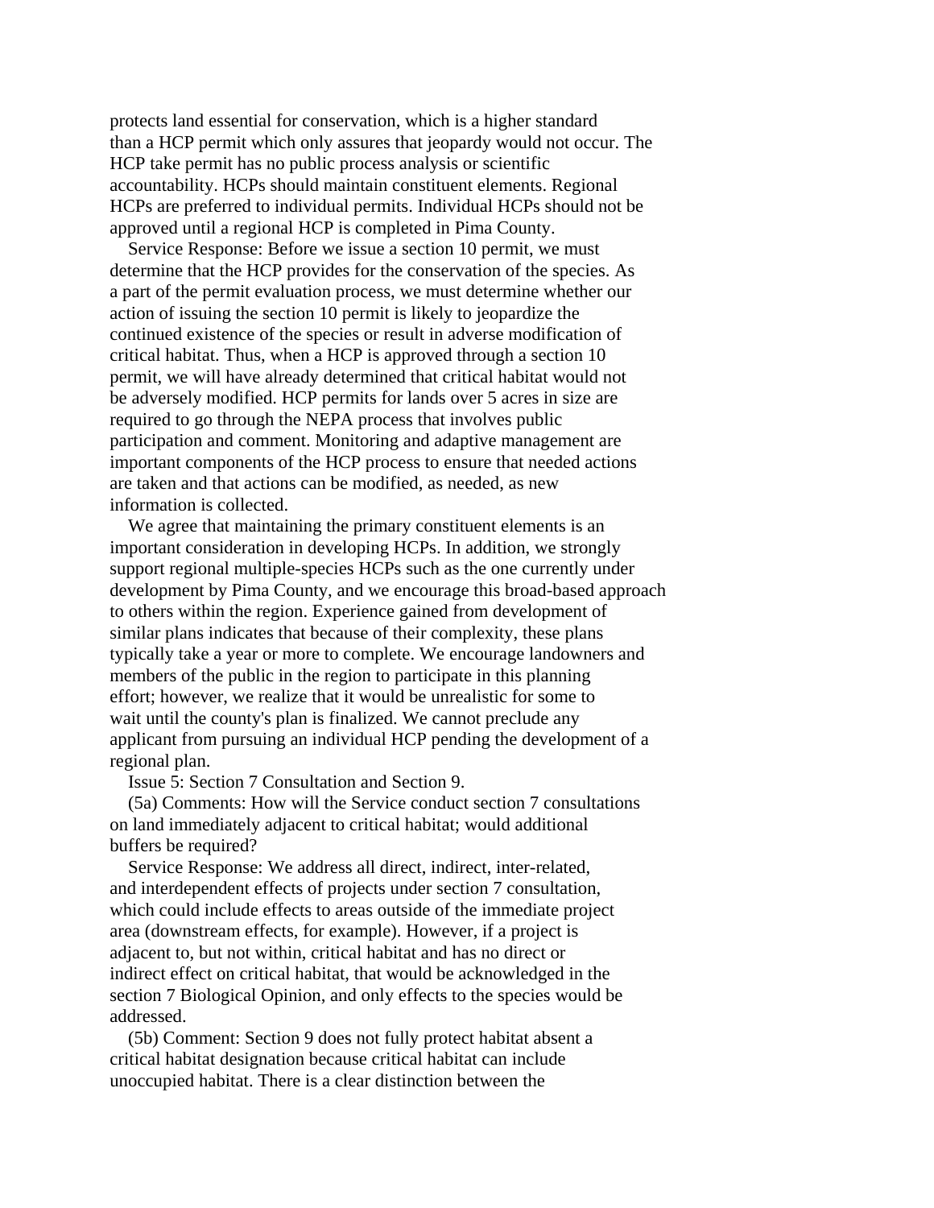protects land essential for conservation, which is a higher standard than a HCP permit which only assures that jeopardy would not occur. The HCP take permit has no public process analysis or scientific accountability. HCPs should maintain constituent elements. Regional HCPs are preferred to individual permits. Individual HCPs should not be approved until a regional HCP is completed in Pima County.

Service Response: Before we issue a section 10 permit, we must determine that the HCP provides for the conservation of the species. As a part of the permit evaluation process, we must determine whether our action of issuing the section 10 permit is likely to jeopardize the continued existence of the species or result in adverse modification of critical habitat. Thus, when a HCP is approved through a section 10 permit, we will have already determined that critical habitat would not be adversely modified. HCP permits for lands over 5 acres in size are required to go through the NEPA process that involves public participation and comment. Monitoring and adaptive management are important components of the HCP process to ensure that needed actions are taken and that actions can be modified, as needed, as new information is collected.

We agree that maintaining the primary constituent elements is an important consideration in developing HCPs. In addition, we strongly support regional multiple-species HCPs such as the one currently under development by Pima County, and we encourage this broad-based approach to others within the region. Experience gained from development of similar plans indicates that because of their complexity, these plans typically take a year or more to complete. We encourage landowners and members of the public in the region to participate in this planning effort; however, we realize that it would be unrealistic for some to wait until the county's plan is finalized. We cannot preclude any applicant from pursuing an individual HCP pending the development of a regional plan.

Issue 5: Section 7 Consultation and Section 9.

(5a) Comments: How will the Service conduct section 7 consultations on land immediately adjacent to critical habitat; would additional buffers be required?

Service Response: We address all direct, indirect, inter-related, and interdependent effects of projects under section 7 consultation, which could include effects to areas outside of the immediate project area (downstream effects, for example). However, if a project is adjacent to, but not within, critical habitat and has no direct or indirect effect on critical habitat, that would be acknowledged in the section 7 Biological Opinion, and only effects to the species would be addressed.

(5b) Comment: Section 9 does not fully protect habitat absent a critical habitat designation because critical habitat can include unoccupied habitat. There is a clear distinction between the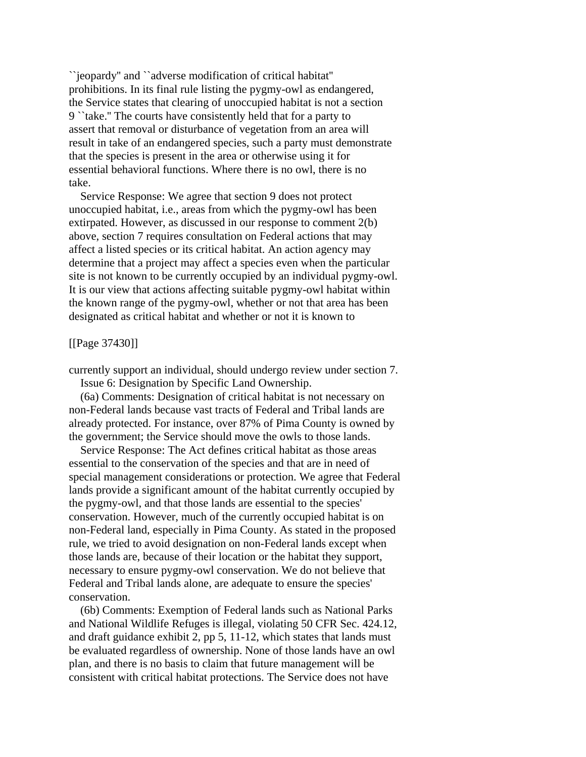``jeopardy'' and ``adverse modification of critical habitat'' prohibitions. In its final rule listing the pygmy-owl as endangered, the Service states that clearing of unoccupied habitat is not a section 9 ``take.'' The courts have consistently held that for a party to assert that removal or disturbance of vegetation from an area will result in take of an endangered species, such a party must demonstrate that the species is present in the area or otherwise using it for essential behavioral functions. Where there is no owl, there is no take.

Service Response: We agree that section 9 does not protect unoccupied habitat, i.e., areas from which the pygmy-owl has been extirpated. However, as discussed in our response to comment 2(b) above, section 7 requires consultation on Federal actions that may affect a listed species or its critical habitat. An action agency may determine that a project may affect a species even when the particular site is not known to be currently occupied by an individual pygmy-owl. It is our view that actions affecting suitable pygmy-owl habitat within the known range of the pygmy-owl, whether or not that area has been designated as critical habitat and whether or not it is known to

[[Page 37430]]

currently support an individual, should undergo review under section 7.

Issue 6: Designation by Specific Land Ownership.

(6a) Comments: Designation of critical habitat is not necessary on non-Federal lands because vast tracts of Federal and Tribal lands are already protected. For instance, over 87% of Pima County is owned by the government; the Service should move the owls to those lands.

Service Response: The Act defines critical habitat as those areas essential to the conservation of the species and that are in need of special management considerations or protection. We agree that Federal lands provide a significant amount of the habitat currently occupied by the pygmy-owl, and that those lands are essential to the species' conservation. However, much of the currently occupied habitat is on non-Federal land, especially in Pima County. As stated in the proposed rule, we tried to avoid designation on non-Federal lands except when those lands are, because of their location or the habitat they support, necessary to ensure pygmy-owl conservation. We do not believe that Federal and Tribal lands alone, are adequate to ensure the species' conservation.

(6b) Comments: Exemption of Federal lands such as National Parks and National Wildlife Refuges is illegal, violating 50 CFR Sec. 424.12, and draft guidance exhibit 2, pp 5, 11-12, which states that lands must be evaluated regardless of ownership. None of those lands have an owl plan, and there is no basis to claim that future management will be consistent with critical habitat protections. The Service does not have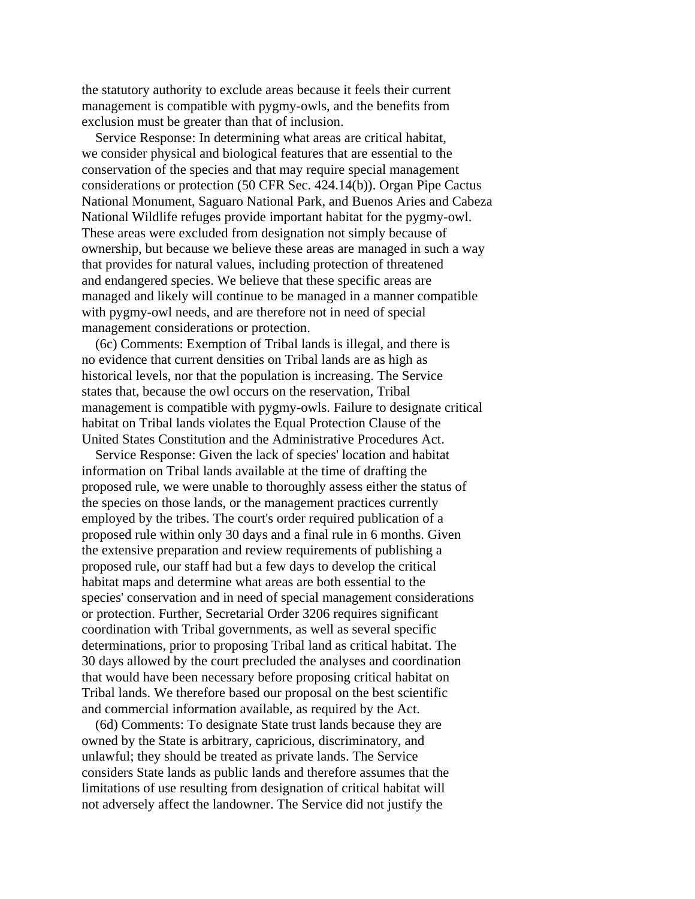the statutory authority to exclude areas because it feels their current management is compatible with pygmy-owls, and the benefits from exclusion must be greater than that of inclusion.

Service Response: In determining what areas are critical habitat, we consider physical and biological features that are essential to the conservation of the species and that may require special management considerations or protection (50 CFR Sec. 424.14(b)). Organ Pipe Cactus National Monument, Saguaro National Park, and Buenos Aries and Cabeza National Wildlife refuges provide important habitat for the pygmy-owl. These areas were excluded from designation not simply because of ownership, but because we believe these areas are managed in such a way that provides for natural values, including protection of threatened and endangered species. We believe that these specific areas are managed and likely will continue to be managed in a manner compatible with pygmy-owl needs, and are therefore not in need of special management considerations or protection.

(6c) Comments: Exemption of Tribal lands is illegal, and there is no evidence that current densities on Tribal lands are as high as historical levels, nor that the population is increasing. The Service states that, because the owl occurs on the reservation, Tribal management is compatible with pygmy-owls. Failure to designate critical habitat on Tribal lands violates the Equal Protection Clause of the United States Constitution and the Administrative Procedures Act.

Service Response: Given the lack of species' location and habitat information on Tribal lands available at the time of drafting the proposed rule, we were unable to thoroughly assess either the status of the species on those lands, or the management practices currently employed by the tribes. The court's order required publication of a proposed rule within only 30 days and a final rule in 6 months. Given the extensive preparation and review requirements of publishing a proposed rule, our staff had but a few days to develop the critical habitat maps and determine what areas are both essential to the species' conservation and in need of special management considerations or protection. Further, Secretarial Order 3206 requires significant coordination with Tribal governments, as well as several specific determinations, prior to proposing Tribal land as critical habitat. The 30 days allowed by the court precluded the analyses and coordination that would have been necessary before proposing critical habitat on Tribal lands. We therefore based our proposal on the best scientific and commercial information available, as required by the Act.

(6d) Comments: To designate State trust lands because they are owned by the State is arbitrary, capricious, discriminatory, and unlawful; they should be treated as private lands. The Service considers State lands as public lands and therefore assumes that the limitations of use resulting from designation of critical habitat will not adversely affect the landowner. The Service did not justify the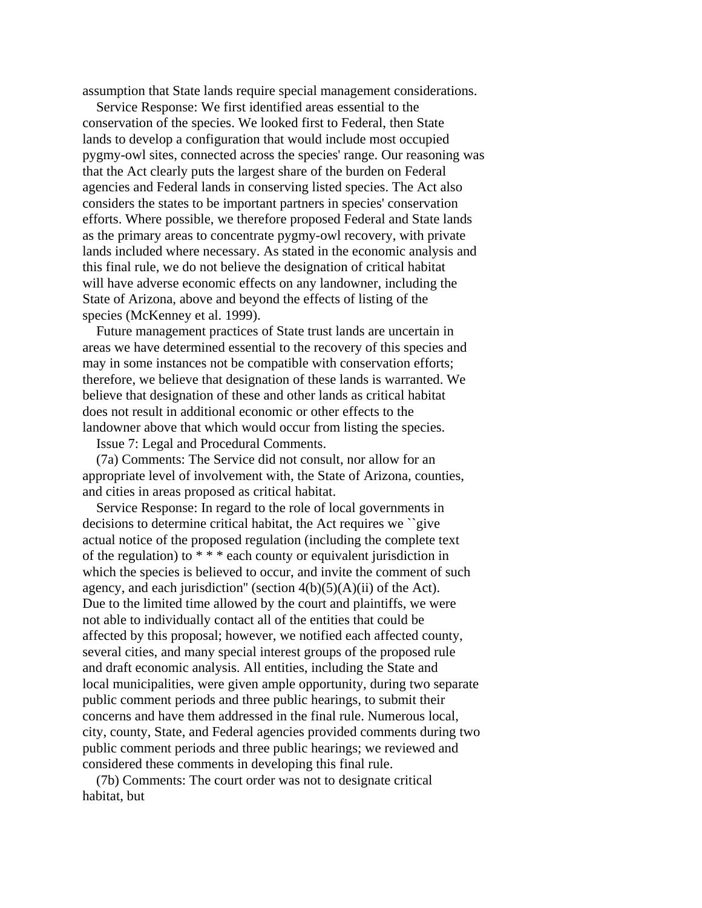assumption that State lands require special management considerations.

Service Response: We first identified areas essential to the conservation of the species. We looked first to Federal, then State lands to develop a configuration that would include most occupied pygmy-owl sites, connected across the species' range. Our reasoning was that the Act clearly puts the largest share of the burden on Federal agencies and Federal lands in conserving listed species. The Act also considers the states to be important partners in species' conservation efforts. Where possible, we therefore proposed Federal and State lands as the primary areas to concentrate pygmy-owl recovery, with private lands included where necessary. As stated in the economic analysis and this final rule, we do not believe the designation of critical habitat will have adverse economic effects on any landowner, including the State of Arizona, above and beyond the effects of listing of the species (McKenney et al. 1999).

Future management practices of State trust lands are uncertain in areas we have determined essential to the recovery of this species and may in some instances not be compatible with conservation efforts; therefore, we believe that designation of these lands is warranted. We believe that designation of these and other lands as critical habitat does not result in additional economic or other effects to the landowner above that which would occur from listing the species.

Issue 7: Legal and Procedural Comments.

(7a) Comments: The Service did not consult, nor allow for an appropriate level of involvement with, the State of Arizona, counties, and cities in areas proposed as critical habitat.

Service Response: In regard to the role of local governments in decisions to determine critical habitat, the Act requires we ``give actual notice of the proposed regulation (including the complete text of the regulation) to * * * each county or equivalent jurisdiction in which the species is believed to occur, and invite the comment of such agency, and each jurisdiction'' (section 4(b)(5)(A)(ii) of the Act). Due to the limited time allowed by the court and plaintiffs, we were not able to individually contact all of the entities that could be affected by this proposal; however, we notified each affected county, several cities, and many special interest groups of the proposed rule and draft economic analysis. All entities, including the State and local municipalities, were given ample opportunity, during two separate public comment periods and three public hearings, to submit their concerns and have them addressed in the final rule. Numerous local, city, county, State, and Federal agencies provided comments during two public comment periods and three public hearings; we reviewed and considered these comments in developing this final rule.

(7b) Comments: The court order was not to designate critical habitat, but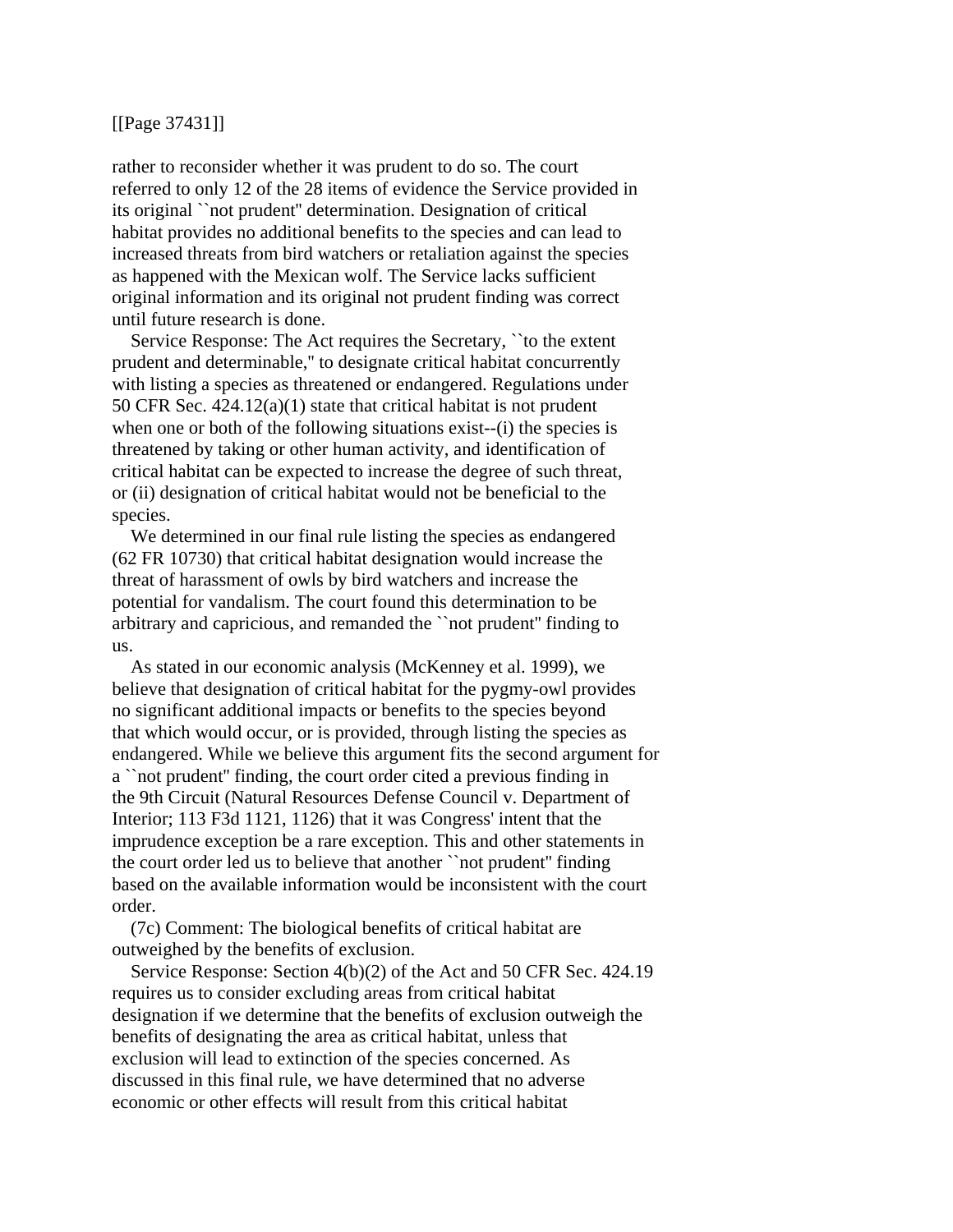[[Page 37431]]

rather to reconsider whether it was prudent to do so. The court referred to only 12 of the 28 items of evidence the Service provided in its original ``not prudent'' determination. Designation of critical habitat provides no additional benefits to the species and can lead to increased threats from bird watchers or retaliation against the species as happened with the Mexican wolf. The Service lacks sufficient original information and its original not prudent finding was correct until future research is done.

Service Response: The Act requires the Secretary, ``to the extent prudent and determinable,'' to designate critical habitat concurrently with listing a species as threatened or endangered. Regulations under 50 CFR Sec. 424.12(a)(1) state that critical habitat is not prudent when one or both of the following situations exist--(i) the species is threatened by taking or other human activity, and identification of critical habitat can be expected to increase the degree of such threat, or (ii) designation of critical habitat would not be beneficial to the species.

We determined in our final rule listing the species as endangered (62 FR 10730) that critical habitat designation would increase the threat of harassment of owls by bird watchers and increase the potential for vandalism. The court found this determination to be arbitrary and capricious, and remanded the ``not prudent'' finding to us.

As stated in our economic analysis (McKenney et al. 1999), we believe that designation of critical habitat for the pygmy-owl provides no significant additional impacts or benefits to the species beyond that which would occur, or is provided, through listing the species as endangered. While we believe this argument fits the second argument for a ``not prudent'' finding, the court order cited a previous finding in the 9th Circuit (Natural Resources Defense Council v. Department of Interior; 113 F3d 1121, 1126) that it was Congress' intent that the imprudence exception be a rare exception. This and other statements in the court order led us to believe that another ``not prudent'' finding based on the available information would be inconsistent with the court order.

(7c) Comment: The biological benefits of critical habitat are outweighed by the benefits of exclusion.

Service Response: Section 4(b)(2) of the Act and 50 CFR Sec. 424.19 requires us to consider excluding areas from critical habitat designation if we determine that the benefits of exclusion outweigh the benefits of designating the area as critical habitat, unless that exclusion will lead to extinction of the species concerned. As discussed in this final rule, we have determined that no adverse economic or other effects will result from this critical habitat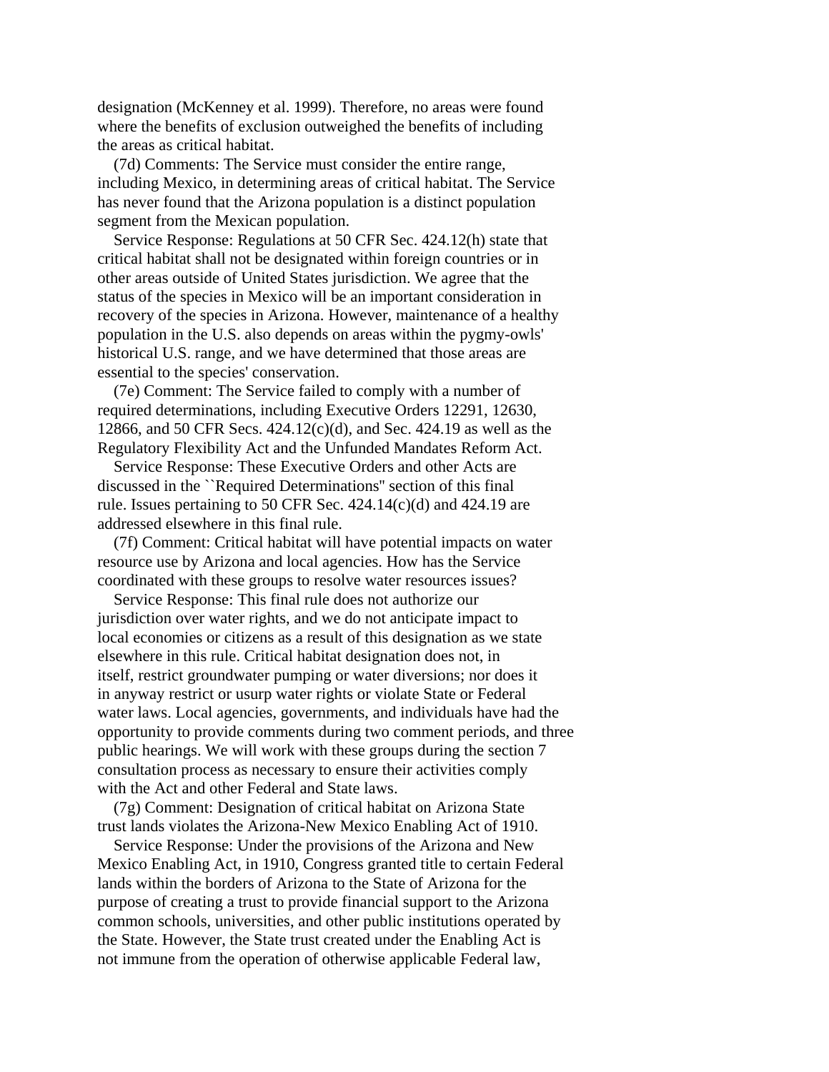designation (McKenney et al. 1999). Therefore, no areas were found where the benefits of exclusion outweighed the benefits of including the areas as critical habitat.

(7d) Comments: The Service must consider the entire range, including Mexico, in determining areas of critical habitat. The Service has never found that the Arizona population is a distinct population segment from the Mexican population.

Service Response: Regulations at 50 CFR Sec. 424.12(h) state that critical habitat shall not be designated within foreign countries or in other areas outside of United States jurisdiction. We agree that the status of the species in Mexico will be an important consideration in recovery of the species in Arizona. However, maintenance of a healthy population in the U.S. also depends on areas within the pygmy-owls' historical U.S. range, and we have determined that those areas are essential to the species' conservation.

(7e) Comment: The Service failed to comply with a number of required determinations, including Executive Orders 12291, 12630, 12866, and 50 CFR Secs. 424.12(c)(d), and Sec. 424.19 as well as the Regulatory Flexibility Act and the Unfunded Mandates Reform Act.

Service Response: These Executive Orders and other Acts are discussed in the ``Required Determinations'' section of this final rule. Issues pertaining to 50 CFR Sec. 424.14(c)(d) and 424.19 are addressed elsewhere in this final rule.

(7f) Comment: Critical habitat will have potential impacts on water resource use by Arizona and local agencies. How has the Service coordinated with these groups to resolve water resources issues?

Service Response: This final rule does not authorize our jurisdiction over water rights, and we do not anticipate impact to local economies or citizens as a result of this designation as we state elsewhere in this rule. Critical habitat designation does not, in itself, restrict groundwater pumping or water diversions; nor does it in anyway restrict or usurp water rights or violate State or Federal water laws. Local agencies, governments, and individuals have had the opportunity to provide comments during two comment periods, and three public hearings. We will work with these groups during the section 7 consultation process as necessary to ensure their activities comply with the Act and other Federal and State laws.

(7g) Comment: Designation of critical habitat on Arizona State trust lands violates the Arizona-New Mexico Enabling Act of 1910.

Service Response: Under the provisions of the Arizona and New Mexico Enabling Act, in 1910, Congress granted title to certain Federal lands within the borders of Arizona to the State of Arizona for the purpose of creating a trust to provide financial support to the Arizona common schools, universities, and other public institutions operated by the State. However, the State trust created under the Enabling Act is not immune from the operation of otherwise applicable Federal law,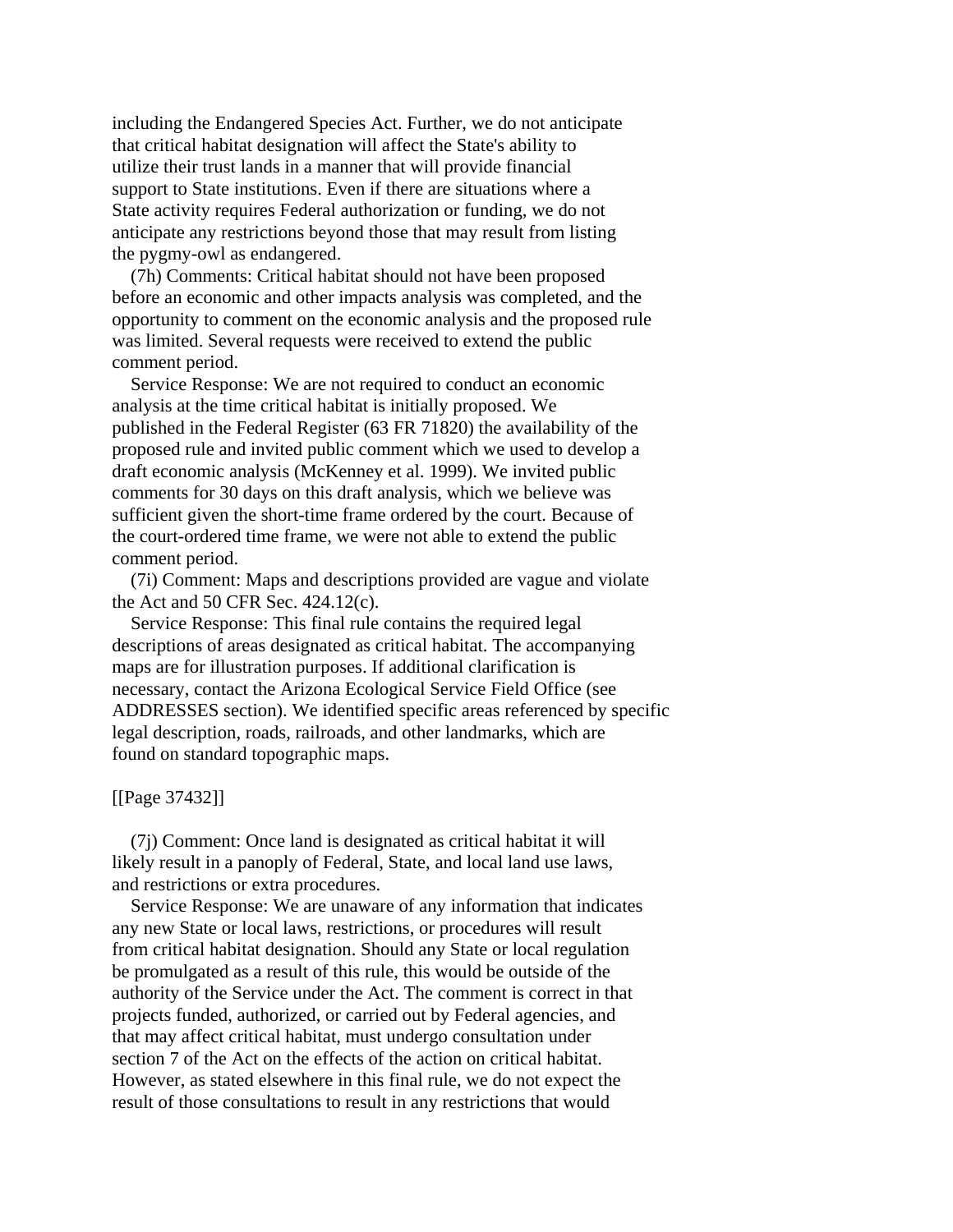including the Endangered Species Act. Further, we do not anticipate that critical habitat designation will affect the State's ability to utilize their trust lands in a manner that will provide financial support to State institutions. Even if there are situations where a State activity requires Federal authorization or funding, we do not anticipate any restrictions beyond those that may result from listing the pygmy-owl as endangered.

(7h) Comments: Critical habitat should not have been proposed before an economic and other impacts analysis was completed, and the opportunity to comment on the economic analysis and the proposed rule was limited. Several requests were received to extend the public comment period.

Service Response: We are not required to conduct an economic analysis at the time critical habitat is initially proposed. We published in the Federal Register (63 FR 71820) the availability of the proposed rule and invited public comment which we used to develop a draft economic analysis (McKenney et al. 1999). We invited public comments for 30 days on this draft analysis, which we believe was sufficient given the short-time frame ordered by the court. Because of the court-ordered time frame, we were not able to extend the public comment period.

(7i) Comment: Maps and descriptions provided are vague and violate the Act and 50 CFR Sec. 424.12(c).

Service Response: This final rule contains the required legal descriptions of areas designated as critical habitat. The accompanying maps are for illustration purposes. If additional clarification is necessary, contact the Arizona Ecological Service Field Office (see ADDRESSES section). We identified specific areas referenced by specific legal description, roads, railroads, and other landmarks, which are found on standard topographic maps.

[[Page 37432]]

(7j) Comment: Once land is designated as critical habitat it will likely result in a panoply of Federal, State, and local land use laws, and restrictions or extra procedures.

Service Response: We are unaware of any information that indicates any new State or local laws, restrictions, or procedures will result from critical habitat designation. Should any State or local regulation be promulgated as a result of this rule, this would be outside of the authority of the Service under the Act. The comment is correct in that projects funded, authorized, or carried out by Federal agencies, and that may affect critical habitat, must undergo consultation under section 7 of the Act on the effects of the action on critical habitat. However, as stated elsewhere in this final rule, we do not expect the result of those consultations to result in any restrictions that would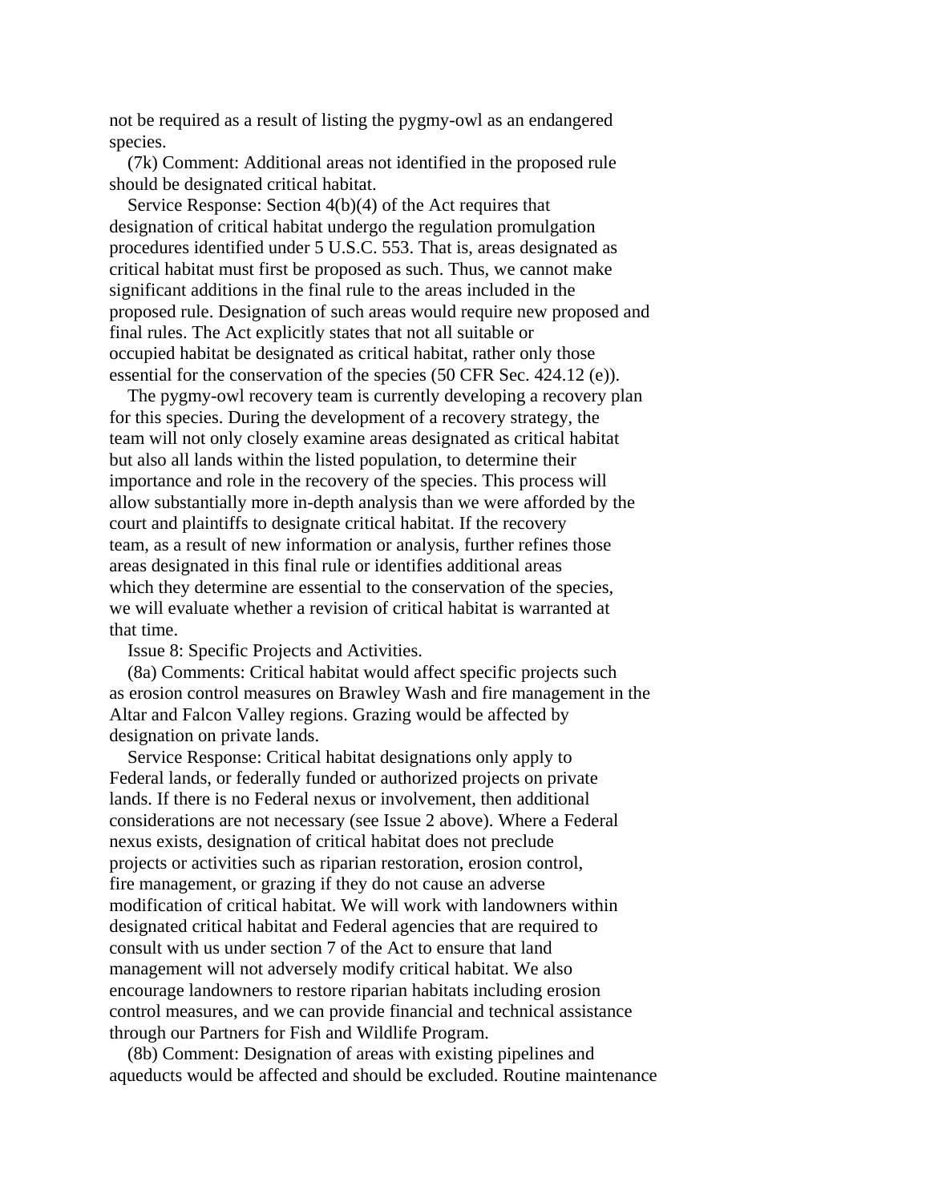not be required as a result of listing the pygmy-owl as an endangered species.

(7k) Comment: Additional areas not identified in the proposed rule should be designated critical habitat.

Service Response: Section 4(b)(4) of the Act requires that designation of critical habitat undergo the regulation promulgation procedures identified under 5 U.S.C. 553. That is, areas designated as critical habitat must first be proposed as such. Thus, we cannot make significant additions in the final rule to the areas included in the proposed rule. Designation of such areas would require new proposed and final rules. The Act explicitly states that not all suitable or occupied habitat be designated as critical habitat, rather only those essential for the conservation of the species (50 CFR Sec. 424.12 (e)).

The pygmy-owl recovery team is currently developing a recovery plan for this species. During the development of a recovery strategy, the team will not only closely examine areas designated as critical habitat but also all lands within the listed population, to determine their importance and role in the recovery of the species. This process will allow substantially more in-depth analysis than we were afforded by the court and plaintiffs to designate critical habitat. If the recovery team, as a result of new information or analysis, further refines those areas designated in this final rule or identifies additional areas which they determine are essential to the conservation of the species, we will evaluate whether a revision of critical habitat is warranted at that time.

Issue 8: Specific Projects and Activities.

(8a) Comments: Critical habitat would affect specific projects such as erosion control measures on Brawley Wash and fire management in the Altar and Falcon Valley regions. Grazing would be affected by designation on private lands.

Service Response: Critical habitat designations only apply to Federal lands, or federally funded or authorized projects on private lands. If there is no Federal nexus or involvement, then additional considerations are not necessary (see Issue 2 above). Where a Federal nexus exists, designation of critical habitat does not preclude projects or activities such as riparian restoration, erosion control, fire management, or grazing if they do not cause an adverse modification of critical habitat. We will work with landowners within designated critical habitat and Federal agencies that are required to consult with us under section 7 of the Act to ensure that land management will not adversely modify critical habitat. We also encourage landowners to restore riparian habitats including erosion control measures, and we can provide financial and technical assistance through our Partners for Fish and Wildlife Program.

(8b) Comment: Designation of areas with existing pipelines and aqueducts would be affected and should be excluded. Routine maintenance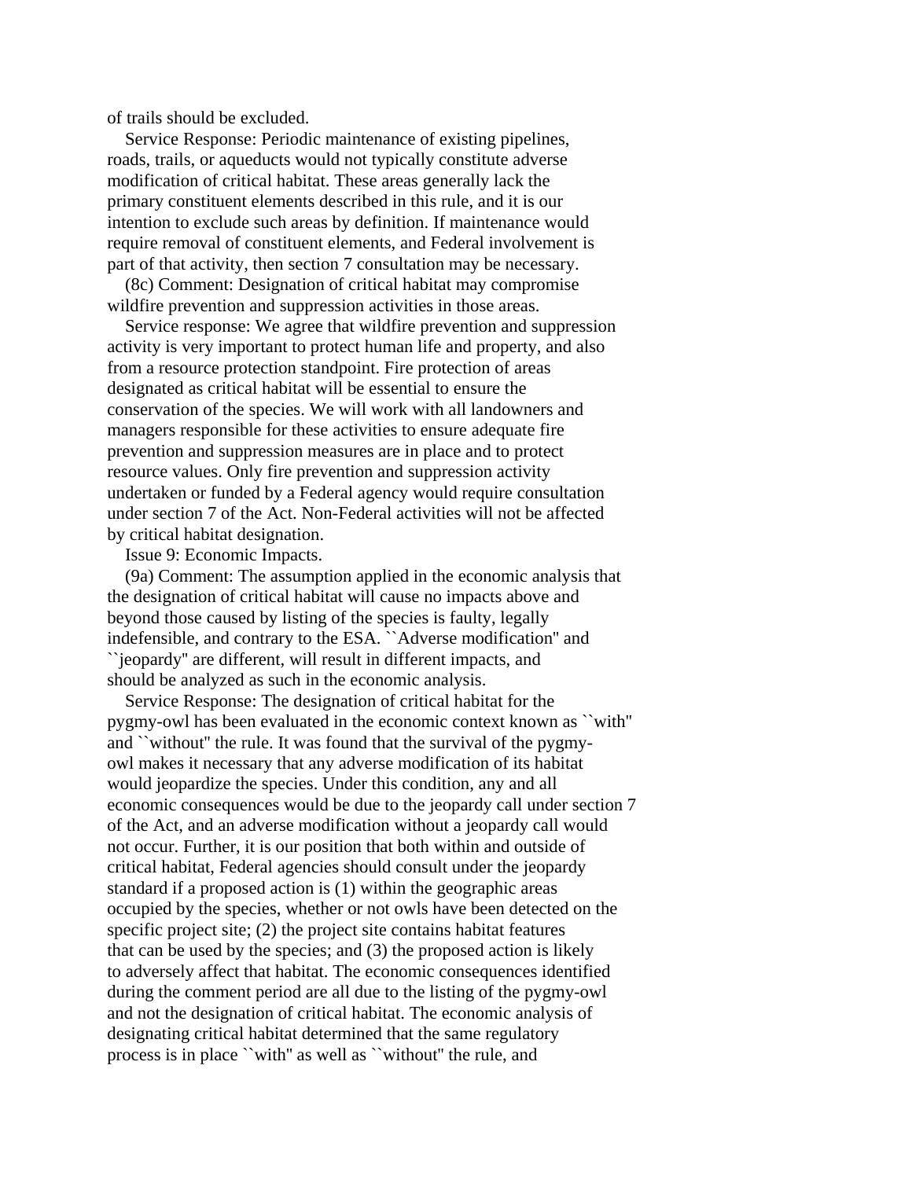of trails should be excluded.

Service Response: Periodic maintenance of existing pipelines, roads, trails, or aqueducts would not typically constitute adverse modification of critical habitat. These areas generally lack the primary constituent elements described in this rule, and it is our intention to exclude such areas by definition. If maintenance would require removal of constituent elements, and Federal involvement is part of that activity, then section 7 consultation may be necessary.

(8c) Comment: Designation of critical habitat may compromise wildfire prevention and suppression activities in those areas.

Service response: We agree that wildfire prevention and suppression activity is very important to protect human life and property, and also from a resource protection standpoint. Fire protection of areas designated as critical habitat will be essential to ensure the conservation of the species. We will work with all landowners and managers responsible for these activities to ensure adequate fire prevention and suppression measures are in place and to protect resource values. Only fire prevention and suppression activity undertaken or funded by a Federal agency would require consultation under section 7 of the Act. Non-Federal activities will not be affected by critical habitat designation.

Issue 9: Economic Impacts.

(9a) Comment: The assumption applied in the economic analysis that the designation of critical habitat will cause no impacts above and beyond those caused by listing of the species is faulty, legally indefensible, and contrary to the ESA. ``Adverse modification'' and ``jeopardy'' are different, will result in different impacts, and should be analyzed as such in the economic analysis.

Service Response: The designation of critical habitat for the pygmy-owl has been evaluated in the economic context known as ``with'' and ``without'' the rule. It was found that the survival of the pygmy-owl makes it necessary that any adverse modification of its habitat would jeopardize the species. Under this condition, any and all economic consequences would be due to the jeopardy call under section 7 of the Act, and an adverse modification without a jeopardy call would not occur. Further, it is our position that both within and outside of critical habitat, Federal agencies should consult under the jeopardy standard if a proposed action is (1) within the geographic areas occupied by the species, whether or not owls have been detected on the specific project site; (2) the project site contains habitat features that can be used by the species; and (3) the proposed action is likely to adversely affect that habitat. The economic consequences identified during the comment period are all due to the listing of the pygmy-owl and not the designation of critical habitat. The economic analysis of designating critical habitat determined that the same regulatory process is in place ``with'' as well as ``without'' the rule, and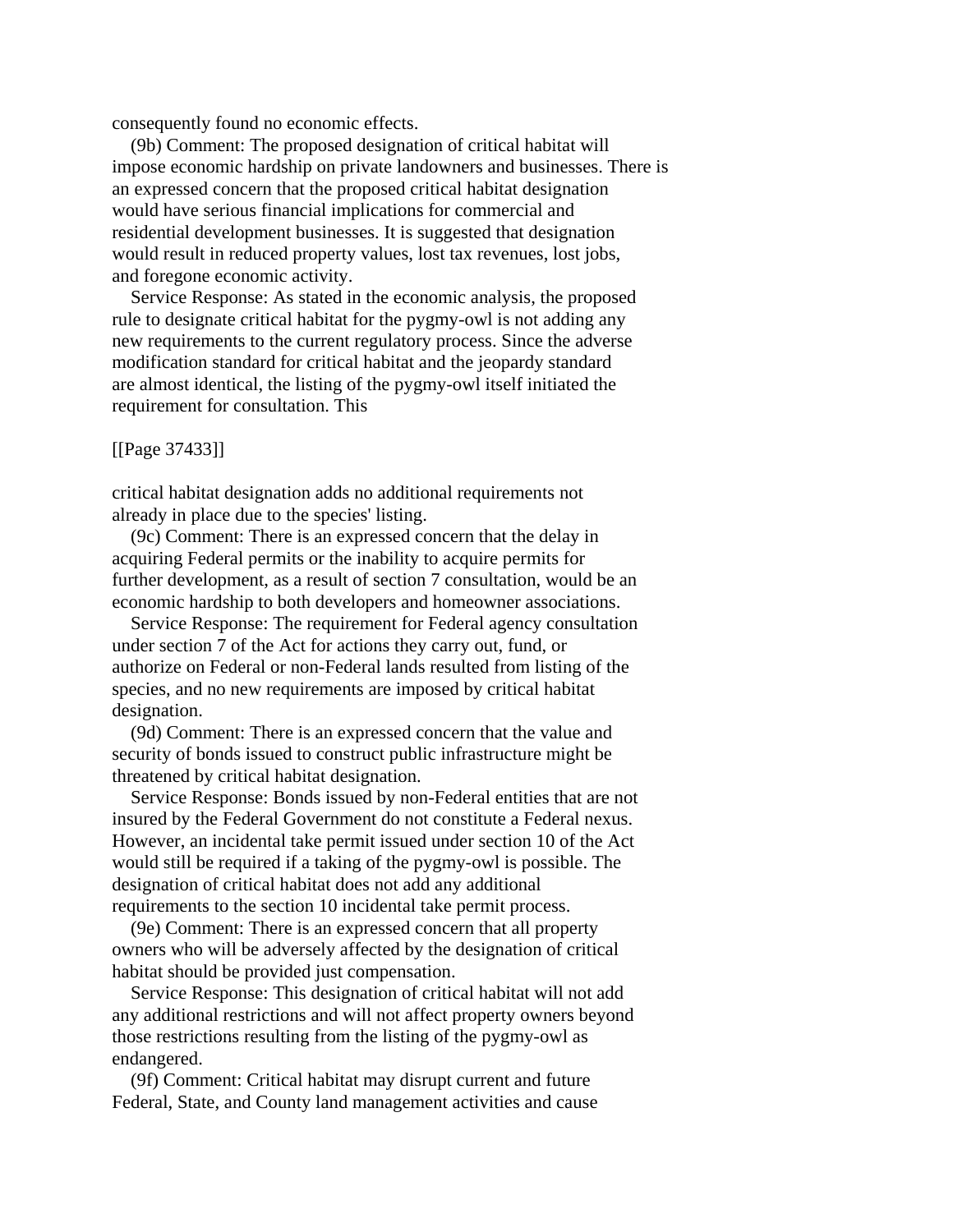consequently found no economic effects.

(9b) Comment: The proposed designation of critical habitat will impose economic hardship on private landowners and businesses. There is an expressed concern that the proposed critical habitat designation would have serious financial implications for commercial and residential development businesses. It is suggested that designation would result in reduced property values, lost tax revenues, lost jobs, and foregone economic activity.

Service Response: As stated in the economic analysis, the proposed rule to designate critical habitat for the pygmy-owl is not adding any new requirements to the current regulatory process. Since the adverse modification standard for critical habitat and the jeopardy standard are almost identical, the listing of the pygmy-owl itself initiated the requirement for consultation. This

[[Page 37433]]

critical habitat designation adds no additional requirements not already in place due to the species' listing.

(9c) Comment: There is an expressed concern that the delay in acquiring Federal permits or the inability to acquire permits for further development, as a result of section 7 consultation, would be an economic hardship to both developers and homeowner associations.

Service Response: The requirement for Federal agency consultation under section 7 of the Act for actions they carry out, fund, or authorize on Federal or non-Federal lands resulted from listing of the species, and no new requirements are imposed by critical habitat designation.

(9d) Comment: There is an expressed concern that the value and security of bonds issued to construct public infrastructure might be threatened by critical habitat designation.

Service Response: Bonds issued by non-Federal entities that are not insured by the Federal Government do not constitute a Federal nexus. However, an incidental take permit issued under section 10 of the Act would still be required if a taking of the pygmy-owl is possible. The designation of critical habitat does not add any additional requirements to the section 10 incidental take permit process.

(9e) Comment: There is an expressed concern that all property owners who will be adversely affected by the designation of critical habitat should be provided just compensation.

Service Response: This designation of critical habitat will not add any additional restrictions and will not affect property owners beyond those restrictions resulting from the listing of the pygmy-owl as endangered.

(9f) Comment: Critical habitat may disrupt current and future Federal, State, and County land management activities and cause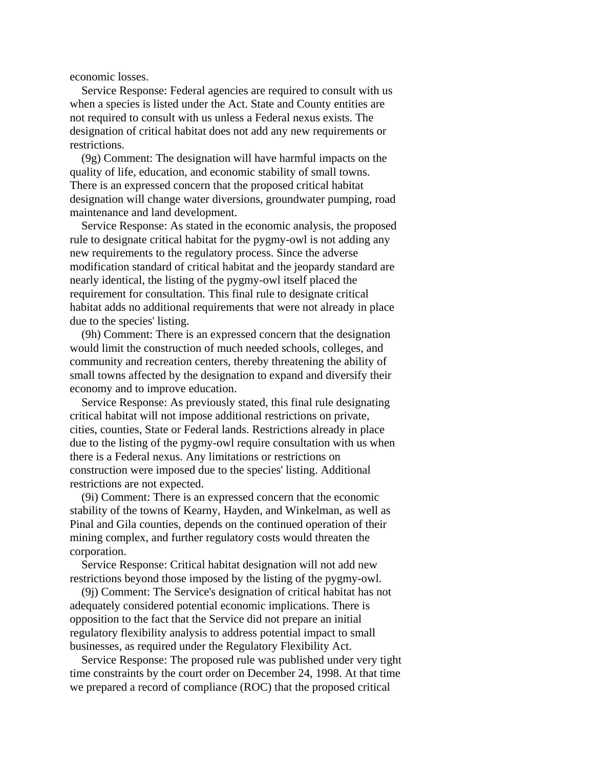economic losses.

Service Response: Federal agencies are required to consult with us when a species is listed under the Act. State and County entities are not required to consult with us unless a Federal nexus exists. The designation of critical habitat does not add any new requirements or restrictions.

(9g) Comment: The designation will have harmful impacts on the quality of life, education, and economic stability of small towns. There is an expressed concern that the proposed critical habitat designation will change water diversions, groundwater pumping, road maintenance and land development.

Service Response: As stated in the economic analysis, the proposed rule to designate critical habitat for the pygmy-owl is not adding any new requirements to the regulatory process. Since the adverse modification standard of critical habitat and the jeopardy standard are nearly identical, the listing of the pygmy-owl itself placed the requirement for consultation. This final rule to designate critical habitat adds no additional requirements that were not already in place due to the species' listing.

(9h) Comment: There is an expressed concern that the designation would limit the construction of much needed schools, colleges, and community and recreation centers, thereby threatening the ability of small towns affected by the designation to expand and diversify their economy and to improve education.

Service Response: As previously stated, this final rule designating critical habitat will not impose additional restrictions on private, cities, counties, State or Federal lands. Restrictions already in place due to the listing of the pygmy-owl require consultation with us when there is a Federal nexus. Any limitations or restrictions on construction were imposed due to the species' listing. Additional restrictions are not expected.

(9i) Comment: There is an expressed concern that the economic stability of the towns of Kearny, Hayden, and Winkelman, as well as Pinal and Gila counties, depends on the continued operation of their mining complex, and further regulatory costs would threaten the corporation.

Service Response: Critical habitat designation will not add new restrictions beyond those imposed by the listing of the pygmy-owl.

(9j) Comment: The Service's designation of critical habitat has not adequately considered potential economic implications. There is opposition to the fact that the Service did not prepare an initial regulatory flexibility analysis to address potential impact to small businesses, as required under the Regulatory Flexibility Act.

Service Response: The proposed rule was published under very tight time constraints by the court order on December 24, 1998. At that time we prepared a record of compliance (ROC) that the proposed critical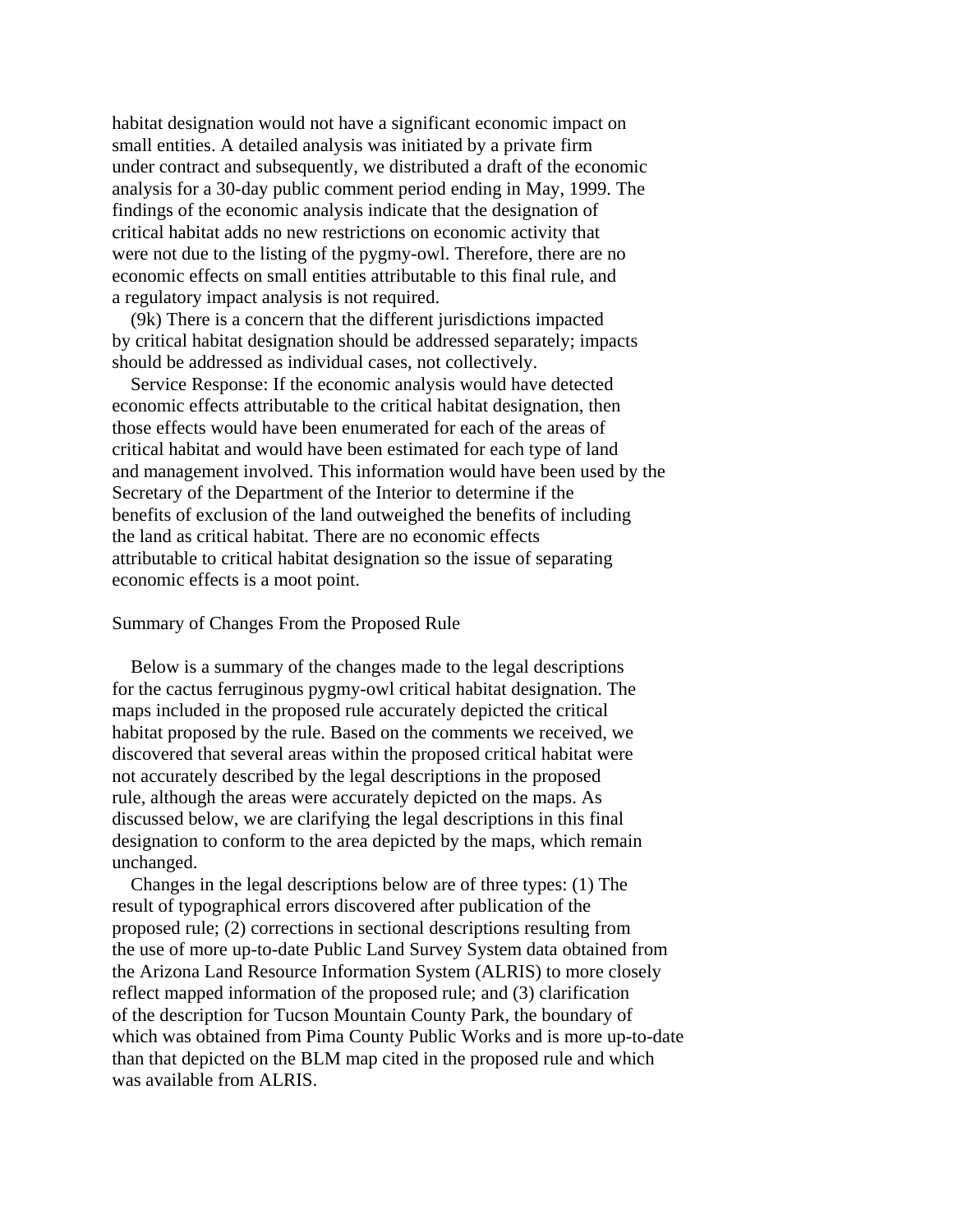habitat designation would not have a significant economic impact on small entities. A detailed analysis was initiated by a private firm under contract and subsequently, we distributed a draft of the economic analysis for a 30-day public comment period ending in May, 1999. The findings of the economic analysis indicate that the designation of critical habitat adds no new restrictions on economic activity that were not due to the listing of the pygmy-owl. Therefore, there are no economic effects on small entities attributable to this final rule, and a regulatory impact analysis is not required.

(9k) There is a concern that the different jurisdictions impacted by critical habitat designation should be addressed separately; impacts should be addressed as individual cases, not collectively.

Service Response: If the economic analysis would have detected economic effects attributable to the critical habitat designation, then those effects would have been enumerated for each of the areas of critical habitat and would have been estimated for each type of land and management involved. This information would have been used by the Secretary of the Department of the Interior to determine if the benefits of exclusion of the land outweighed the benefits of including the land as critical habitat. There are no economic effects attributable to critical habitat designation so the issue of separating economic effects is a moot point.

## Summary of Changes From the Proposed Rule

Below is a summary of the changes made to the legal descriptions for the cactus ferruginous pygmy-owl critical habitat designation. The maps included in the proposed rule accurately depicted the critical habitat proposed by the rule. Based on the comments we received, we discovered that several areas within the proposed critical habitat were not accurately described by the legal descriptions in the proposed rule, although the areas were accurately depicted on the maps. As discussed below, we are clarifying the legal descriptions in this final designation to conform to the area depicted by the maps, which remain unchanged.

Changes in the legal descriptions below are of three types: (1) The result of typographical errors discovered after publication of the proposed rule; (2) corrections in sectional descriptions resulting from the use of more up-to-date Public Land Survey System data obtained from the Arizona Land Resource Information System (ALRIS) to more closely reflect mapped information of the proposed rule; and (3) clarification of the description for Tucson Mountain County Park, the boundary of which was obtained from Pima County Public Works and is more up-to-date than that depicted on the BLM map cited in the proposed rule and which was available from ALRIS.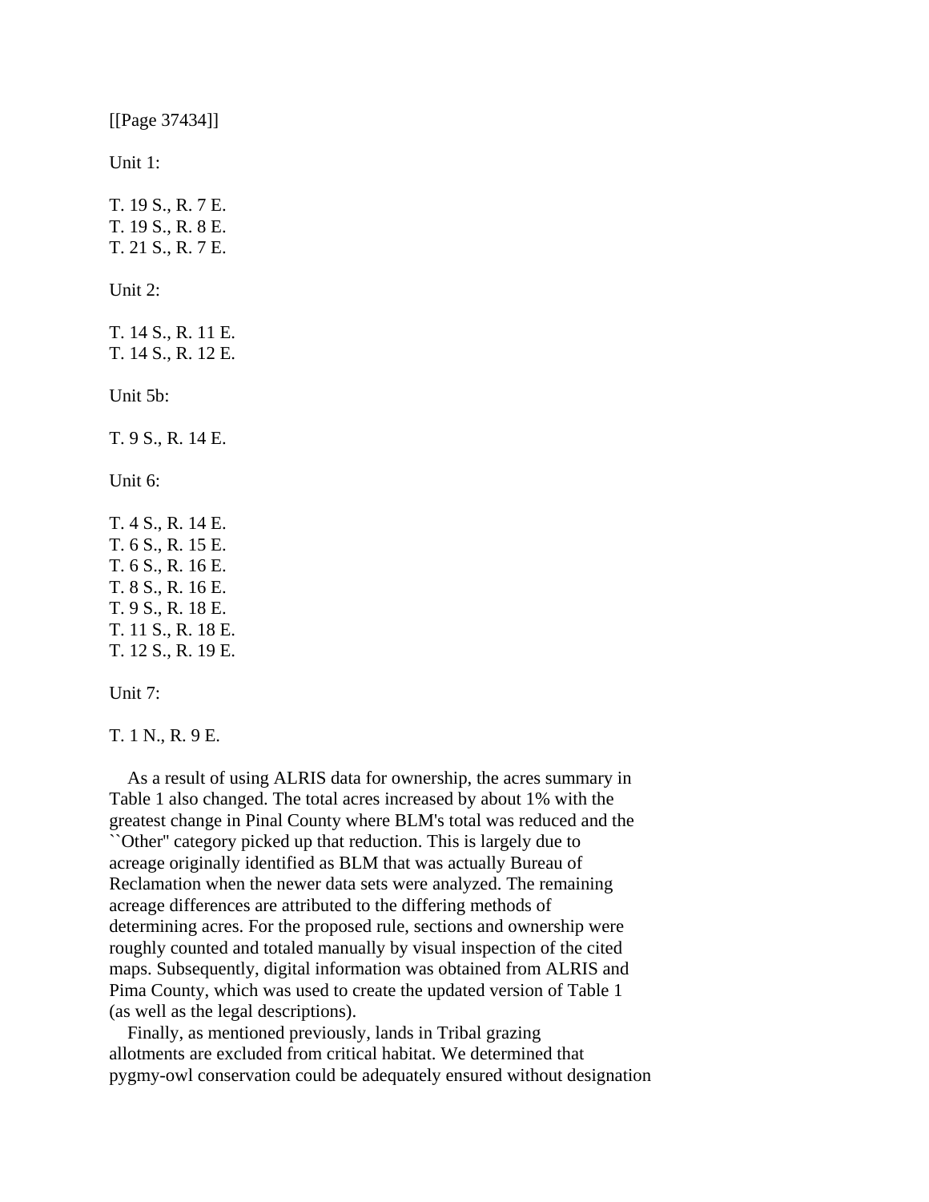Unit 1:

T. 19 S., R. 7 E.
T. 19 S., R. 8 E.
T. 21 S., R. 7 E.

Unit 2:

T. 14 S., R. 11 E.
T. 14 S., R. 12 E.

Unit 5b:

T. 9 S., R. 14 E.

Unit 6:

T. 4 S., R. 14 E.
T. 6 S., R. 15 E.
T. 6 S., R. 16 E.
T. 8 S., R. 16 E.
T. 9 S., R. 18 E.
T. 11 S., R. 18 E.
T. 12 S., R. 19 E.

Unit 7:

T. 1 N., R. 9 E.

As a result of using ALRIS data for ownership, the acres summary in Table 1 also changed. The total acres increased by about 1% with the greatest change in Pinal County where BLM's total was reduced and the ``Other'' category picked up that reduction. This is largely due to acreage originally identified as BLM that was actually Bureau of Reclamation when the newer data sets were analyzed. The remaining acreage differences are attributed to the differing methods of determining acres. For the proposed rule, sections and ownership were roughly counted and totaled manually by visual inspection of the cited maps. Subsequently, digital information was obtained from ALRIS and Pima County, which was used to create the updated version of Table 1 (as well as the legal descriptions).

Finally, as mentioned previously, lands in Tribal grazing allotments are excluded from critical habitat. We determined that pygmy-owl conservation could be adequately ensured without designation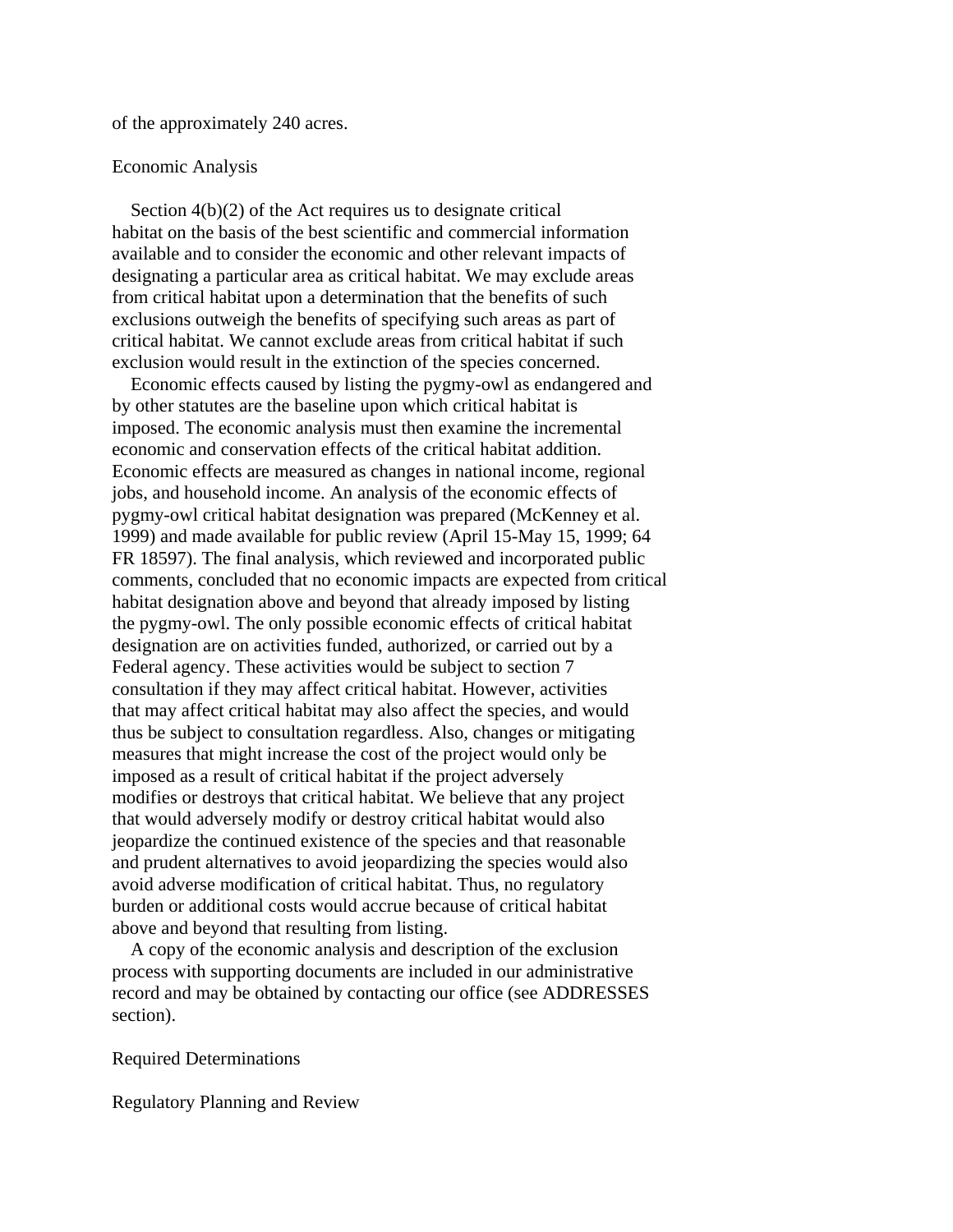of the approximately 240 acres.

## Economic Analysis

Section 4(b)(2) of the Act requires us to designate critical habitat on the basis of the best scientific and commercial information available and to consider the economic and other relevant impacts of designating a particular area as critical habitat. We may exclude areas from critical habitat upon a determination that the benefits of such exclusions outweigh the benefits of specifying such areas as part of critical habitat. We cannot exclude areas from critical habitat if such exclusion would result in the extinction of the species concerned.

Economic effects caused by listing the pygmy-owl as endangered and by other statutes are the baseline upon which critical habitat is imposed. The economic analysis must then examine the incremental economic and conservation effects of the critical habitat addition. Economic effects are measured as changes in national income, regional jobs, and household income. An analysis of the economic effects of pygmy-owl critical habitat designation was prepared (McKenney et al. 1999) and made available for public review (April 15-May 15, 1999; 64 FR 18597). The final analysis, which reviewed and incorporated public comments, concluded that no economic impacts are expected from critical habitat designation above and beyond that already imposed by listing the pygmy-owl. The only possible economic effects of critical habitat designation are on activities funded, authorized, or carried out by a Federal agency. These activities would be subject to section 7 consultation if they may affect critical habitat. However, activities that may affect critical habitat may also affect the species, and would thus be subject to consultation regardless. Also, changes or mitigating measures that might increase the cost of the project would only be imposed as a result of critical habitat if the project adversely modifies or destroys that critical habitat. We believe that any project that would adversely modify or destroy critical habitat would also jeopardize the continued existence of the species and that reasonable and prudent alternatives to avoid jeopardizing the species would also avoid adverse modification of critical habitat. Thus, no regulatory burden or additional costs would accrue because of critical habitat above and beyond that resulting from listing.

A copy of the economic analysis and description of the exclusion process with supporting documents are included in our administrative record and may be obtained by contacting our office (see ADDRESSES section).

## Required Determinations

### Regulatory Planning and Review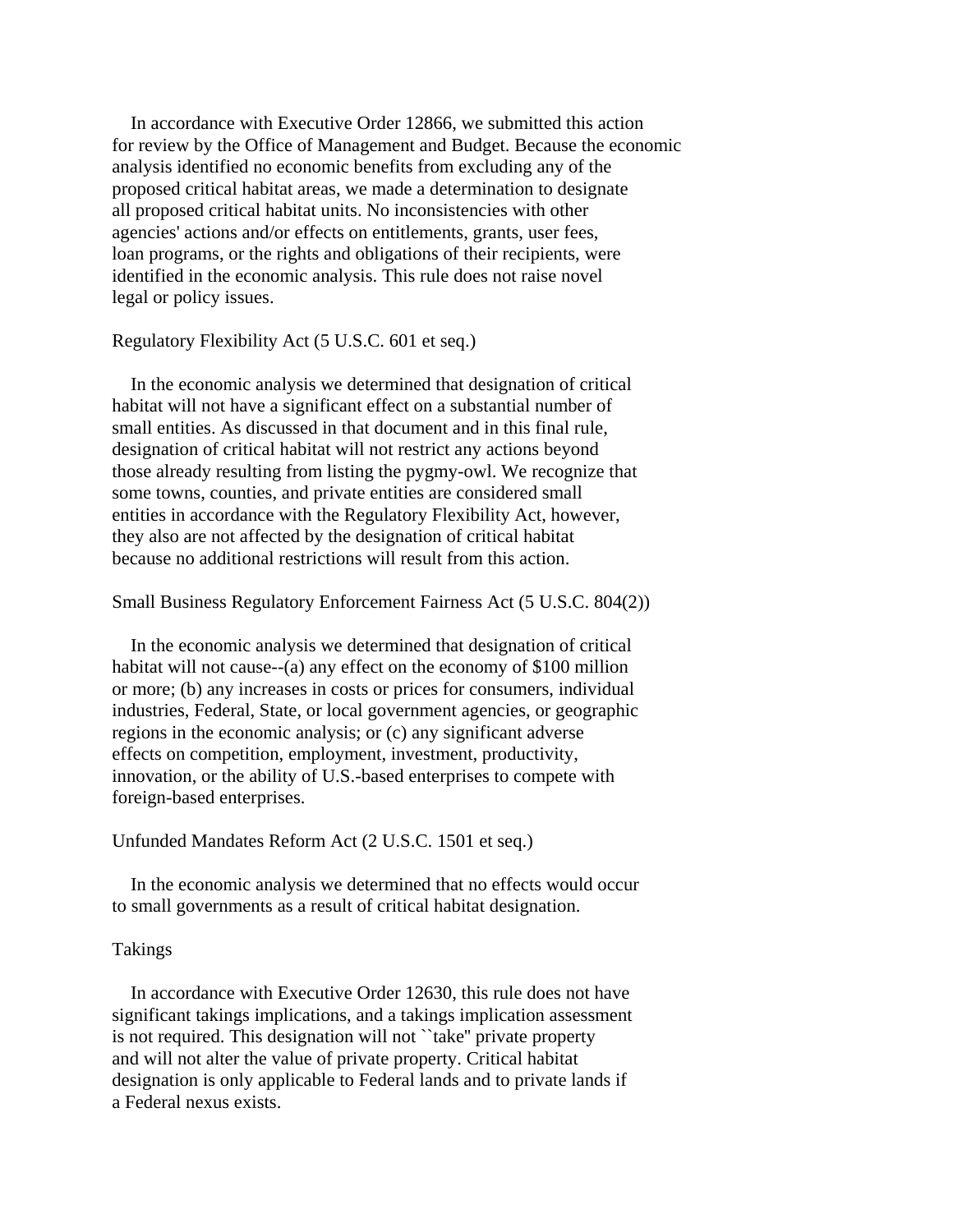In accordance with Executive Order 12866, we submitted this action for review by the Office of Management and Budget. Because the economic analysis identified no economic benefits from excluding any of the proposed critical habitat areas, we made a determination to designate all proposed critical habitat units. No inconsistencies with other agencies' actions and/or effects on entitlements, grants, user fees, loan programs, or the rights and obligations of their recipients, were identified in the economic analysis. This rule does not raise novel legal or policy issues.

Regulatory Flexibility Act (5 U.S.C. 601 et seq.)

In the economic analysis we determined that designation of critical habitat will not have a significant effect on a substantial number of small entities. As discussed in that document and in this final rule, designation of critical habitat will not restrict any actions beyond those already resulting from listing the pygmy-owl. We recognize that some towns, counties, and private entities are considered small entities in accordance with the Regulatory Flexibility Act, however, they also are not affected by the designation of critical habitat because no additional restrictions will result from this action.

Small Business Regulatory Enforcement Fairness Act (5 U.S.C. 804(2))

In the economic analysis we determined that designation of critical habitat will not cause--(a) any effect on the economy of $100 million or more; (b) any increases in costs or prices for consumers, individual industries, Federal, State, or local government agencies, or geographic regions in the economic analysis; or (c) any significant adverse effects on competition, employment, investment, productivity, innovation, or the ability of U.S.-based enterprises to compete with foreign-based enterprises.

Unfunded Mandates Reform Act (2 U.S.C. 1501 et seq.)

In the economic analysis we determined that no effects would occur to small governments as a result of critical habitat designation.

Takings

In accordance with Executive Order 12630, this rule does not have significant takings implications, and a takings implication assessment is not required. This designation will not ``take'' private property and will not alter the value of private property. Critical habitat designation is only applicable to Federal lands and to private lands if a Federal nexus exists.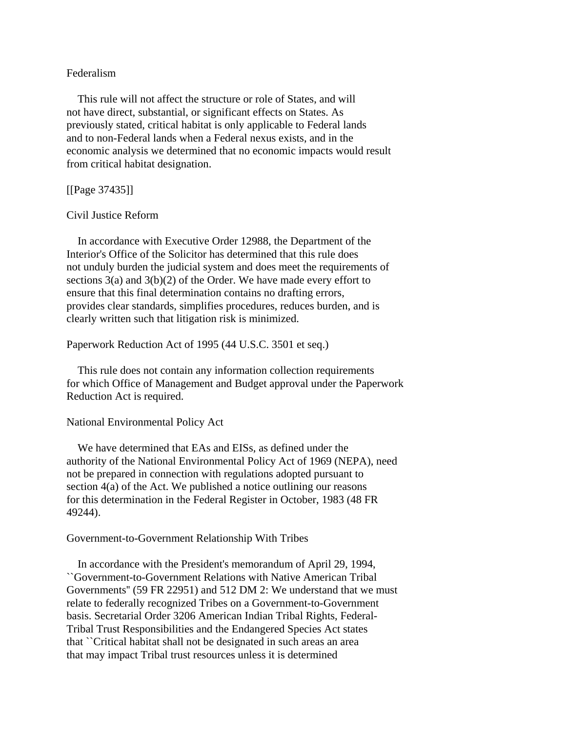## Federalism

This rule will not affect the structure or role of States, and will not have direct, substantial, or significant effects on States. As previously stated, critical habitat is only applicable to Federal lands and to non-Federal lands when a Federal nexus exists, and in the economic analysis we determined that no economic impacts would result from critical habitat designation.

[[Page 37435]]

## Civil Justice Reform

In accordance with Executive Order 12988, the Department of the Interior's Office of the Solicitor has determined that this rule does not unduly burden the judicial system and does meet the requirements of sections 3(a) and 3(b)(2) of the Order. We have made every effort to ensure that this final determination contains no drafting errors, provides clear standards, simplifies procedures, reduces burden, and is clearly written such that litigation risk is minimized.

## Paperwork Reduction Act of 1995 (44 U.S.C. 3501 et seq.)

This rule does not contain any information collection requirements for which Office of Management and Budget approval under the Paperwork Reduction Act is required.

## National Environmental Policy Act

We have determined that EAs and EISs, as defined under the authority of the National Environmental Policy Act of 1969 (NEPA), need not be prepared in connection with regulations adopted pursuant to section 4(a) of the Act. We published a notice outlining our reasons for this determination in the Federal Register in October, 1983 (48 FR 49244).

## Government-to-Government Relationship With Tribes

In accordance with the President's memorandum of April 29, 1994, ``Government-to-Government Relations with Native American Tribal Governments'' (59 FR 22951) and 512 DM 2: We understand that we must relate to federally recognized Tribes on a Government-to-Government basis. Secretarial Order 3206 American Indian Tribal Rights, Federal-Tribal Trust Responsibilities and the Endangered Species Act states that ``Critical habitat shall not be designated in such areas an area that may impact Tribal trust resources unless it is determined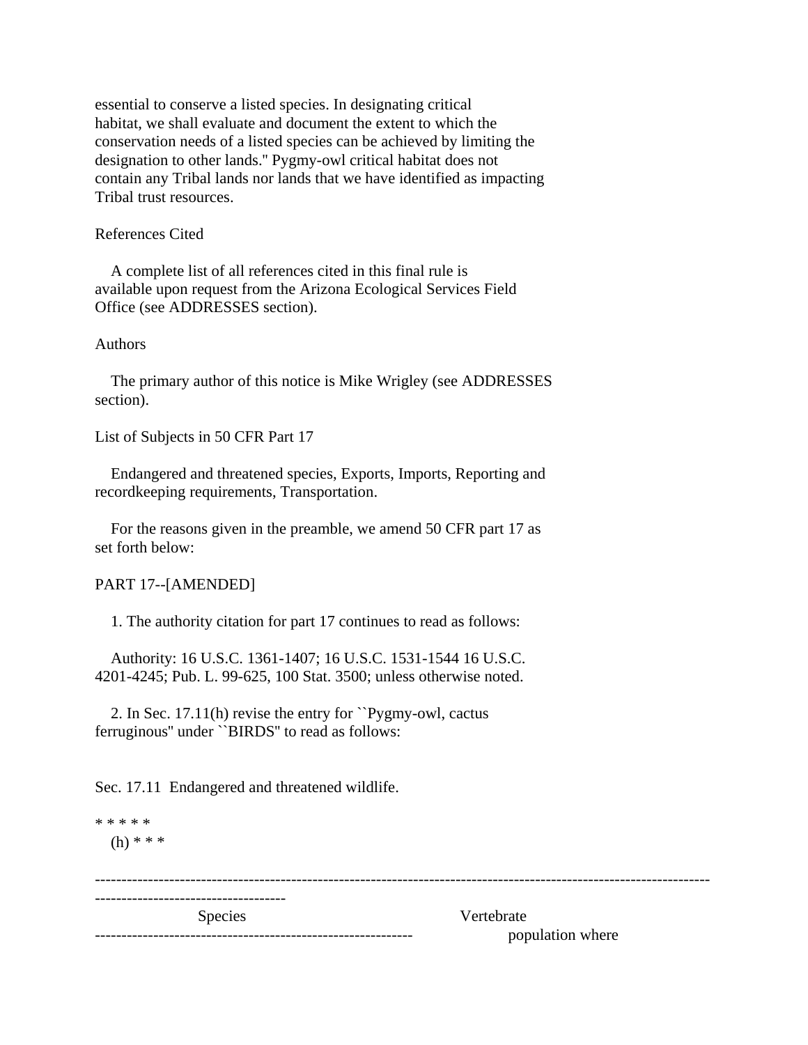essential to conserve a listed species. In designating critical habitat, we shall evaluate and document the extent to which the conservation needs of a listed species can be achieved by limiting the designation to other lands.'' Pygmy-owl critical habitat does not contain any Tribal lands nor lands that we have identified as impacting Tribal trust resources.

References Cited

A complete list of all references cited in this final rule is available upon request from the Arizona Ecological Services Field Office (see ADDRESSES section).

Authors

The primary author of this notice is Mike Wrigley (see ADDRESSES section).

List of Subjects in 50 CFR Part 17

Endangered and threatened species, Exports, Imports, Reporting and recordkeeping requirements, Transportation.

For the reasons given in the preamble, we amend 50 CFR part 17 as set forth below:

PART 17--[AMENDED]

1. The authority citation for part 17 continues to read as follows:

Authority: 16 U.S.C. 1361-1407; 16 U.S.C. 1531-1544 16 U.S.C. 4201-4245; Pub. L. 99-625, 100 Stat. 3500; unless otherwise noted.

2. In Sec. 17.11(h) revise the entry for ``Pygmy-owl, cactus ferruginous'' under ``BIRDS'' to read as follows:

Sec. 17.11 Endangered and threatened wildlife.

* * * * *
(h) * * *

```
--------------------------------------------------------------------------------------------------------------------------------------------------
                    Species                                    Vertebrate
-------------------------------------------------------------        population where
```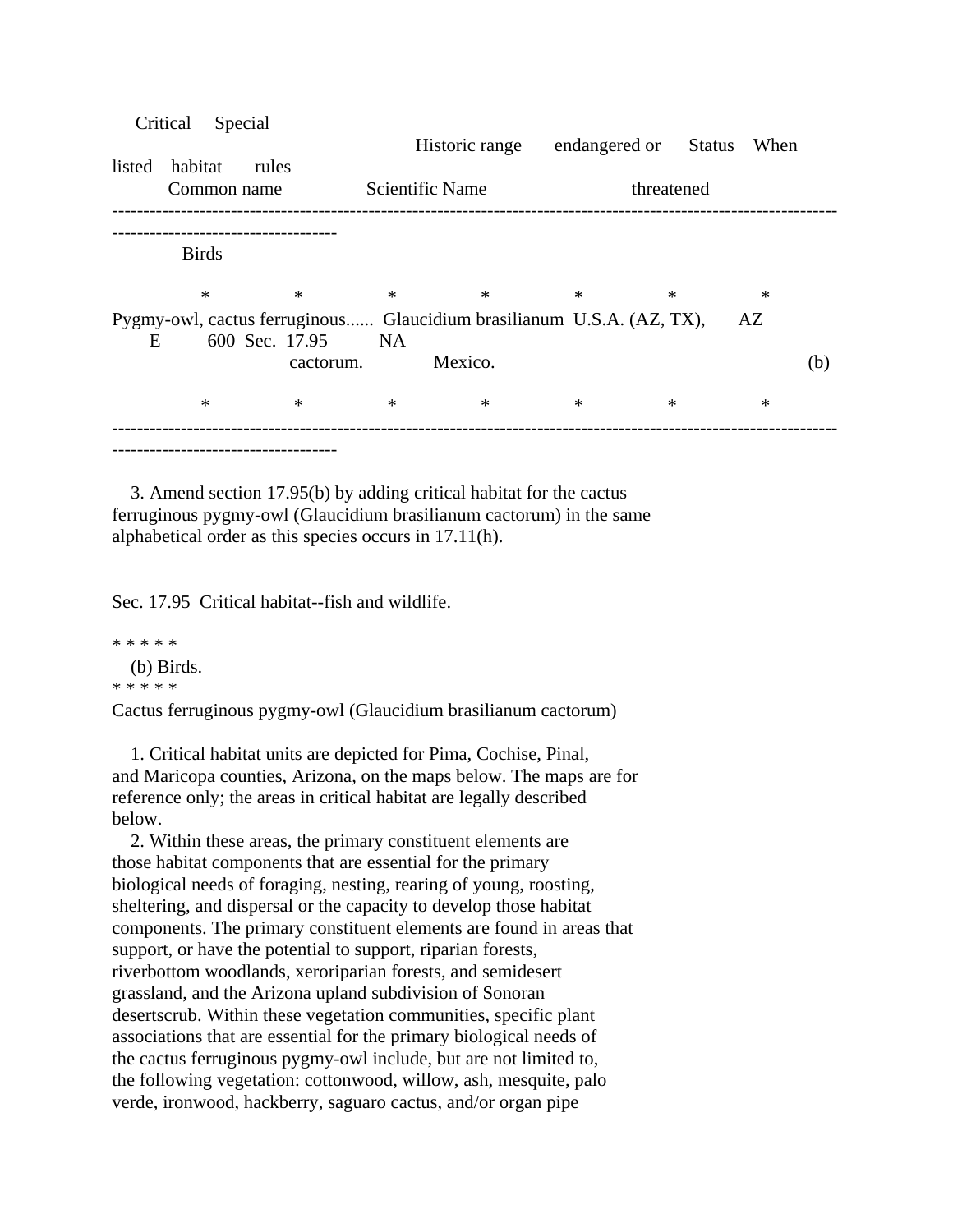| Common name | Scientific Name | Historic range | Vertebrate population where endangered or threatened | Status | When listed | Critical habitat | Special rules |
|---|---|---|---|---|---|---|---|
| Birds | | | | | | | |
| * | * | * | * | * | * | * | |
| Pygmy-owl, cactus ferruginous...... | Glaucidium brasilianum cactorum. | U.S.A. (AZ, TX), Mexico. | AZ | E | 600 | Sec. 17.95 (b) | NA |
| * | * | * | * | * | * | * | |

3. Amend section 17.95(b) by adding critical habitat for the cactus ferruginous pygmy-owl (Glaucidium brasilianum cactorum) in the same alphabetical order as this species occurs in 17.11(h).

Sec. 17.95 Critical habitat--fish and wildlife.

* * * * *

(b) Birds.

* * * * *

Cactus ferruginous pygmy-owl (Glaucidium brasilianum cactorum)

1. Critical habitat units are depicted for Pima, Cochise, Pinal, and Maricopa counties, Arizona, on the maps below. The maps are for reference only; the areas in critical habitat are legally described below.

2. Within these areas, the primary constituent elements are those habitat components that are essential for the primary biological needs of foraging, nesting, rearing of young, roosting, sheltering, and dispersal or the capacity to develop those habitat components. The primary constituent elements are found in areas that support, or have the potential to support, riparian forests, riverbottom woodlands, xeroriparian forests, and semidesert grassland, and the Arizona upland subdivision of Sonoran desertscrub. Within these vegetation communities, specific plant associations that are essential for the primary biological needs of the cactus ferruginous pygmy-owl include, but are not limited to, the following vegetation: cottonwood, willow, ash, mesquite, palo verde, ironwood, hackberry, saguaro cactus, and/or organ pipe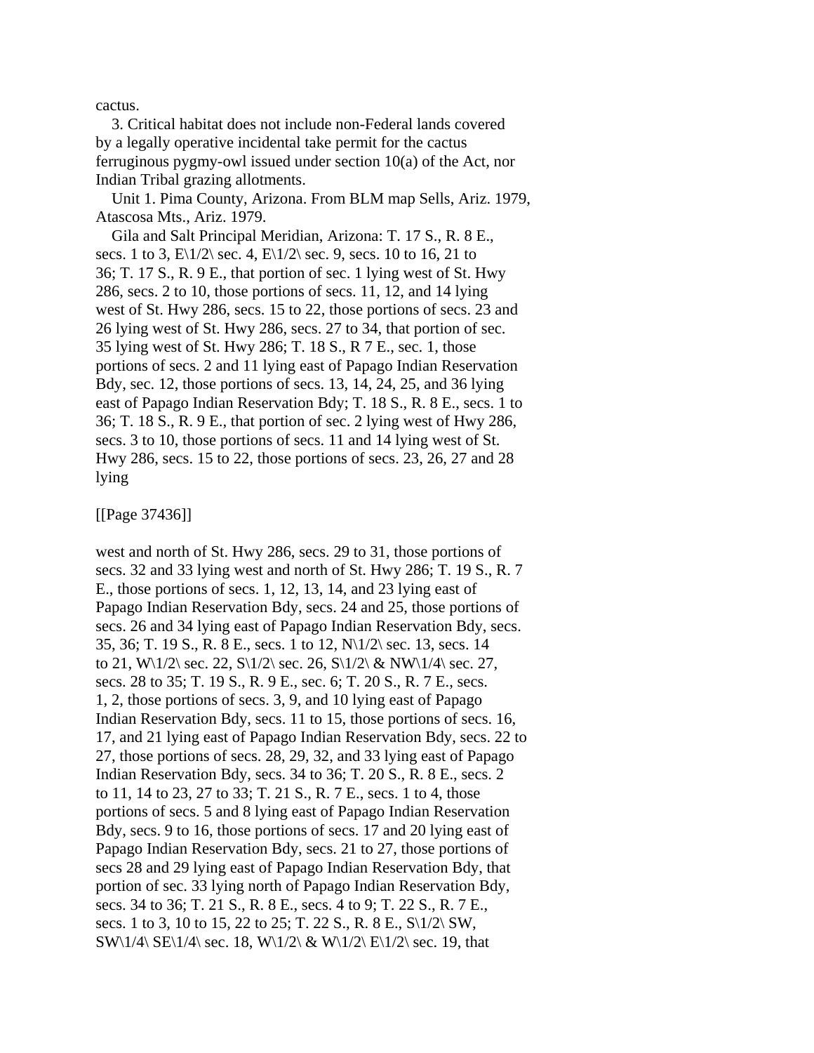cactus.

3. Critical habitat does not include non-Federal lands covered by a legally operative incidental take permit for the cactus ferruginous pygmy-owl issued under section 10(a) of the Act, nor Indian Tribal grazing allotments.

Unit 1. Pima County, Arizona. From BLM map Sells, Ariz. 1979, Atascosa Mts., Ariz. 1979.

Gila and Salt Principal Meridian, Arizona: T. 17 S., R. 8 E., secs. 1 to 3, E\1/2\ sec. 4, E\1/2\ sec. 9, secs. 10 to 16, 21 to 36; T. 17 S., R. 9 E., that portion of sec. 1 lying west of St. Hwy 286, secs. 2 to 10, those portions of secs. 11, 12, and 14 lying west of St. Hwy 286, secs. 15 to 22, those portions of secs. 23 and 26 lying west of St. Hwy 286, secs. 27 to 34, that portion of sec. 35 lying west of St. Hwy 286; T. 18 S., R 7 E., sec. 1, those portions of secs. 2 and 11 lying east of Papago Indian Reservation Bdy, sec. 12, those portions of secs. 13, 14, 24, 25, and 36 lying east of Papago Indian Reservation Bdy; T. 18 S., R. 8 E., secs. 1 to 36; T. 18 S., R. 9 E., that portion of sec. 2 lying west of Hwy 286, secs. 3 to 10, those portions of secs. 11 and 14 lying west of St. Hwy 286, secs. 15 to 22, those portions of secs. 23, 26, 27 and 28 lying

[[Page 37436]]

west and north of St. Hwy 286, secs. 29 to 31, those portions of secs. 32 and 33 lying west and north of St. Hwy 286; T. 19 S., R. 7 E., those portions of secs. 1, 12, 13, 14, and 23 lying east of Papago Indian Reservation Bdy, secs. 24 and 25, those portions of secs. 26 and 34 lying east of Papago Indian Reservation Bdy, secs. 35, 36; T. 19 S., R. 8 E., secs. 1 to 12, N\1/2\ sec. 13, secs. 14 to 21, W\1/2\ sec. 22, S\1/2\ sec. 26, S\1/2\ & NW\1/4\ sec. 27, secs. 28 to 35; T. 19 S., R. 9 E., sec. 6; T. 20 S., R. 7 E., secs. 1, 2, those portions of secs. 3, 9, and 10 lying east of Papago Indian Reservation Bdy, secs. 11 to 15, those portions of secs. 16, 17, and 21 lying east of Papago Indian Reservation Bdy, secs. 22 to 27, those portions of secs. 28, 29, 32, and 33 lying east of Papago Indian Reservation Bdy, secs. 34 to 36; T. 20 S., R. 8 E., secs. 2 to 11, 14 to 23, 27 to 33; T. 21 S., R. 7 E., secs. 1 to 4, those portions of secs. 5 and 8 lying east of Papago Indian Reservation Bdy, secs. 9 to 16, those portions of secs. 17 and 20 lying east of Papago Indian Reservation Bdy, secs. 21 to 27, those portions of secs 28 and 29 lying east of Papago Indian Reservation Bdy, that portion of sec. 33 lying north of Papago Indian Reservation Bdy, secs. 34 to 36; T. 21 S., R. 8 E., secs. 4 to 9; T. 22 S., R. 7 E., secs. 1 to 3, 10 to 15, 22 to 25; T. 22 S., R. 8 E., S\1/2\ SW, SW\1/4\ SE\1/4\ sec. 18, W\1/2\ & W\1/2\ E\1/2\ sec. 19, that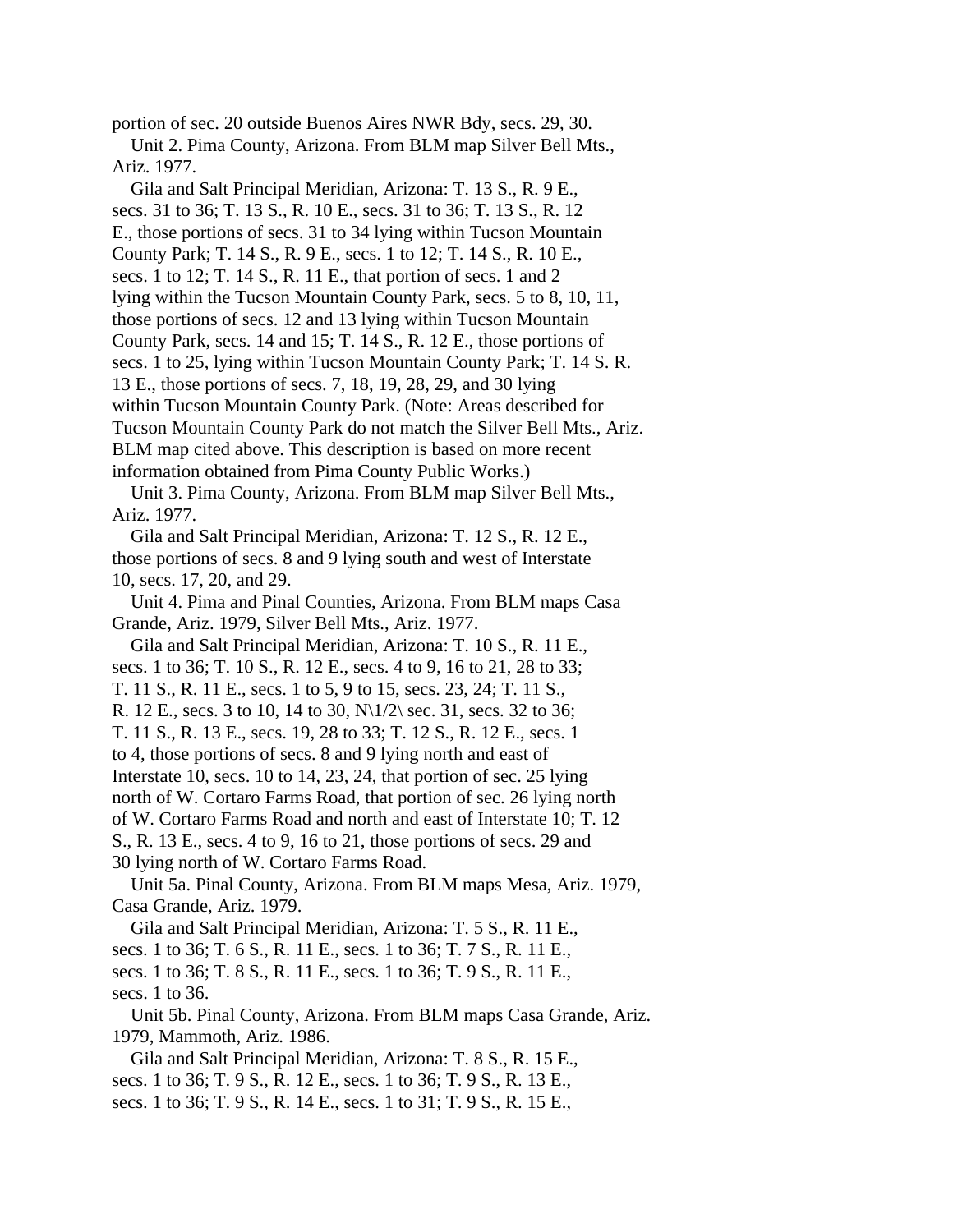portion of sec. 20 outside Buenos Aires NWR Bdy, secs. 29, 30.

Unit 2. Pima County, Arizona. From BLM map Silver Bell Mts., Ariz. 1977.

Gila and Salt Principal Meridian, Arizona: T. 13 S., R. 9 E., secs. 31 to 36; T. 13 S., R. 10 E., secs. 31 to 36; T. 13 S., R. 12 E., those portions of secs. 31 to 34 lying within Tucson Mountain County Park; T. 14 S., R. 9 E., secs. 1 to 12; T. 14 S., R. 10 E., secs. 1 to 12; T. 14 S., R. 11 E., that portion of secs. 1 and 2 lying within the Tucson Mountain County Park, secs. 5 to 8, 10, 11, those portions of secs. 12 and 13 lying within Tucson Mountain County Park, secs. 14 and 15; T. 14 S., R. 12 E., those portions of secs. 1 to 25, lying within Tucson Mountain County Park; T. 14 S. R. 13 E., those portions of secs. 7, 18, 19, 28, 29, and 30 lying within Tucson Mountain County Park. (Note: Areas described for Tucson Mountain County Park do not match the Silver Bell Mts., Ariz. BLM map cited above. This description is based on more recent information obtained from Pima County Public Works.)

Unit 3. Pima County, Arizona. From BLM map Silver Bell Mts., Ariz. 1977.

Gila and Salt Principal Meridian, Arizona: T. 12 S., R. 12 E., those portions of secs. 8 and 9 lying south and west of Interstate 10, secs. 17, 20, and 29.

Unit 4. Pima and Pinal Counties, Arizona. From BLM maps Casa Grande, Ariz. 1979, Silver Bell Mts., Ariz. 1977.

Gila and Salt Principal Meridian, Arizona: T. 10 S., R. 11 E., secs. 1 to 36; T. 10 S., R. 12 E., secs. 4 to 9, 16 to 21, 28 to 33; T. 11 S., R. 11 E., secs. 1 to 5, 9 to 15, secs. 23, 24; T. 11 S., R. 12 E., secs. 3 to 10, 14 to 30, N\1/2\ sec. 31, secs. 32 to 36; T. 11 S., R. 13 E., secs. 19, 28 to 33; T. 12 S., R. 12 E., secs. 1 to 4, those portions of secs. 8 and 9 lying north and east of Interstate 10, secs. 10 to 14, 23, 24, that portion of sec. 25 lying north of W. Cortaro Farms Road, that portion of sec. 26 lying north of W. Cortaro Farms Road and north and east of Interstate 10; T. 12 S., R. 13 E., secs. 4 to 9, 16 to 21, those portions of secs. 29 and 30 lying north of W. Cortaro Farms Road.

Unit 5a. Pinal County, Arizona. From BLM maps Mesa, Ariz. 1979, Casa Grande, Ariz. 1979.

Gila and Salt Principal Meridian, Arizona: T. 5 S., R. 11 E., secs. 1 to 36; T. 6 S., R. 11 E., secs. 1 to 36; T. 7 S., R. 11 E., secs. 1 to 36; T. 8 S., R. 11 E., secs. 1 to 36; T. 9 S., R. 11 E., secs. 1 to 36.

Unit 5b. Pinal County, Arizona. From BLM maps Casa Grande, Ariz. 1979, Mammoth, Ariz. 1986.

Gila and Salt Principal Meridian, Arizona: T. 8 S., R. 15 E., secs. 1 to 36; T. 9 S., R. 12 E., secs. 1 to 36; T. 9 S., R. 13 E., secs. 1 to 36; T. 9 S., R. 14 E., secs. 1 to 31; T. 9 S., R. 15 E.,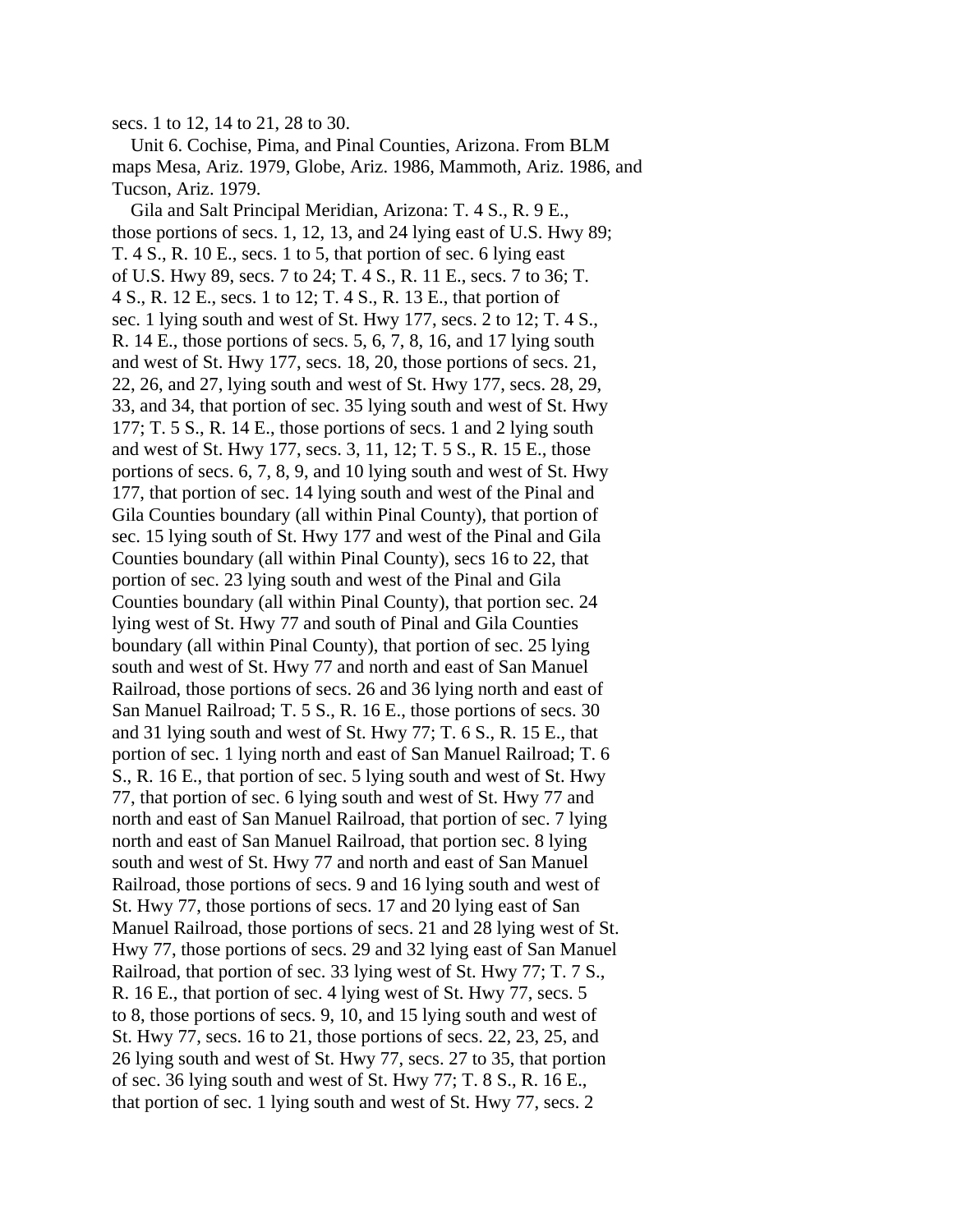secs. 1 to 12, 14 to 21, 28 to 30.

Unit 6. Cochise, Pima, and Pinal Counties, Arizona. From BLM maps Mesa, Ariz. 1979, Globe, Ariz. 1986, Mammoth, Ariz. 1986, and Tucson, Ariz. 1979.

Gila and Salt Principal Meridian, Arizona: T. 4 S., R. 9 E., those portions of secs. 1, 12, 13, and 24 lying east of U.S. Hwy 89; T. 4 S., R. 10 E., secs. 1 to 5, that portion of sec. 6 lying east of U.S. Hwy 89, secs. 7 to 24; T. 4 S., R. 11 E., secs. 7 to 36; T. 4 S., R. 12 E., secs. 1 to 12; T. 4 S., R. 13 E., that portion of sec. 1 lying south and west of St. Hwy 177, secs. 2 to 12; T. 4 S., R. 14 E., those portions of secs. 5, 6, 7, 8, 16, and 17 lying south and west of St. Hwy 177, secs. 18, 20, those portions of secs. 21, 22, 26, and 27, lying south and west of St. Hwy 177, secs. 28, 29, 33, and 34, that portion of sec. 35 lying south and west of St. Hwy 177; T. 5 S., R. 14 E., those portions of secs. 1 and 2 lying south and west of St. Hwy 177, secs. 3, 11, 12; T. 5 S., R. 15 E., those portions of secs. 6, 7, 8, 9, and 10 lying south and west of St. Hwy 177, that portion of sec. 14 lying south and west of the Pinal and Gila Counties boundary (all within Pinal County), that portion of sec. 15 lying south of St. Hwy 177 and west of the Pinal and Gila Counties boundary (all within Pinal County), secs 16 to 22, that portion of sec. 23 lying south and west of the Pinal and Gila Counties boundary (all within Pinal County), that portion sec. 24 lying west of St. Hwy 77 and south of Pinal and Gila Counties boundary (all within Pinal County), that portion of sec. 25 lying south and west of St. Hwy 77 and north and east of San Manuel Railroad, those portions of secs. 26 and 36 lying north and east of San Manuel Railroad; T. 5 S., R. 16 E., those portions of secs. 30 and 31 lying south and west of St. Hwy 77; T. 6 S., R. 15 E., that portion of sec. 1 lying north and east of San Manuel Railroad; T. 6 S., R. 16 E., that portion of sec. 5 lying south and west of St. Hwy 77, that portion of sec. 6 lying south and west of St. Hwy 77 and north and east of San Manuel Railroad, that portion of sec. 7 lying north and east of San Manuel Railroad, that portion sec. 8 lying south and west of St. Hwy 77 and north and east of San Manuel Railroad, those portions of secs. 9 and 16 lying south and west of St. Hwy 77, those portions of secs. 17 and 20 lying east of San Manuel Railroad, those portions of secs. 21 and 28 lying west of St. Hwy 77, those portions of secs. 29 and 32 lying east of San Manuel Railroad, that portion of sec. 33 lying west of St. Hwy 77; T. 7 S., R. 16 E., that portion of sec. 4 lying west of St. Hwy 77, secs. 5 to 8, those portions of secs. 9, 10, and 15 lying south and west of St. Hwy 77, secs. 16 to 21, those portions of secs. 22, 23, 25, and 26 lying south and west of St. Hwy 77, secs. 27 to 35, that portion of sec. 36 lying south and west of St. Hwy 77; T. 8 S., R. 16 E., that portion of sec. 1 lying south and west of St. Hwy 77, secs. 2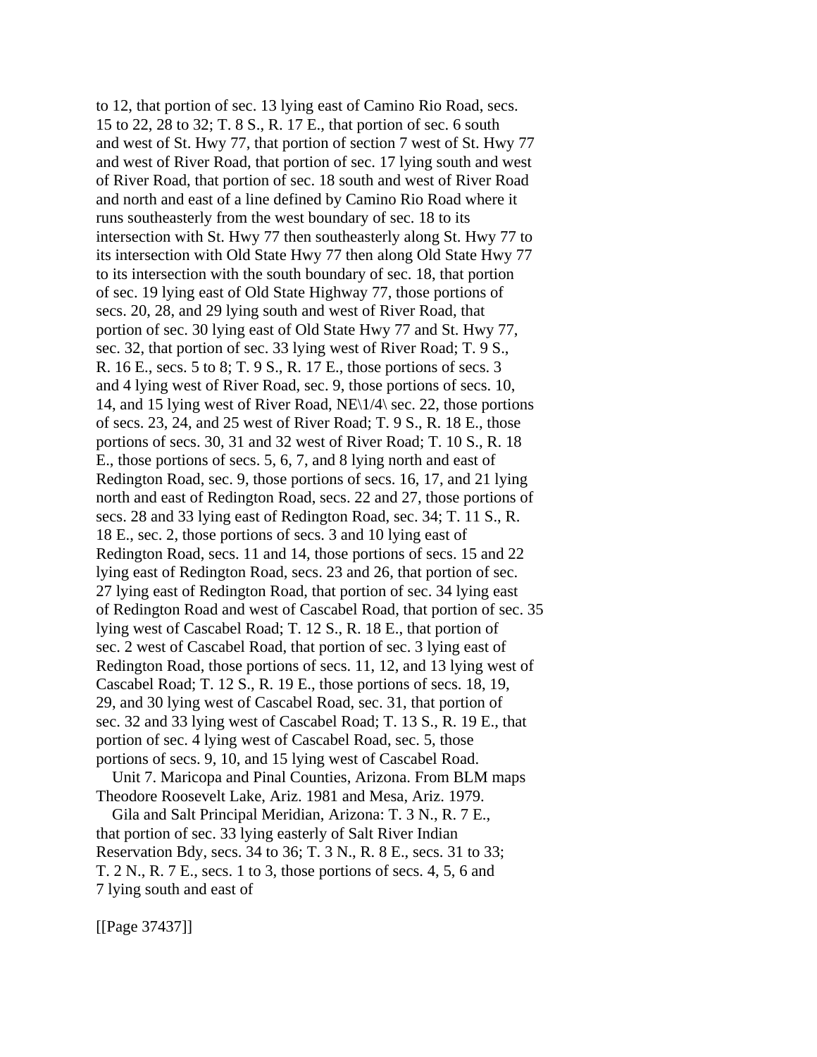to 12, that portion of sec. 13 lying east of Camino Rio Road, secs. 15 to 22, 28 to 32; T. 8 S., R. 17 E., that portion of sec. 6 south and west of St. Hwy 77, that portion of section 7 west of St. Hwy 77 and west of River Road, that portion of sec. 17 lying south and west of River Road, that portion of sec. 18 south and west of River Road and north and east of a line defined by Camino Rio Road where it runs southeasterly from the west boundary of sec. 18 to its intersection with St. Hwy 77 then southeasterly along St. Hwy 77 to its intersection with Old State Hwy 77 then along Old State Hwy 77 to its intersection with the south boundary of sec. 18, that portion of sec. 19 lying east of Old State Highway 77, those portions of secs. 20, 28, and 29 lying south and west of River Road, that portion of sec. 30 lying east of Old State Hwy 77 and St. Hwy 77, sec. 32, that portion of sec. 33 lying west of River Road; T. 9 S., R. 16 E., secs. 5 to 8; T. 9 S., R. 17 E., those portions of secs. 3 and 4 lying west of River Road, sec. 9, those portions of secs. 10, 14, and 15 lying west of River Road, NE\1/4\ sec. 22, those portions of secs. 23, 24, and 25 west of River Road; T. 9 S., R. 18 E., those portions of secs. 30, 31 and 32 west of River Road; T. 10 S., R. 18 E., those portions of secs. 5, 6, 7, and 8 lying north and east of Redington Road, sec. 9, those portions of secs. 16, 17, and 21 lying north and east of Redington Road, secs. 22 and 27, those portions of secs. 28 and 33 lying east of Redington Road, sec. 34; T. 11 S., R. 18 E., sec. 2, those portions of secs. 3 and 10 lying east of Redington Road, secs. 11 and 14, those portions of secs. 15 and 22 lying east of Redington Road, secs. 23 and 26, that portion of sec. 27 lying east of Redington Road, that portion of sec. 34 lying east of Redington Road and west of Cascabel Road, that portion of sec. 35 lying west of Cascabel Road; T. 12 S., R. 18 E., that portion of sec. 2 west of Cascabel Road, that portion of sec. 3 lying east of Redington Road, those portions of secs. 11, 12, and 13 lying west of Cascabel Road; T. 12 S., R. 19 E., those portions of secs. 18, 19, 29, and 30 lying west of Cascabel Road, sec. 31, that portion of sec. 32 and 33 lying west of Cascabel Road; T. 13 S., R. 19 E., that portion of sec. 4 lying west of Cascabel Road, sec. 5, those portions of secs. 9, 10, and 15 lying west of Cascabel Road.

Unit 7. Maricopa and Pinal Counties, Arizona. From BLM maps Theodore Roosevelt Lake, Ariz. 1981 and Mesa, Ariz. 1979.

Gila and Salt Principal Meridian, Arizona: T. 3 N., R. 7 E., that portion of sec. 33 lying easterly of Salt River Indian Reservation Bdy, secs. 34 to 36; T. 3 N., R. 8 E., secs. 31 to 33; T. 2 N., R. 7 E., secs. 1 to 3, those portions of secs. 4, 5, 6 and 7 lying south and east of

[[Page 37437]]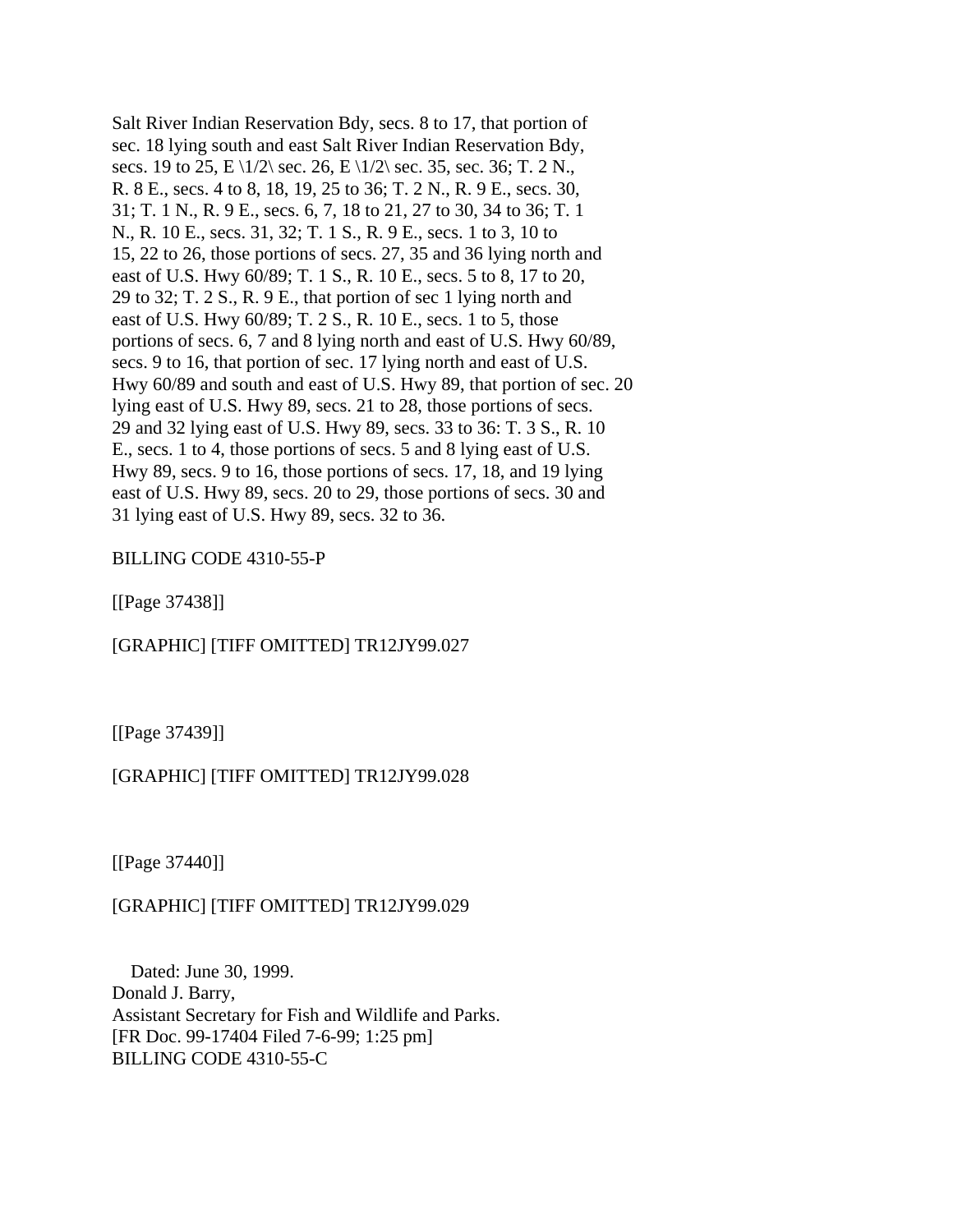Salt River Indian Reservation Bdy, secs. 8 to 17, that portion of sec. 18 lying south and east Salt River Indian Reservation Bdy, secs. 19 to 25, E \1/2\ sec. 26, E \1/2\ sec. 35, sec. 36; T. 2 N., R. 8 E., secs. 4 to 8, 18, 19, 25 to 36; T. 2 N., R. 9 E., secs. 30, 31; T. 1 N., R. 9 E., secs. 6, 7, 18 to 21, 27 to 30, 34 to 36; T. 1 N., R. 10 E., secs. 31, 32; T. 1 S., R. 9 E., secs. 1 to 3, 10 to 15, 22 to 26, those portions of secs. 27, 35 and 36 lying north and east of U.S. Hwy 60/89; T. 1 S., R. 10 E., secs. 5 to 8, 17 to 20, 29 to 32; T. 2 S., R. 9 E., that portion of sec 1 lying north and east of U.S. Hwy 60/89; T. 2 S., R. 10 E., secs. 1 to 5, those portions of secs. 6, 7 and 8 lying north and east of U.S. Hwy 60/89, secs. 9 to 16, that portion of sec. 17 lying north and east of U.S. Hwy 60/89 and south and east of U.S. Hwy 89, that portion of sec. 20 lying east of U.S. Hwy 89, secs. 21 to 28, those portions of secs. 29 and 32 lying east of U.S. Hwy 89, secs. 33 to 36: T. 3 S., R. 10 E., secs. 1 to 4, those portions of secs. 5 and 8 lying east of U.S. Hwy 89, secs. 9 to 16, those portions of secs. 17, 18, and 19 lying east of U.S. Hwy 89, secs. 20 to 29, those portions of secs. 30 and 31 lying east of U.S. Hwy 89, secs. 32 to 36.

BILLING CODE 4310-55-P

[[Page 37438]]

[GRAPHIC] [TIFF OMITTED] TR12JY99.027

[[Page 37439]]

[GRAPHIC] [TIFF OMITTED] TR12JY99.028

[[Page 37440]]

[GRAPHIC] [TIFF OMITTED] TR12JY99.029

Dated: June 30, 1999.  
Donald J. Barry,  
Assistant Secretary for Fish and Wildlife and Parks.  
[FR Doc. 99-17404 Filed 7-6-99; 1:25 pm]  
BILLING CODE 4310-55-C